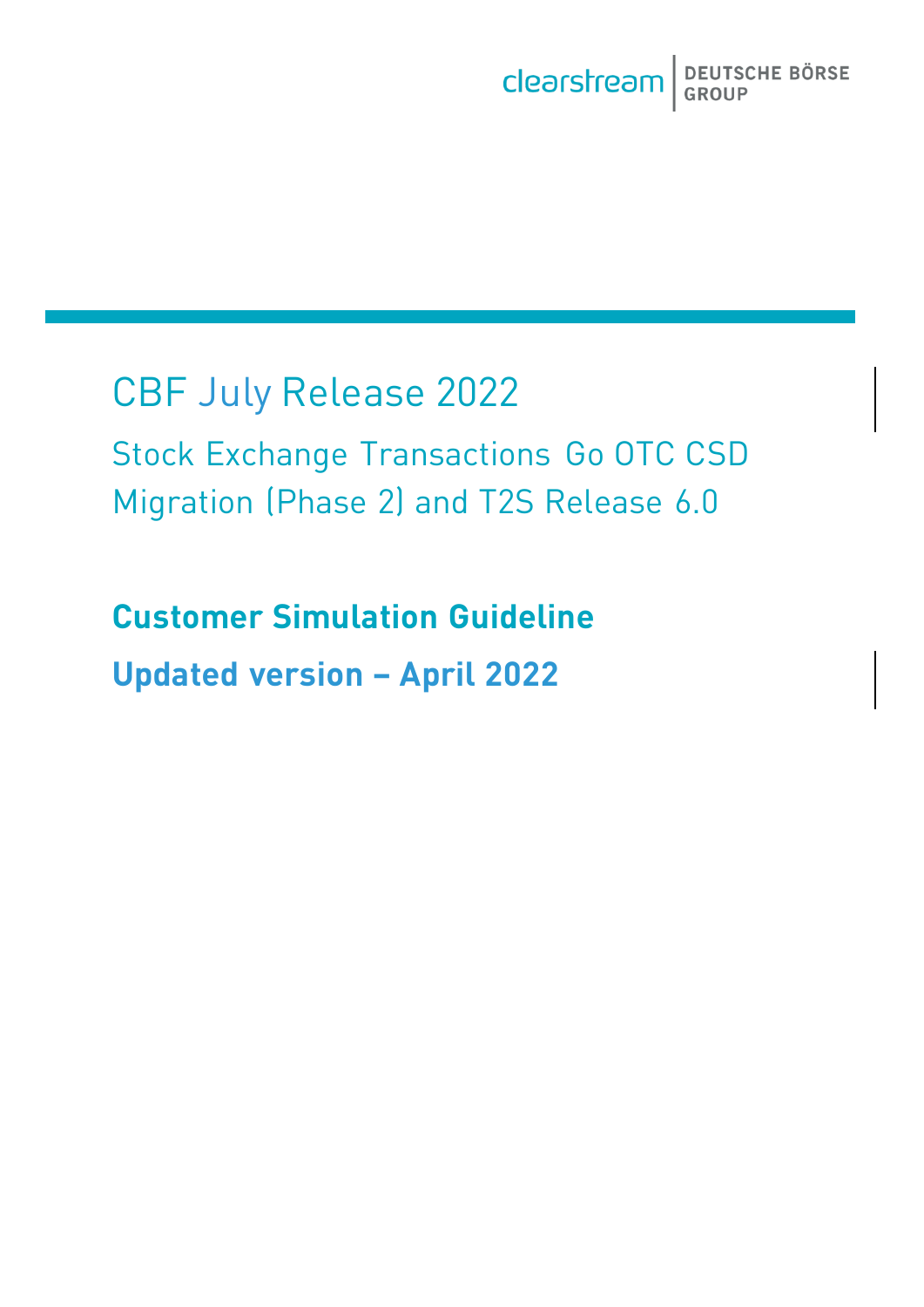# CBF July Release 2022

## Stock Exchange Transactions Go OTC CSD Migration (Phase 2) and T2S Release 6.0

**Customer Simulation Guideline**

**Updated version – April 2022**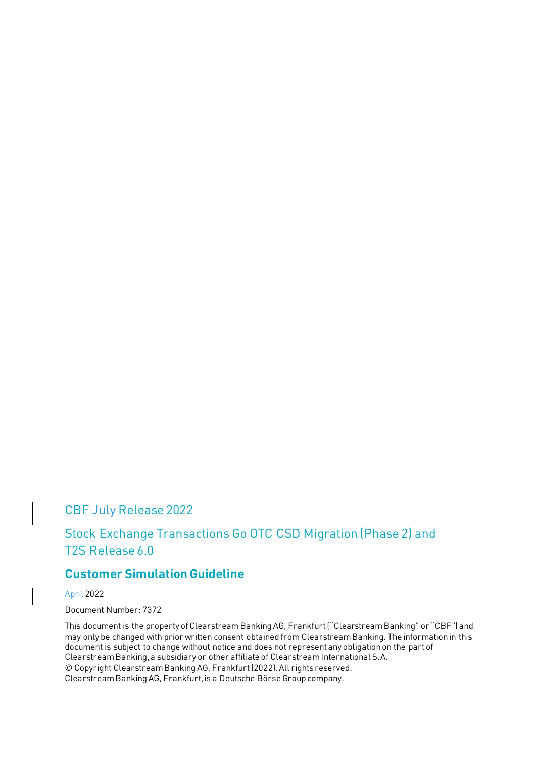CBF July Release 2022

Stock Exchange Transactions Go OTC CSD Migration (Phase 2) and T2S Release 6.0

## Customer Simulation Guideline

April 2022

Document Number: 7372

This document is the property of Clearstream Banking AG, Frankfurt ("Clearstream Banking" or "CBF") and may only be changed with prior written consent obtained from Clearstream Banking. The information in this document is subject to change without notice and does not represent any obligation on the part of Clearstream Banking, a subsidiary or other affiliate of Clearstream International S.A.
© Copyright Clearstream Banking AG, Frankfurt (2022). All rights reserved.
Clearstream Banking AG, Frankfurt, is a Deutsche Börse Group company.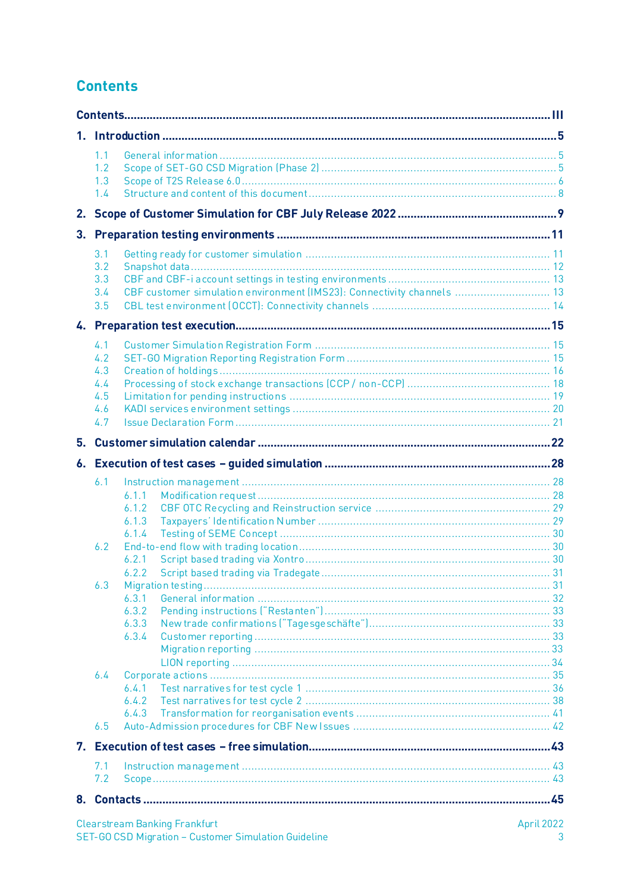## Contents

| | | |
|---|---|---|
| **Contents** | | **III** |
| **1.** | **Introduction** | **5** |
| 1.1 | General information | 5 |
| 1.2 | Scope of SET-GO CSD Migration (Phase 2) | 5 |
| 1.3 | Scope of T2S Release 6.0 | 6 |
| 1.4 | Structure and content of this document | 8 |
| **2.** | **Scope of Customer Simulation for CBF July Release 2022** | **9** |
| **3.** | **Preparation testing environments** | **11** |
| 3.1 | Getting ready for customer simulation | 11 |
| 3.2 | Snapshot data | 12 |
| 3.3 | CBF and CBF-i account settings in testing environments | 13 |
| 3.4 | CBF customer simulation environment (IMS23): Connectivity channels | 13 |
| 3.5 | CBL test environment (OCCT): Connectivity channels | 14 |
| **4.** | **Preparation test execution** | **15** |
| 4.1 | Customer Simulation Registration Form | 15 |
| 4.2 | SET-GO Migration Reporting Registration Form | 15 |
| 4.3 | Creation of holdings | 16 |
| 4.4 | Processing of stock exchange transactions (CCP / non-CCP) | 18 |
| 4.5 | Limitation for pending instructions | 19 |
| 4.6 | KADI services environment settings | 20 |
| 4.7 | Issue Declaration Form | 21 |
| **5.** | **Customer simulation calendar** | **22** |
| **6.** | **Execution of test cases – guided simulation** | **28** |
| 6.1 | Instruction management | 28 |
| 6.1.1 | Modification request | 28 |
| 6.1.2 | CBF OTC Recycling and Reinstruction service | 29 |
| 6.1.3 | Taxpayers' Identification Number | 29 |
| 6.1.4 | Testing of SEME Concept | 30 |
| 6.2 | End-to-end flow with trading location | 30 |
| 6.2.1 | Script based trading via Xontro | 30 |
| 6.2.2 | Script based trading via Tradegate | 31 |
| 6.3 | Migration testing | 31 |
| 6.3.1 | General information | 32 |
| 6.3.2 | Pending instructions ("Restanten") | 33 |
| 6.3.3 | New trade confirmations ("Tagesgeschäfte") | 33 |
| 6.3.4 | Customer reporting | 33 |
| | Migration reporting | 33 |
| | LION reporting | 34 |
| 6.4 | Corporate actions | 35 |
| 6.4.1 | Test narratives for test cycle 1 | 36 |
| 6.4.2 | Test narratives for test cycle 2 | 38 |
| 6.4.3 | Transformation for reorganisation events | 41 |
| 6.5 | Auto-Admission procedures for CBF New Issues | 42 |
| **7.** | **Execution of test cases – free simulation** | **43** |
| 7.1 | Instruction management | 43 |
| 7.2 | Scope | 43 |
| **8.** | **Contacts** | **45** |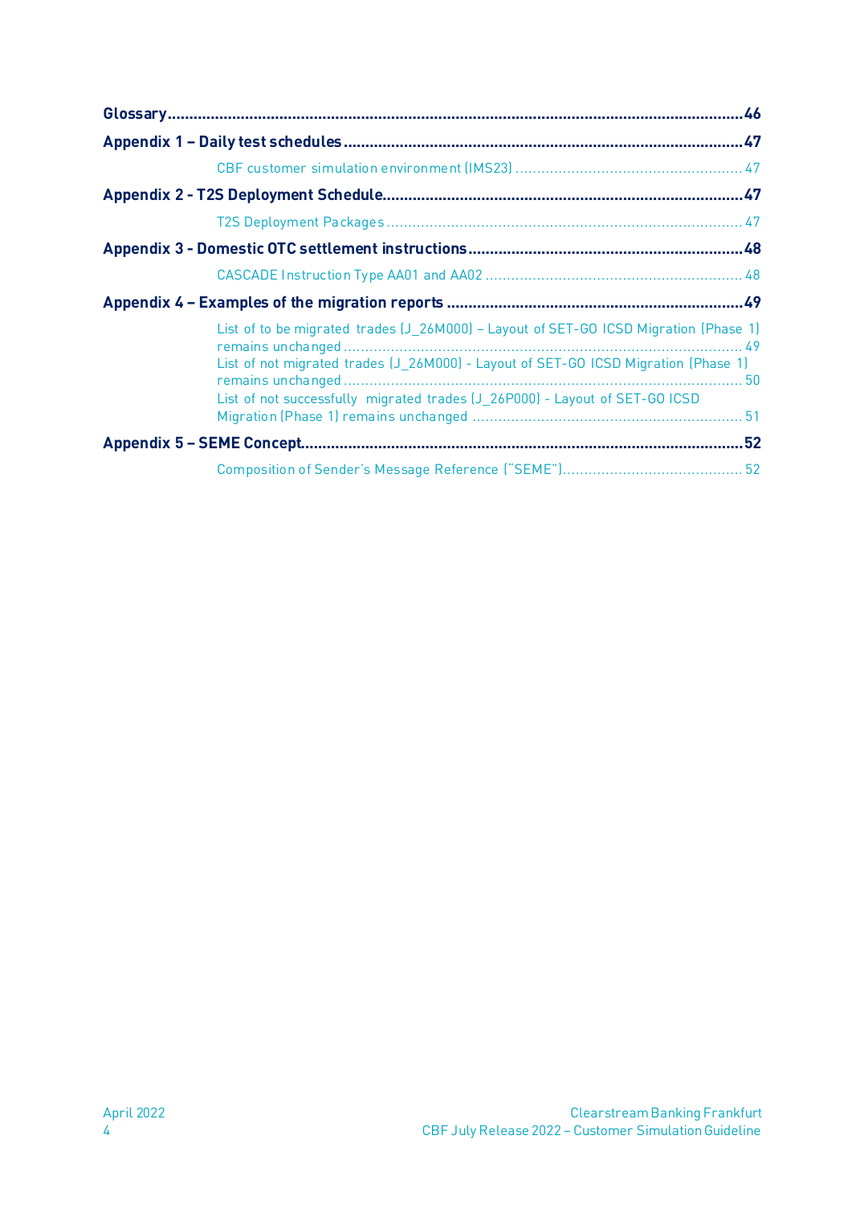**Glossary** ....................................................................................................................................... 46

**Appendix 1 – Daily test schedules** ............................................................................................. 47

CBF customer simulation environment (IMS23) ..................................................... 47

**Appendix 2 - T2S Deployment Schedule** ................................................................................... 47

T2S Deployment Packages ..................................................................................... 47

**Appendix 3 - Domestic OTC settlement instructions** ................................................................ 48

CASCADE Instruction Type AA01 and AA02 ............................................................ 48

**Appendix 4 – Examples of the migration reports** ..................................................................... 49

List of to be migrated trades (J_26M000) – Layout of SET-GO ICSD Migration (Phase 1) remains unchanged ............................................................................................ 49

List of not migrated trades (J_26M000) - Layout of SET-GO ICSD Migration (Phase 1) remains unchanged ............................................................................................ 50

List of not successfully migrated trades (J_26P000) - Layout of SET-GO ICSD Migration (Phase 1) remains unchanged ............................................................... 51

**Appendix 5 – SEME Concept** ..................................................................................................... 52

Composition of Sender's Message Reference ("SEME") .......................................... 52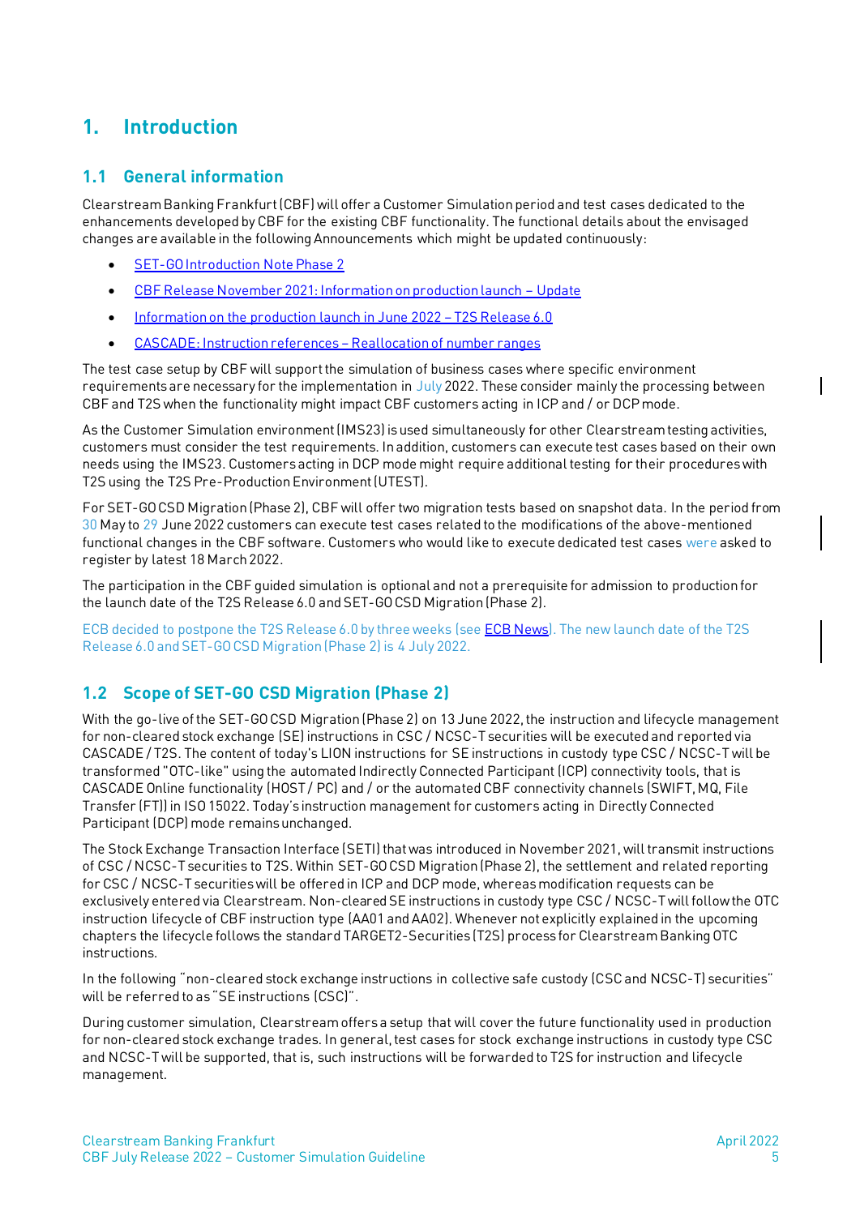# 1. Introduction

## 1.1 General information

Clearstream Banking Frankfurt (CBF) will offer a Customer Simulation period and test cases dedicated to the enhancements developed by CBF for the existing CBF functionality. The functional details about the envisaged changes are available in the following Announcements which might be updated continuously:

- SET-GO Introduction Note Phase 2
- CBF Release November 2021: Information on production launch – Update
- Information on the production launch in June 2022 – T2S Release 6.0
- CASCADE: Instruction references – Reallocation of number ranges

The test case setup by CBF will support the simulation of business cases where specific environment requirements are necessary for the implementation in July 2022. These consider mainly the processing between CBF and T2S when the functionality might impact CBF customers acting in ICP and / or DCP mode.

As the Customer Simulation environment (IMS23) is used simultaneously for other Clearstream testing activities, customers must consider the test requirements. In addition, customers can execute test cases based on their own needs using the IMS23. Customers acting in DCP mode might require additional testing for their procedures with T2S using the T2S Pre-Production Environment (UTEST).

For SET-GO CSD Migration (Phase 2), CBF will offer two migration tests based on snapshot data. In the period from 30 May to 29 June 2022 customers can execute test cases related to the modifications of the above-mentioned functional changes in the CBF software. Customers who would like to execute dedicated test cases were asked to register by latest 18 March 2022.

The participation in the CBF guided simulation is optional and not a prerequisite for admission to production for the launch date of the T2S Release 6.0 and SET-GO CSD Migration (Phase 2).

ECB decided to postpone the T2S Release 6.0 by three weeks (see ECB News). The new launch date of the T2S Release 6.0 and SET-GO CSD Migration (Phase 2) is 4 July 2022.

## 1.2 Scope of SET-GO CSD Migration (Phase 2)

With the go-live of the SET-GO CSD Migration (Phase 2) on 13 June 2022, the instruction and lifecycle management for non-cleared stock exchange (SE) instructions in CSC / NCSC-T securities will be executed and reported via CASCADE / T2S. The content of today's LION instructions for SE instructions in custody type CSC / NCSC-T will be transformed "OTC-like" using the automated Indirectly Connected Participant (ICP) connectivity tools, that is CASCADE Online functionality (HOST / PC) and / or the automated CBF connectivity channels (SWIFT, MQ, File Transfer (FT)) in ISO 15022. Today's instruction management for customers acting in Directly Connected Participant (DCP) mode remains unchanged.

The Stock Exchange Transaction Interface (SETI) that was introduced in November 2021, will transmit instructions of CSC / NCSC-T securities to T2S. Within SET-GO CSD Migration (Phase 2), the settlement and related reporting for CSC / NCSC-T securities will be offered in ICP and DCP mode, whereas modification requests can be exclusively entered via Clearstream. Non-cleared SE instructions in custody type CSC / NCSC-T will follow the OTC instruction lifecycle of CBF instruction type (AA01 and AA02). Whenever not explicitly explained in the upcoming chapters the lifecycle follows the standard TARGET2-Securities (T2S) process for Clearstream Banking OTC instructions.

In the following "non-cleared stock exchange instructions in collective safe custody (CSC and NCSC-T) securities" will be referred to as "SE instructions (CSC)".

During customer simulation, Clearstream offers a setup that will cover the future functionality used in production for non-cleared stock exchange trades. In general, test cases for stock exchange instructions in custody type CSC and NCSC-T will be supported, that is, such instructions will be forwarded to T2S for instruction and lifecycle management.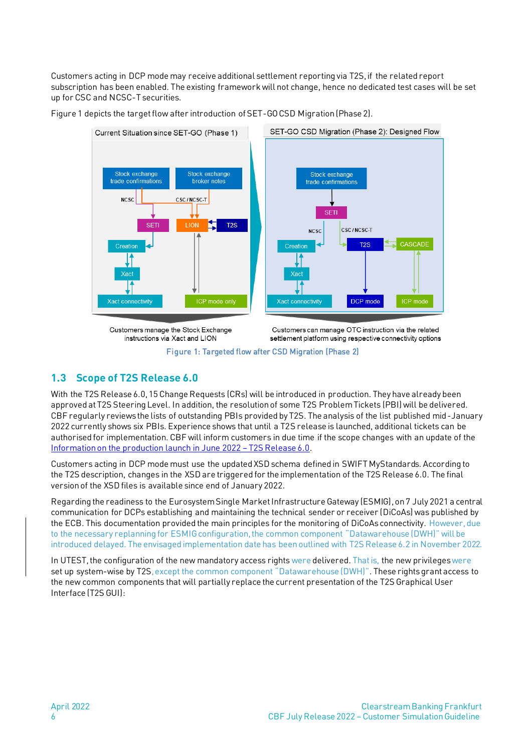Customers acting in DCP mode may receive additional settlement reporting via T2S, if the related report subscription has been enabled. The existing framework will not change, hence no dedicated test cases will be set up for CSC and NCSC-T securities.

Figure 1 depicts the target flow after introduction of SET-GO CSD Migration (Phase 2).

Current Situation since SET-GO (Phase 1)

Stock exchange trade confirmations | Stock exchange broker notes | NCSC | CSC / NCSC-T | SETI | LION | T2S | Creation | Xact | Xact connectivity | ICP mode only

Customers manage the Stock Exchange instructions via Xact and LION

SET-GO CSD Migration (Phase 2): Designed Flow

Stock exchange trade confirmations | SETI | NCSC | CSC / NCSC-T | Creation | T2S | CASCADE | Xact | Xact connectivity | DCP mode | ICP mode

Customers can manage OTC instruction via the related settlement platform using respective connectivity options

Figure 1: Targeted flow after CSD Migration (Phase 2)

## 1.3 Scope of T2S Release 6.0

With the T2S Release 6.0, 15 Change Requests (CRs) will be introduced in production. They have already been approved at T2S Steering Level. In addition, the resolution of some T2S Problem Tickets (PBI) will be delivered. CBF regularly reviews the lists of outstanding PBIs provided by T2S. The analysis of the list published mid-January 2022 currently shows six PBIs. Experience shows that until a T2S release is launched, additional tickets can be authorised for implementation. CBF will inform customers in due time if the scope changes with an update of the Information on the production launch in June 2022 – T2S Release 6.0.

Customers acting in DCP mode must use the updated XSD schema defined in SWIFT MyStandards. According to the T2S description, changes in the XSD are triggered for the implementation of the T2S Release 6.0. The final version of the XSD files is available since end of January 2022.

Regarding the readiness to the Eurosystem Single Market Infrastructure Gateway (ESMIG), on 7 July 2021 a central communication for DCPs establishing and maintaining the technical sender or receiver (DiCoAs) was published by the ECB. This documentation provided the main principles for the monitoring of DiCoAs connectivity. However, due to the necessary replanning for ESMIG configuration, the common component "Datawarehouse (DWH)" will be introduced delayed. The envisaged implementation date has been outlined with T2S Release 6.2 in November 2022.

In UTEST, the configuration of the new mandatory access rights were delivered. That is, the new privileges were set up system-wise by T2S, except the common component "Datawarehouse (DWH)". These rights grant access to the new common components that will partially replace the current presentation of the T2S Graphical User Interface (T2S GUI):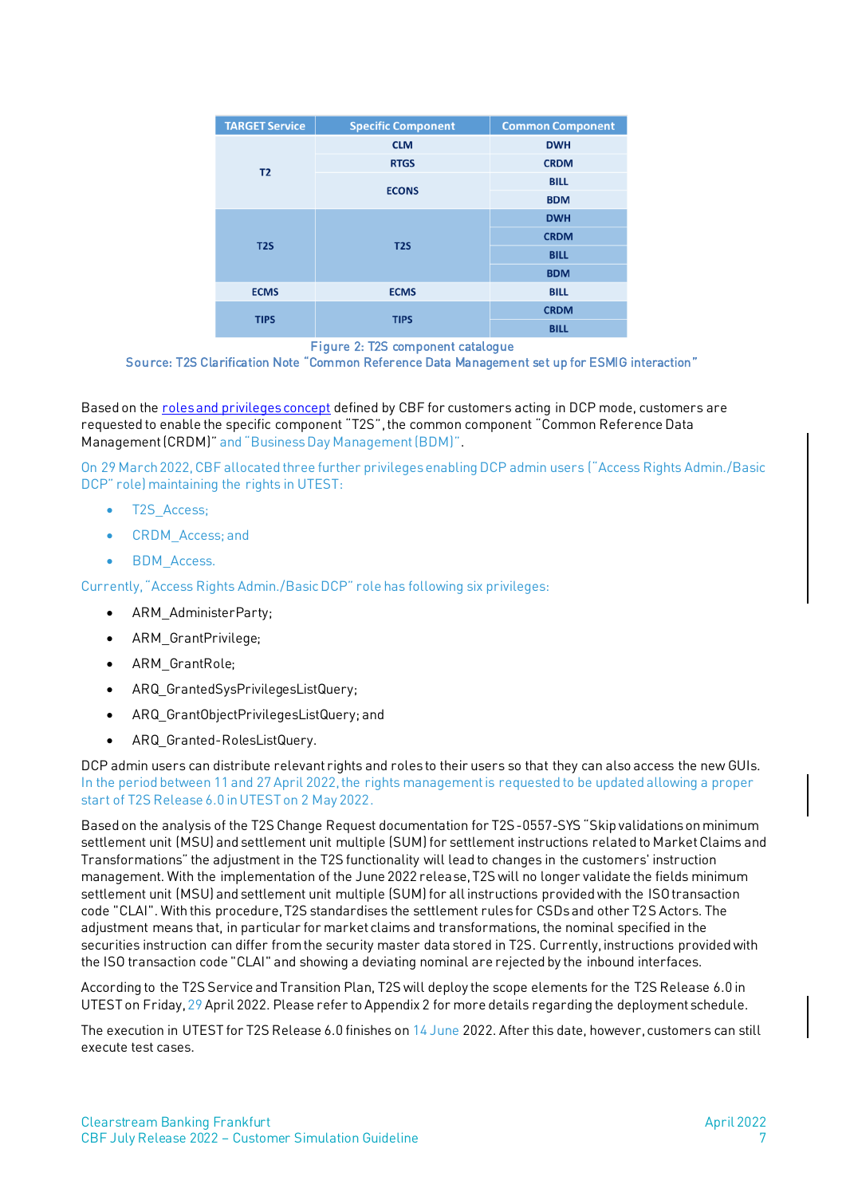| TARGET Service | Specific Component | Common Component |
|---|---|---|
| T2 | CLM | DWH |
| | RTGS | CRDM |
| | ECONS | BILL |
| | | BDM |
| T2S | T2S | DWH |
| | | CRDM |
| | | BILL |
| | | BDM |
| ECMS | ECMS | BILL |
| TIPS | TIPS | CRDM |
| | | BILL |

Figure 2: T2S component catalogue
Source: T2S Clarification Note "Common Reference Data Management set up for ESMIG interaction"

Based on the roles and privileges concept defined by CBF for customers acting in DCP mode, customers are requested to enable the specific component "T2S", the common component "Common Reference Data Management (CRDM)" and "Business Day Management (BDM)".

On 29 March 2022, CBF allocated three further privileges enabling DCP admin users ("Access Rights Admin./Basic DCP" role) maintaining the rights in UTEST:

- T2S_Access;
- CRDM_Access; and
- BDM_Access.

Currently, "Access Rights Admin./Basic DCP" role has following six privileges:

- ARM_AdministerParty;
- ARM_GrantPrivilege;
- ARM_GrantRole;
- ARQ_GrantedSysPrivilegesListQuery;
- ARQ_GrantObjectPrivilegesListQuery; and
- ARQ_Granted-RolesListQuery.

DCP admin users can distribute relevant rights and roles to their users so that they can also access the new GUIs. In the period between 11 and 27 April 2022, the rights management is requested to be updated allowing a proper start of T2S Release 6.0 in UTEST on 2 May 2022.

Based on the analysis of the T2S Change Request documentation for T2S-0557-SYS "Skip validations on minimum settlement unit (MSU) and settlement unit multiple (SUM) for settlement instructions related to Market Claims and Transformations" the adjustment in the T2S functionality will lead to changes in the customers' instruction management. With the implementation of the June 2022 release, T2S will no longer validate the fields minimum settlement unit (MSU) and settlement unit multiple (SUM) for all instructions provided with the ISO transaction code "CLAI". With this procedure, T2S standardises the settlement rules for CSDs and other T2S Actors. The adjustment means that, in particular for market claims and transformations, the nominal specified in the securities instruction can differ from the security master data stored in T2S. Currently, instructions provided with the ISO transaction code "CLAI" and showing a deviating nominal are rejected by the inbound interfaces.

According to the T2S Service and Transition Plan, T2S will deploy the scope elements for the T2S Release 6.0 in UTEST on Friday, 29 April 2022. Please refer to Appendix 2 for more details regarding the deployment schedule.

The execution in UTEST for T2S Release 6.0 finishes on 14 June 2022. After this date, however, customers can still execute test cases.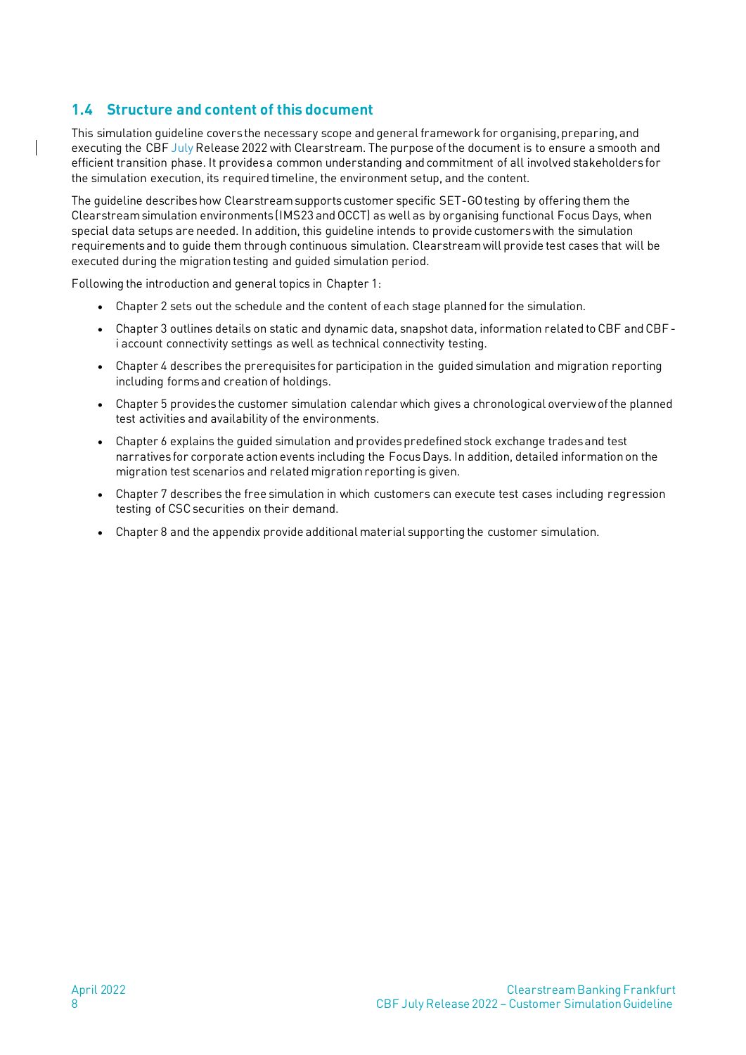## 1.4 Structure and content of this document

This simulation guideline covers the necessary scope and general framework for organising, preparing, and executing the CBF July Release 2022 with Clearstream. The purpose of the document is to ensure a smooth and efficient transition phase. It provides a common understanding and commitment of all involved stakeholders for the simulation execution, its required timeline, the environment setup, and the content.

The guideline describes how Clearstream supports customer specific SET-GO testing by offering them the Clearstream simulation environments (IMS23 and OCCT) as well as by organising functional Focus Days, when special data setups are needed. In addition, this guideline intends to provide customers with the simulation requirements and to guide them through continuous simulation. Clearstream will provide test cases that will be executed during the migration testing and guided simulation period.

Following the introduction and general topics in Chapter 1:

- Chapter 2 sets out the schedule and the content of each stage planned for the simulation.
- Chapter 3 outlines details on static and dynamic data, snapshot data, information related to CBF and CBF-i account connectivity settings as well as technical connectivity testing.
- Chapter 4 describes the prerequisites for participation in the guided simulation and migration reporting including forms and creation of holdings.
- Chapter 5 provides the customer simulation calendar which gives a chronological overview of the planned test activities and availability of the environments.
- Chapter 6 explains the guided simulation and provides predefined stock exchange trades and test narratives for corporate action events including the Focus Days. In addition, detailed information on the migration test scenarios and related migration reporting is given.
- Chapter 7 describes the free simulation in which customers can execute test cases including regression testing of CSC securities on their demand.
- Chapter 8 and the appendix provide additional material supporting the customer simulation.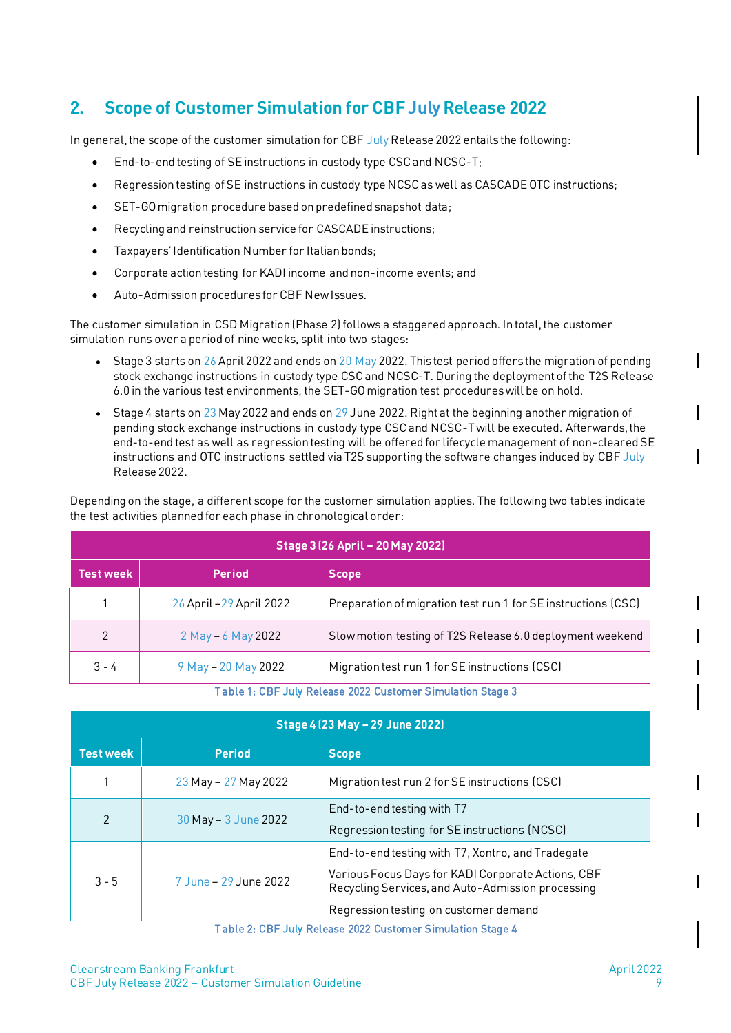## 2. Scope of Customer Simulation for CBF July Release 2022

In general, the scope of the customer simulation for CBF July Release 2022 entails the following:

- End-to-end testing of SE instructions in custody type CSC and NCSC-T;
- Regression testing of SE instructions in custody type NCSC as well as CASCADE OTC instructions;
- SET-GO migration procedure based on predefined snapshot data;
- Recycling and reinstruction service for CASCADE instructions;
- Taxpayers' Identification Number for Italian bonds;
- Corporate action testing for KADI income and non-income events; and
- Auto-Admission procedures for CBF New Issues.

The customer simulation in CSD Migration (Phase 2) follows a staggered approach. In total, the customer simulation runs over a period of nine weeks, split into two stages:

- Stage 3 starts on 26 April 2022 and ends on 20 May 2022. This test period offers the migration of pending stock exchange instructions in custody type CSC and NCSC-T. During the deployment of the T2S Release 6.0 in the various test environments, the SET-GO migration test procedures will be on hold.
- Stage 4 starts on 23 May 2022 and ends on 29 June 2022. Right at the beginning another migration of pending stock exchange instructions in custody type CSC and NCSC-T will be executed. Afterwards, the end-to-end test as well as regression testing will be offered for lifecycle management of non-cleared SE instructions and OTC instructions settled via T2S supporting the software changes induced by CBF July Release 2022.

Depending on the stage, a different scope for the customer simulation applies. The following two tables indicate the test activities planned for each phase in chronological order:

| Stage 3 (26 April – 20 May 2022) | | |
|---|---|---|
| **Test week** | **Period** | **Scope** |
| 1 | 26 April – 29 April 2022 | Preparation of migration test run 1 for SE instructions (CSC) |
| 2 | 2 May – 6 May 2022 | Slow motion testing of T2S Release 6.0 deployment weekend |
| 3 - 4 | 9 May – 20 May 2022 | Migration test run 1 for SE instructions (CSC) |

Table 1: CBF July Release 2022 Customer Simulation Stage 3

| Stage 4 (23 May – 29 June 2022) | | |
|---|---|---|
| **Test week** | **Period** | **Scope** |
| 1 | 23 May – 27 May 2022 | Migration test run 2 for SE instructions (CSC) |
| 2 | 30 May – 3 June 2022 | End-to-end testing with T7<br>Regression testing for SE instructions (NCSC) |
| 3 - 5 | 7 June – 29 June 2022 | End-to-end testing with T7, Xontro, and Tradegate<br>Various Focus Days for KADI Corporate Actions, CBF Recycling Services, and Auto-Admission processing<br>Regression testing on customer demand |

Table 2: CBF July Release 2022 Customer Simulation Stage 4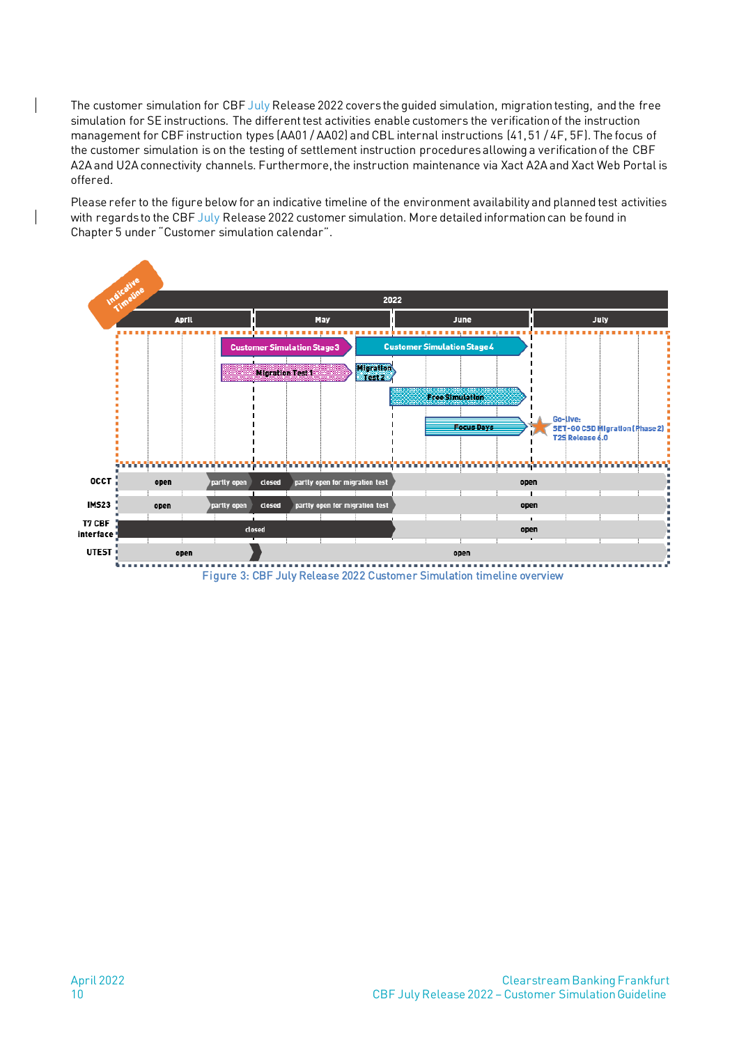The customer simulation for CBF July Release 2022 covers the guided simulation, migration testing, and the free simulation for SE instructions. The different test activities enable customers the verification of the instruction management for CBF instruction types (AA01 / AA02) and CBL internal instructions (41, 51 / 4F, 5F). The focus of the customer simulation is on the testing of settlement instruction procedures allowing a verification of the CBF A2A and U2A connectivity channels. Furthermore, the instruction maintenance via Xact A2A and Xact Web Portal is offered.

Please refer to the figure below for an indicative timeline of the environment availability and planned test activities with regards to the CBF July Release 2022 customer simulation. More detailed information can be found in Chapter 5 under "Customer simulation calendar".

Indicative Timeline

2022

April | May | June | July

- Customer Simulation Stage 3
- Customer Simulation Stage 4
- Migration Test 1
- Migration Test 2
- Free Simulation
- Focus Days
- Go-live: SET-GO CSD Migration (Phase 2) T2S Release 6.0

| Environment | | | | | |
|---|---|---|---|---|---|
| OCCT | open | partly open | closed | partly open for migration test | open |
| IMS23 | open | partly open | closed | partly open for migration test | open |
| T7 CBF interface | closed | | | | open |
| UTEST | open | | | | open |

Figure 3: CBF July Release 2022 Customer Simulation timeline overview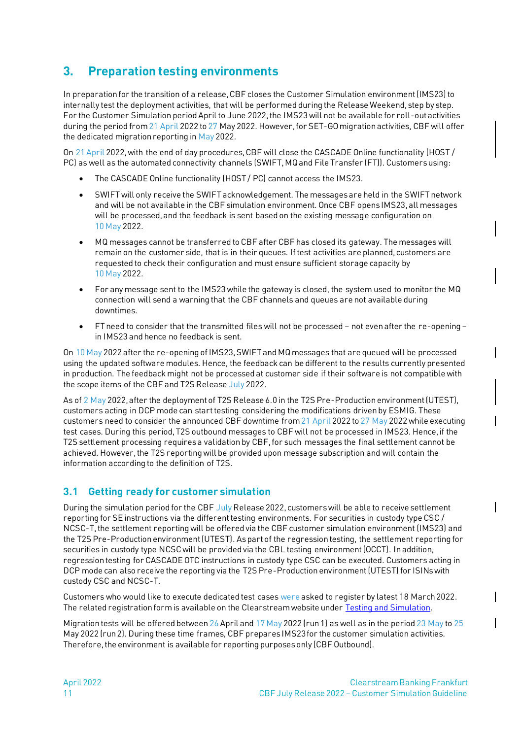# 3. Preparation testing environments

In preparation for the transition of a release, CBF closes the Customer Simulation environment (IMS23) to internally test the deployment activities, that will be performed during the Release Weekend, step by step. For the Customer Simulation period April to June 2022, the IMS23 will not be available for roll-out activities during the period from 21 April 2022 to 27 May 2022. However, for SET-GO migration activities, CBF will offer the dedicated migration reporting in May 2022.

On 21 April 2022, with the end of day procedures, CBF will close the CASCADE Online functionality (HOST / PC) as well as the automated connectivity channels (SWIFT, MQ and File Transfer (FT)). Customers using:

- The CASCADE Online functionality (HOST / PC) cannot access the IMS23.
- SWIFT will only receive the SWIFT acknowledgement. The messages are held in the SWIFT network and will be not available in the CBF simulation environment. Once CBF opens IMS23, all messages will be processed, and the feedback is sent based on the existing message configuration on 10 May 2022.
- MQ messages cannot be transferred to CBF after CBF has closed its gateway. The messages will remain on the customer side, that is in their queues. If test activities are planned, customers are requested to check their configuration and must ensure sufficient storage capacity by 10 May 2022.
- For any message sent to the IMS23 while the gateway is closed, the system used to monitor the MQ connection will send a warning that the CBF channels and queues are not available during downtimes.
- FT need to consider that the transmitted files will not be processed – not even after the re-opening – in IMS23 and hence no feedback is sent.

On 10 May 2022 after the re-opening of IMS23, SWIFT and MQ messages that are queued will be processed using the updated software modules. Hence, the feedback can be different to the results currently presented in production. The feedback might not be processed at customer side if their software is not compatible with the scope items of the CBF and T2S Release July 2022.

As of 2 May 2022, after the deployment of T2S Release 6.0 in the T2S Pre-Production environment (UTEST), customers acting in DCP mode can start testing considering the modifications driven by ESMIG. These customers need to consider the announced CBF downtime from 21 April 2022 to 27 May 2022 while executing test cases. During this period, T2S outbound messages to CBF will not be processed in IMS23. Hence, if the T2S settlement processing requires a validation by CBF, for such messages the final settlement cannot be achieved. However, the T2S reporting will be provided upon message subscription and will contain the information according to the definition of T2S.

## 3.1 Getting ready for customer simulation

During the simulation period for the CBF July Release 2022, customers will be able to receive settlement reporting for SE instructions via the different testing environments. For securities in custody type CSC / NCSC-T, the settlement reporting will be offered via the CBF customer simulation environment (IMS23) and the T2S Pre-Production environment (UTEST). As part of the regression testing, the settlement reporting for securities in custody type NCSC will be provided via the CBL testing environment (OCCT). In addition, regression testing for CASCADE OTC instructions in custody type CSC can be executed. Customers acting in DCP mode can also receive the reporting via the T2S Pre-Production environment (UTEST) for ISINs with custody CSC and NCSC-T.

Customers who would like to execute dedicated test cases were asked to register by latest 18 March 2022. The related registration form is available on the Clearstream website under [Testing and Simulation](Testing and Simulation).

Migration tests will be offered between 26 April and 17 May 2022 (run 1) as well as in the period 23 May to 25 May 2022 (run 2). During these time frames, CBF prepares IMS23 for the customer simulation activities. Therefore, the environment is available for reporting purposes only (CBF Outbound).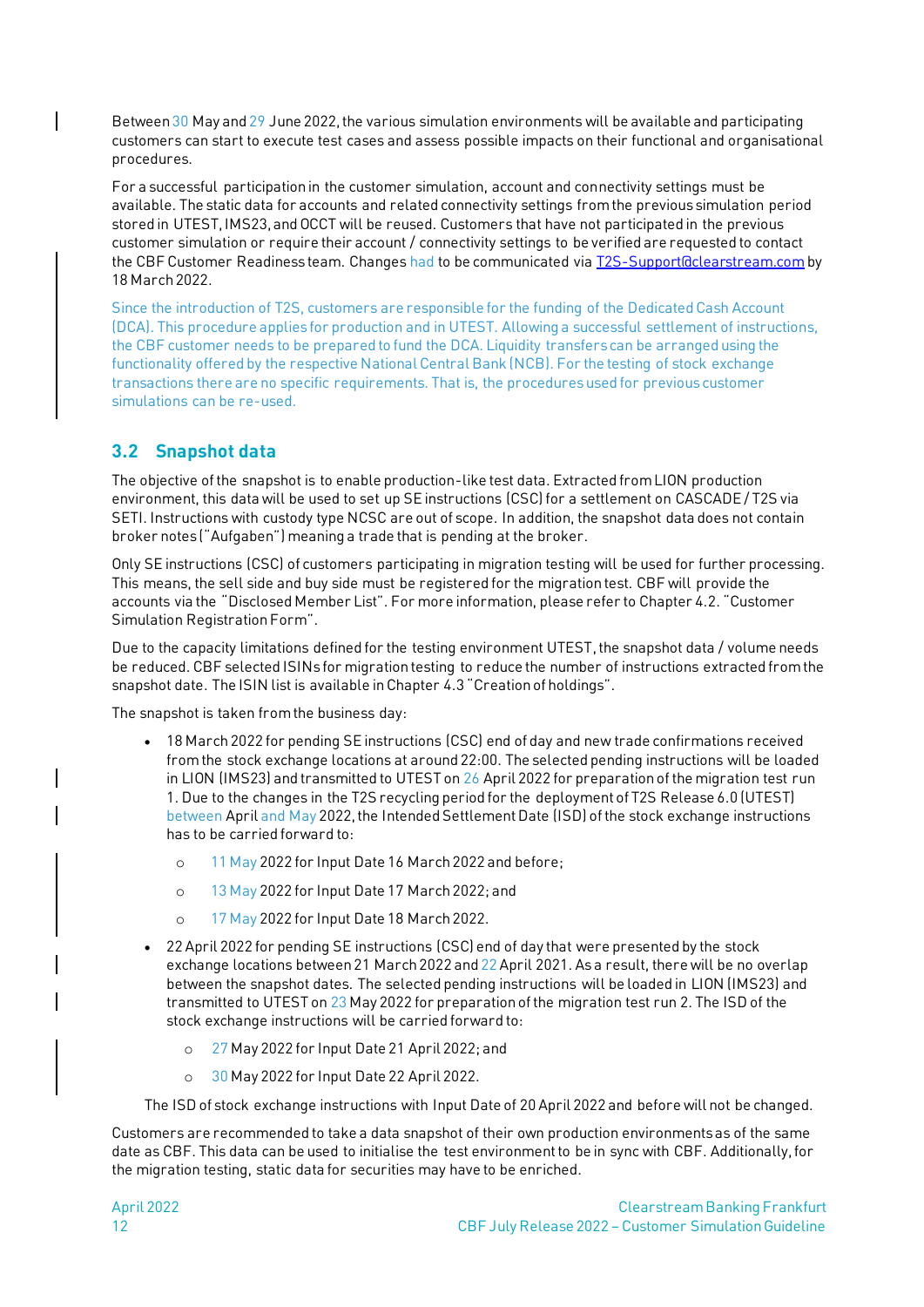Between 30 May and 29 June 2022, the various simulation environments will be available and participating customers can start to execute test cases and assess possible impacts on their functional and organisational procedures.

For a successful participation in the customer simulation, account and connectivity settings must be available. The static data for accounts and related connectivity settings from the previous simulation period stored in UTEST, IMS23, and OCCT will be reused. Customers that have not participated in the previous customer simulation or require their account / connectivity settings to be verified are requested to contact the CBF Customer Readiness team. Changes had to be communicated via T2S-Support@clearstream.com by 18 March 2022.

Since the introduction of T2S, customers are responsible for the funding of the Dedicated Cash Account (DCA). This procedure applies for production and in UTEST. Allowing a successful settlement of instructions, the CBF customer needs to be prepared to fund the DCA. Liquidity transfers can be arranged using the functionality offered by the respective National Central Bank (NCB). For the testing of stock exchange transactions there are no specific requirements. That is, the procedures used for previous customer simulations can be re-used.

## 3.2 Snapshot data

The objective of the snapshot is to enable production-like test data. Extracted from LION production environment, this data will be used to set up SE instructions (CSC) for a settlement on CASCADE / T2S via SETI. Instructions with custody type NCSC are out of scope. In addition, the snapshot data does not contain broker notes ("Aufgaben") meaning a trade that is pending at the broker.

Only SE instructions (CSC) of customers participating in migration testing will be used for further processing. This means, the sell side and buy side must be registered for the migration test. CBF will provide the accounts via the "Disclosed Member List". For more information, please refer to Chapter 4.2. "Customer Simulation Registration Form".

Due to the capacity limitations defined for the testing environment UTEST, the snapshot data / volume needs be reduced. CBF selected ISINs for migration testing to reduce the number of instructions extracted from the snapshot date. The ISIN list is available in Chapter 4.3 "Creation of holdings".

The snapshot is taken from the business day:

- 18 March 2022 for pending SE instructions (CSC) end of day and new trade confirmations received from the stock exchange locations at around 22:00. The selected pending instructions will be loaded in LION (IMS23) and transmitted to UTEST on 26 April 2022 for preparation of the migration test run 1. Due to the changes in the T2S recycling period for the deployment of T2S Release 6.0 (UTEST) between April and May 2022, the Intended Settlement Date (ISD) of the stock exchange instructions has to be carried forward to:
  - 11 May 2022 for Input Date 16 March 2022 and before;
  - 13 May 2022 for Input Date 17 March 2022; and
  - 17 May 2022 for Input Date 18 March 2022.
- 22 April 2022 for pending SE instructions (CSC) end of day that were presented by the stock exchange locations between 21 March 2022 and 22 April 2021. As a result, there will be no overlap between the snapshot dates. The selected pending instructions will be loaded in LION (IMS23) and transmitted to UTEST on 23 May 2022 for preparation of the migration test run 2. The ISD of the stock exchange instructions will be carried forward to:
  - 27 May 2022 for Input Date 21 April 2022; and
  - 30 May 2022 for Input Date 22 April 2022.

The ISD of stock exchange instructions with Input Date of 20 April 2022 and before will not be changed.

Customers are recommended to take a data snapshot of their own production environments as of the same date as CBF. This data can be used to initialise the test environment to be in sync with CBF. Additionally, for the migration testing, static data for securities may have to be enriched.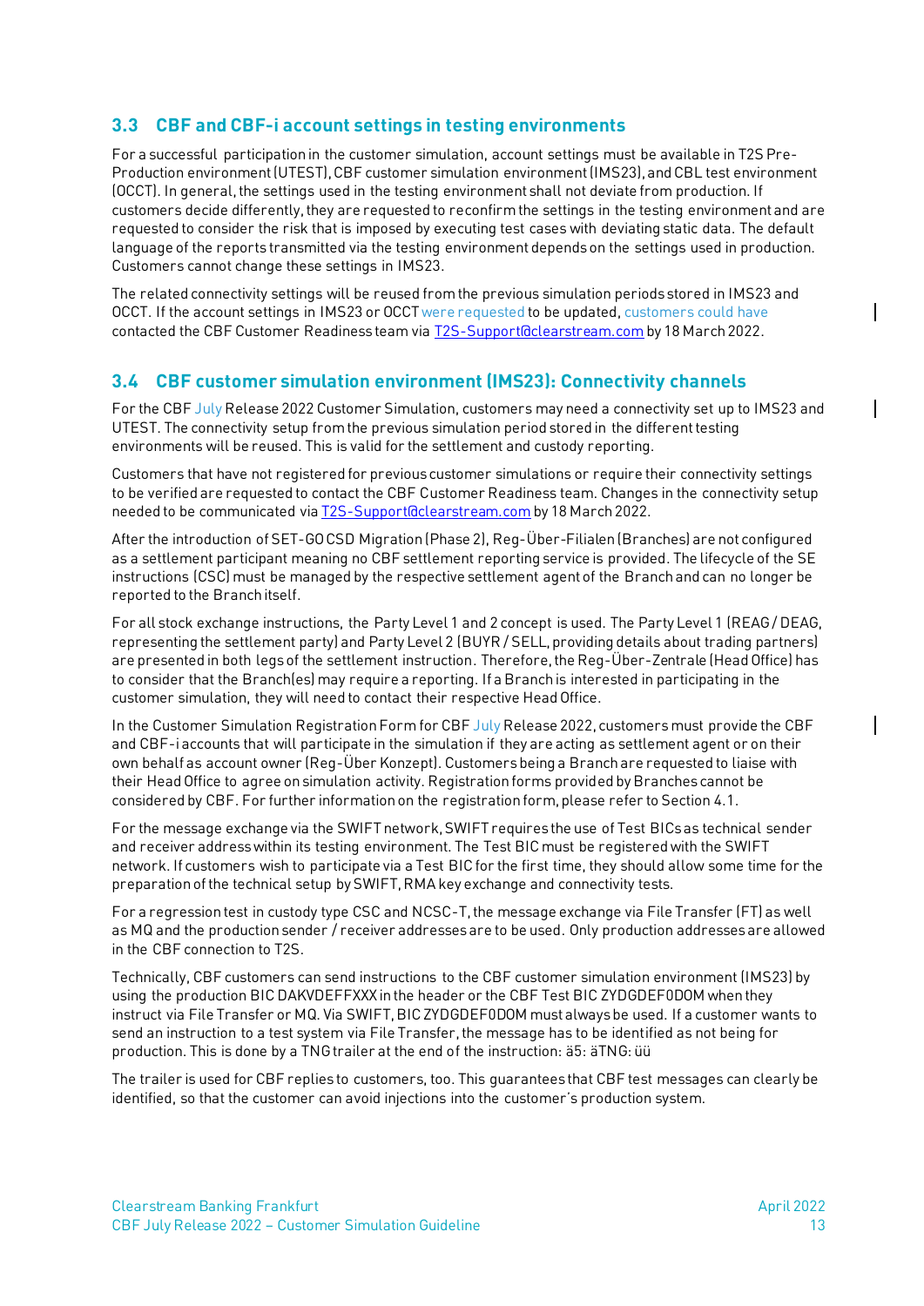## 3.3 CBF and CBF-i account settings in testing environments

For a successful participation in the customer simulation, account settings must be available in T2S Pre-Production environment (UTEST), CBF customer simulation environment (IMS23), and CBL test environment (OCCT). In general, the settings used in the testing environment shall not deviate from production. If customers decide differently, they are requested to reconfirm the settings in the testing environment and are requested to consider the risk that is imposed by executing test cases with deviating static data. The default language of the reports transmitted via the testing environment depends on the settings used in production. Customers cannot change these settings in IMS23.

The related connectivity settings will be reused from the previous simulation periods stored in IMS23 and OCCT. If the account settings in IMS23 or OCCT were requested to be updated, customers could have contacted the CBF Customer Readiness team via T2S-Support@clearstream.com by 18 March 2022.

## 3.4 CBF customer simulation environment (IMS23): Connectivity channels

For the CBF July Release 2022 Customer Simulation, customers may need a connectivity set up to IMS23 and UTEST. The connectivity setup from the previous simulation period stored in the different testing environments will be reused. This is valid for the settlement and custody reporting.

Customers that have not registered for previous customer simulations or require their connectivity settings to be verified are requested to contact the CBF Customer Readiness team. Changes in the connectivity setup needed to be communicated via T2S-Support@clearstream.com by 18 March 2022.

After the introduction of SET-GO CSD Migration (Phase 2), Reg-Über-Filialen (Branches) are not configured as a settlement participant meaning no CBF settlement reporting service is provided. The lifecycle of the SE instructions (CSC) must be managed by the respective settlement agent of the Branch and can no longer be reported to the Branch itself.

For all stock exchange instructions, the Party Level 1 and 2 concept is used. The Party Level 1 (REAG / DEAG, representing the settlement party) and Party Level 2 (BUYR / SELL, providing details about trading partners) are presented in both legs of the settlement instruction. Therefore, the Reg-Über-Zentrale (Head Office) has to consider that the Branch(es) may require a reporting. If a Branch is interested in participating in the customer simulation, they will need to contact their respective Head Office.

In the Customer Simulation Registration Form for CBF July Release 2022, customers must provide the CBF and CBF-i accounts that will participate in the simulation if they are acting as settlement agent or on their own behalf as account owner (Reg-Über Konzept). Customers being a Branch are requested to liaise with their Head Office to agree on simulation activity. Registration forms provided by Branches cannot be considered by CBF. For further information on the registration form, please refer to Section 4.1.

For the message exchange via the SWIFT network, SWIFT requires the use of Test BICs as technical sender and receiver address within its testing environment. The Test BIC must be registered with the SWIFT network. If customers wish to participate via a Test BIC for the first time, they should allow some time for the preparation of the technical setup by SWIFT, RMA key exchange and connectivity tests.

For a regression test in custody type CSC and NCSC-T, the message exchange via File Transfer (FT) as well as MQ and the production sender / receiver addresses are to be used. Only production addresses are allowed in the CBF connection to T2S.

Technically, CBF customers can send instructions to the CBF customer simulation environment (IMS23) by using the production BIC DAKVDEFFXXX in the header or the CBF Test BIC ZYDGDEF0DOM when they instruct via File Transfer or MQ. Via SWIFT, BIC ZYDGDEF0DOM must always be used. If a customer wants to send an instruction to a test system via File Transfer, the message has to be identified as not being for production. This is done by a TNG trailer at the end of the instruction: ä5: äTNG: üü

The trailer is used for CBF replies to customers, too. This guarantees that CBF test messages can clearly be identified, so that the customer can avoid injections into the customer's production system.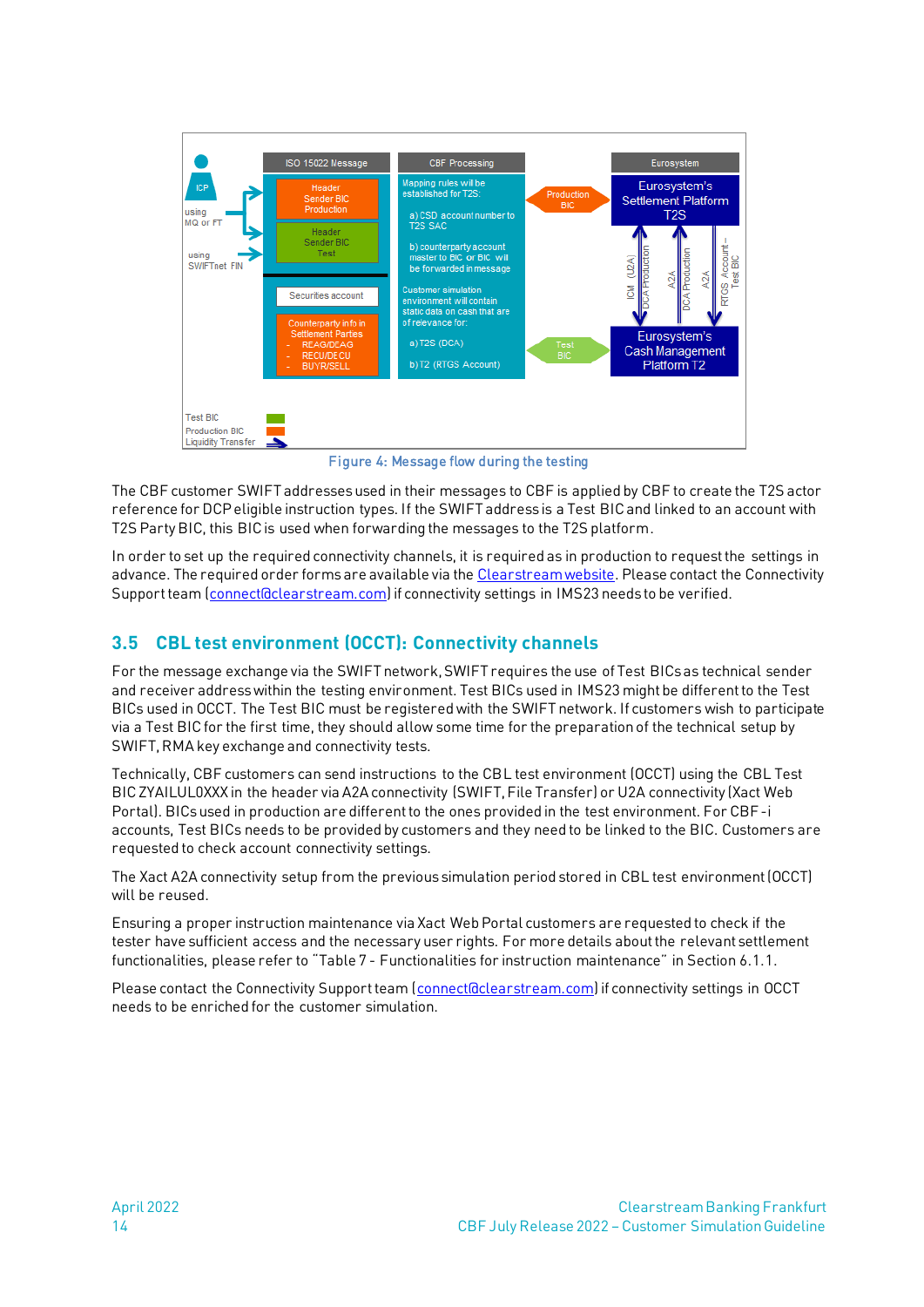Figure 4: Message flow during the testing

The CBF customer SWIFT addresses used in their messages to CBF is applied by CBF to create the T2S actor reference for DCP eligible instruction types. If the SWIFT address is a Test BIC and linked to an account with T2S Party BIC, this BIC is used when forwarding the messages to the T2S platform.

In order to set up the required connectivity channels, it is required as in production to request the settings in advance. The required order forms are available via the Clearstream website. Please contact the Connectivity Support team (connect@clearstream.com) if connectivity settings in IMS23 needs to be verified.

## 3.5 CBL test environment (OCCT): Connectivity channels

For the message exchange via the SWIFT network, SWIFT requires the use of Test BICs as technical sender and receiver address within the testing environment. Test BICs used in IMS23 might be different to the Test BICs used in OCCT. The Test BIC must be registered with the SWIFT network. If customers wish to participate via a Test BIC for the first time, they should allow some time for the preparation of the technical setup by SWIFT, RMA key exchange and connectivity tests.

Technically, CBF customers can send instructions to the CBL test environment (OCCT) using the CBL Test BIC ZYAILUL0XXX in the header via A2A connectivity (SWIFT, File Transfer) or U2A connectivity (Xact Web Portal). BICs used in production are different to the ones provided in the test environment. For CBF-i accounts, Test BICs needs to be provided by customers and they need to be linked to the BIC. Customers are requested to check account connectivity settings.

The Xact A2A connectivity setup from the previous simulation period stored in CBL test environment (OCCT) will be reused.

Ensuring a proper instruction maintenance via Xact Web Portal customers are requested to check if the tester have sufficient access and the necessary user rights. For more details about the relevant settlement functionalities, please refer to "Table 7 - Functionalities for instruction maintenance" in Section 6.1.1.

Please contact the Connectivity Support team (connect@clearstream.com) if connectivity settings in OCCT needs to be enriched for the customer simulation.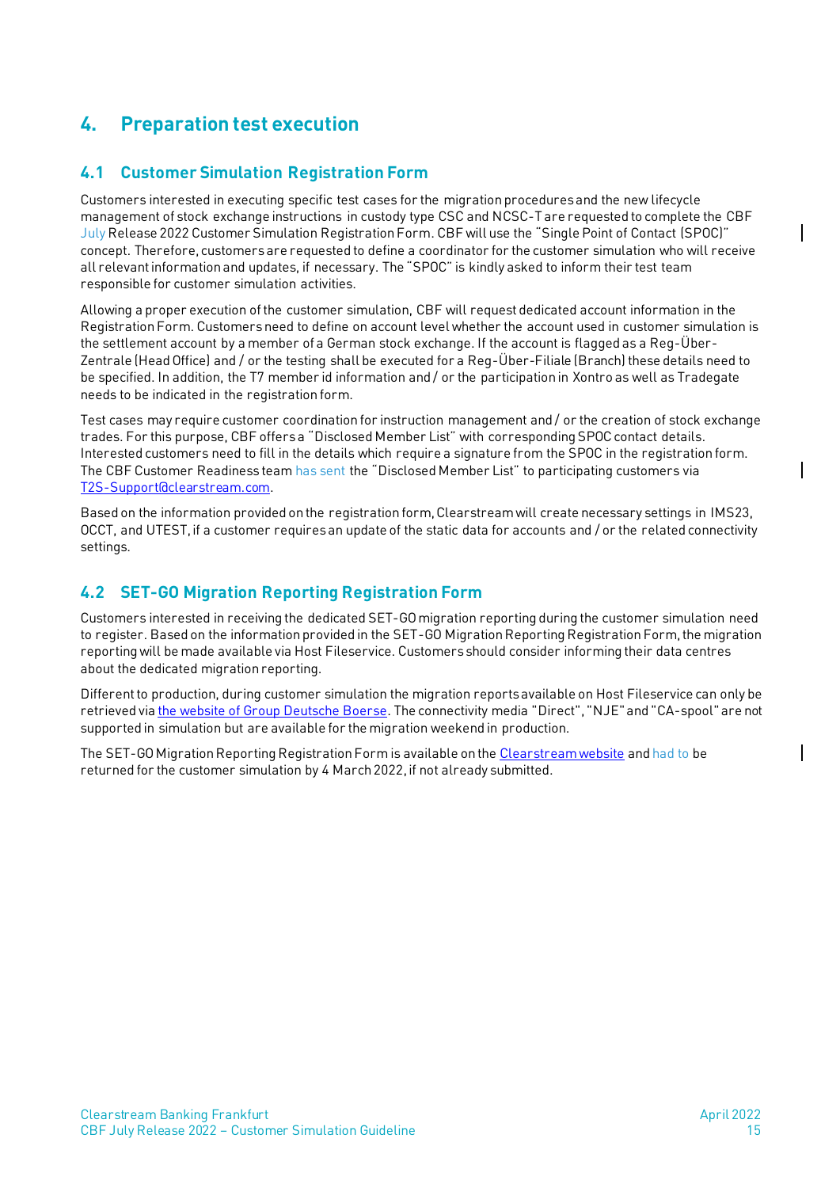# 4. Preparation test execution

## 4.1 Customer Simulation Registration Form

Customers interested in executing specific test cases for the migration procedures and the new lifecycle management of stock exchange instructions in custody type CSC and NCSC-T are requested to complete the CBF July Release 2022 Customer Simulation Registration Form. CBF will use the "Single Point of Contact (SPOC)" concept. Therefore, customers are requested to define a coordinator for the customer simulation who will receive all relevant information and updates, if necessary. The "SPOC" is kindly asked to inform their test team responsible for customer simulation activities.

Allowing a proper execution of the customer simulation, CBF will request dedicated account information in the Registration Form. Customers need to define on account level whether the account used in customer simulation is the settlement account by a member of a German stock exchange. If the account is flagged as a Reg-Über-Zentrale (Head Office) and / or the testing shall be executed for a Reg-Über-Filiale (Branch) these details need to be specified. In addition, the T7 member id information and / or the participation in Xontro as well as Tradegate needs to be indicated in the registration form.

Test cases may require customer coordination for instruction management and / or the creation of stock exchange trades. For this purpose, CBF offers a "Disclosed Member List" with corresponding SPOC contact details. Interested customers need to fill in the details which require a signature from the SPOC in the registration form. The CBF Customer Readiness team has sent the "Disclosed Member List" to participating customers via [T2S-Support@clearstream.com](mailto:T2S-Support@clearstream.com).

Based on the information provided on the registration form, Clearstream will create necessary settings in IMS23, OCCT, and UTEST, if a customer requires an update of the static data for accounts and / or the related connectivity settings.

## 4.2 SET-GO Migration Reporting Registration Form

Customers interested in receiving the dedicated SET-GO migration reporting during the customer simulation need to register. Based on the information provided in the SET-GO Migration Reporting Registration Form, the migration reporting will be made available via Host Fileservice. Customers should consider informing their data centres about the dedicated migration reporting.

Different to production, during customer simulation the migration reports available on Host Fileservice can only be retrieved via the website of Group Deutsche Boerse. The connectivity media "Direct", "NJE" and "CA-spool" are not supported in simulation but are available for the migration weekend in production.

The SET-GO Migration Reporting Registration Form is available on the Clearstream website and had to be returned for the customer simulation by 4 March 2022, if not already submitted.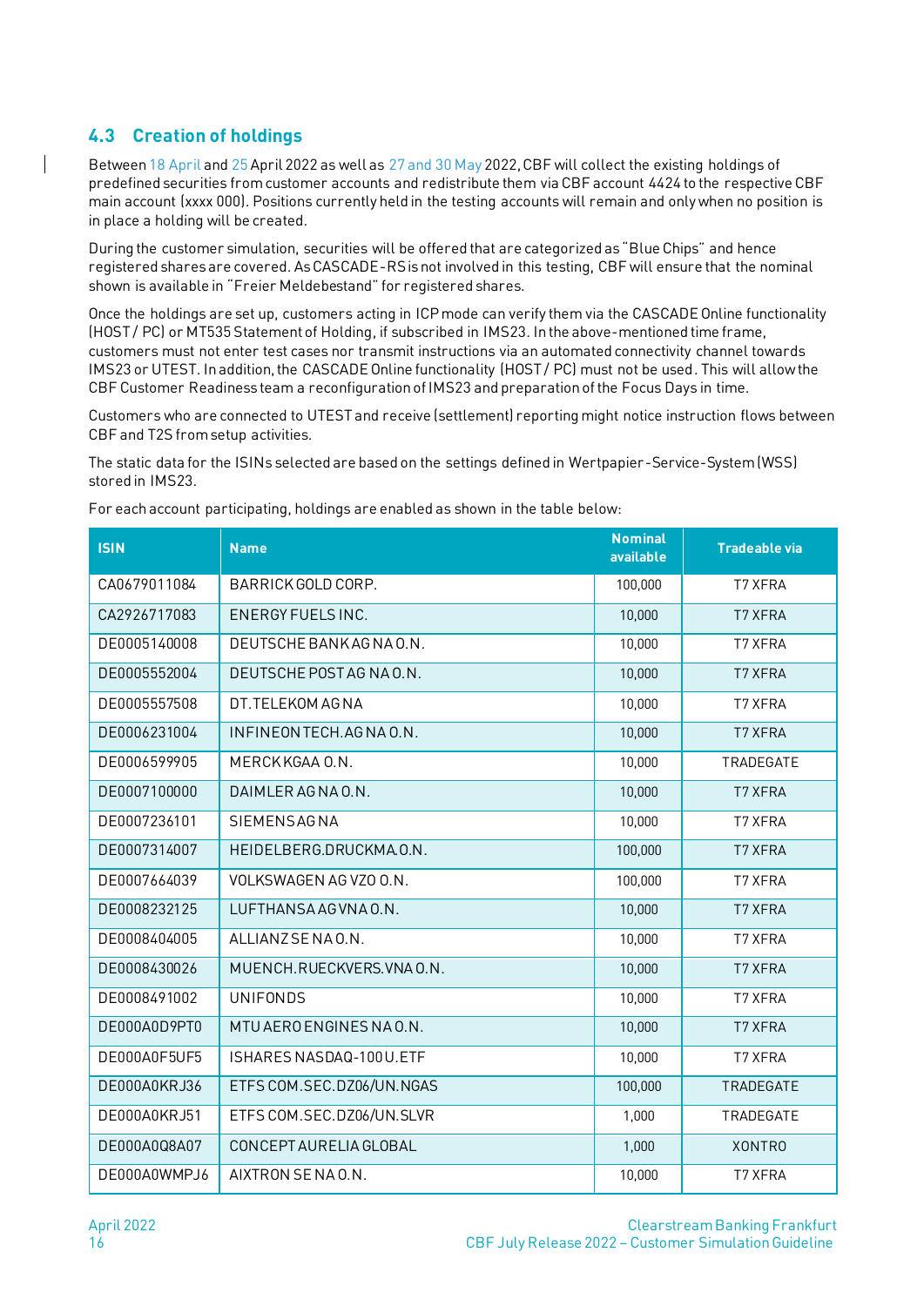### 4.3 Creation of holdings

Between 18 April and 25 April 2022 as well as 27 and 30 May 2022, CBF will collect the existing holdings of predefined securities from customer accounts and redistribute them via CBF account 4424 to the respective CBF main account (xxxx 000). Positions currently held in the testing accounts will remain and only when no position is in place a holding will be created.

During the customer simulation, securities will be offered that are categorized as "Blue Chips" and hence registered shares are covered. As CASCADE-RS is not involved in this testing, CBF will ensure that the nominal shown is available in "Freier Meldebestand" for registered shares.

Once the holdings are set up, customers acting in ICP mode can verify them via the CASCADE Online functionality (HOST / PC) or MT535 Statement of Holding, if subscribed in IMS23. In the above-mentioned time frame, customers must not enter test cases nor transmit instructions via an automated connectivity channel towards IMS23 or UTEST. In addition, the CASCADE Online functionality (HOST / PC) must not be used. This will allow the CBF Customer Readiness team a reconfiguration of IMS23 and preparation of the Focus Days in time.

Customers who are connected to UTEST and receive (settlement) reporting might notice instruction flows between CBF and T2S from setup activities.

The static data for the ISINs selected are based on the settings defined in Wertpapier-Service-System (WSS) stored in IMS23.

For each account participating, holdings are enabled as shown in the table below:

| ISIN | Name | Nominal available | Tradeable via |
|---|---|---|---|
| CA0679011084 | BARRICK GOLD CORP. | 100,000 | T7 XFRA |
| CA2926717083 | ENERGY FUELS INC. | 10,000 | T7 XFRA |
| DE0005140008 | DEUTSCHE BANK AG NA O.N. | 10,000 | T7 XFRA |
| DE0005552004 | DEUTSCHE POST AG NA O.N. | 10,000 | T7 XFRA |
| DE0005557508 | DT.TELEKOM AG NA | 10,000 | T7 XFRA |
| DE0006231004 | INFINEON TECH.AG NA O.N. | 10,000 | T7 XFRA |
| DE0006599905 | MERCK KGAA O.N. | 10,000 | TRADEGATE |
| DE0007100000 | DAIMLER AG NA O.N. | 10,000 | T7 XFRA |
| DE0007236101 | SIEMENS AG NA | 10,000 | T7 XFRA |
| DE0007314007 | HEIDELBERG.DRUCKMA.O.N. | 100,000 | T7 XFRA |
| DE0007664039 | VOLKSWAGEN AG VZO O.N. | 100,000 | T7 XFRA |
| DE0008232125 | LUFTHANSA AG VNA O.N. | 10,000 | T7 XFRA |
| DE0008404005 | ALLIANZ SE NA O.N. | 10,000 | T7 XFRA |
| DE0008430026 | MUENCH.RUECKVERS.VNA O.N. | 10,000 | T7 XFRA |
| DE0008491002 | UNIFONDS | 10,000 | T7 XFRA |
| DE000A0D9PT0 | MTU AERO ENGINES NA O.N. | 10,000 | T7 XFRA |
| DE000A0F5UF5 | ISHARES NASDAQ-100 U.ETF | 10,000 | T7 XFRA |
| DE000A0KRJ36 | ETFS COM.SEC.DZ06/UN.NGAS | 100,000 | TRADEGATE |
| DE000A0KRJ51 | ETFS COM.SEC.DZ06/UN.SLVR | 1,000 | TRADEGATE |
| DE000A0Q8A07 | CONCEPT AURELIA GLOBAL | 1,000 | XONTRO |
| DE000A0WMPJ6 | AIXTRON SE NA O.N. | 10,000 | T7 XFRA |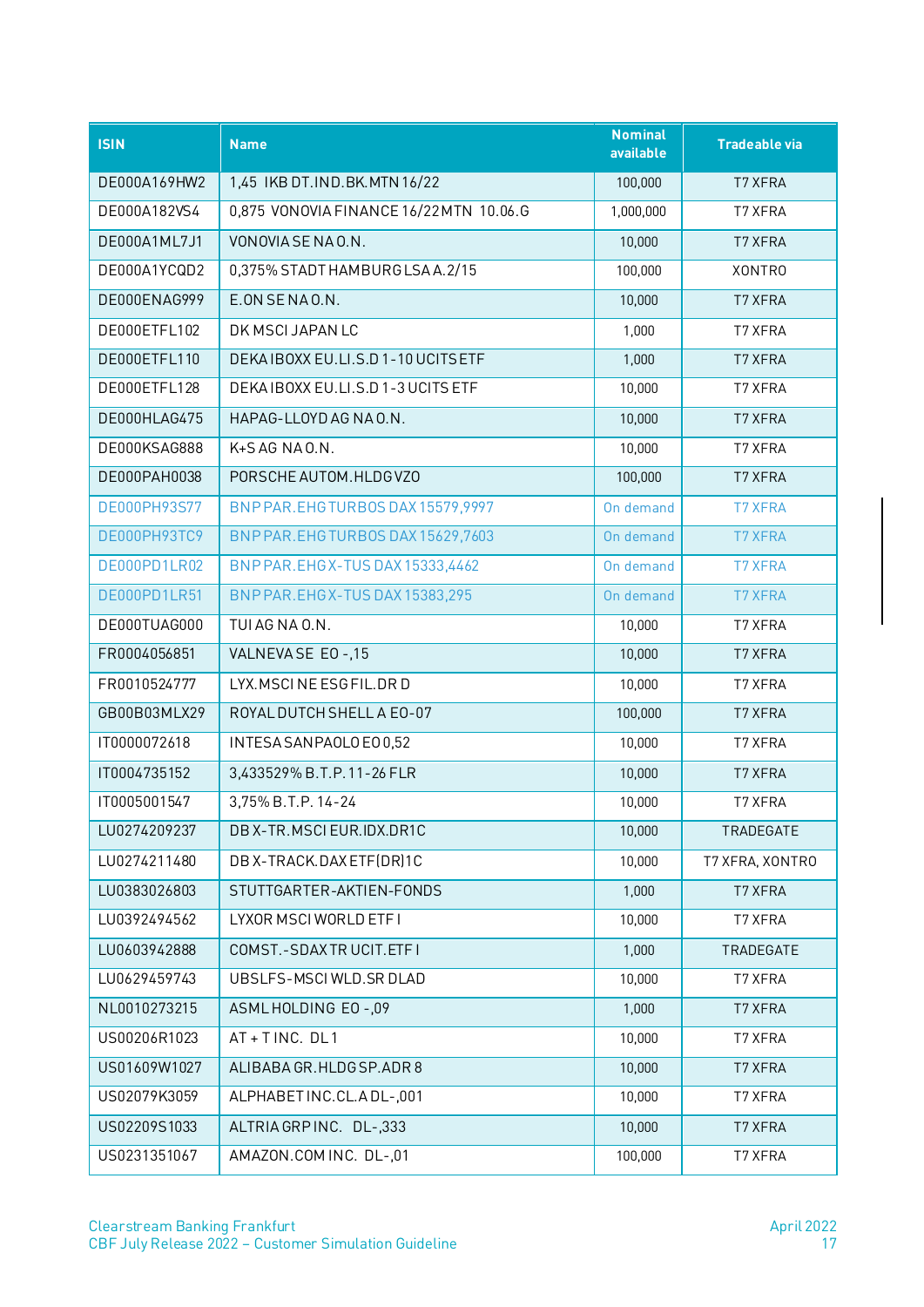| ISIN | Name | Nominal available | Tradeable via |
|---|---|---|---|
| DE000A169HW2 | 1,45 IKB DT.IND.BK.MTN 16/22 | 100,000 | T7 XFRA |
| DE000A182VS4 | 0,875 VONOVIA FINANCE 16/22MTN 10.06.G | 1,000,000 | T7 XFRA |
| DE000A1ML7J1 | VONOVIA SE NA O.N. | 10,000 | T7 XFRA |
| DE000A1YCQD2 | 0,375% STADT HAMBURG LSA A.2/15 | 100,000 | XONTRO |
| DE000ENAG999 | E.ON SE NA O.N. | 10,000 | T7 XFRA |
| DE000ETFL102 | DK MSCI JAPAN LC | 1,000 | T7 XFRA |
| DE000ETFL110 | DEKA IBOXX EU.LI.S.D 1-10 UCITS ETF | 1,000 | T7 XFRA |
| DE000ETFL128 | DEKA IBOXX EU.LI.S.D 1-3 UCITS ETF | 10,000 | T7 XFRA |
| DE000HLAG475 | HAPAG-LLOYD AG NA O.N. | 10,000 | T7 XFRA |
| DE000KSAG888 | K+S AG NA O.N. | 10,000 | T7 XFRA |
| DE000PAH0038 | PORSCHE AUTOM.HLDG VZO | 100,000 | T7 XFRA |
| DE000PH93S77 | BNP PAR.EHG TURBOS DAX 15579,9997 | On demand | T7 XFRA |
| DE000PH93TC9 | BNP PAR.EHG TURBOS DAX 15629,7603 | On demand | T7 XFRA |
| DE000PD1LR02 | BNP PAR.EHG X-TUS DAX 15333,4462 | On demand | T7 XFRA |
| DE000PD1LR51 | BNP PAR.EHG X-TUS DAX 15383,295 | On demand | T7 XFRA |
| DE000TUAG000 | TUI AG NA O.N. | 10,000 | T7 XFRA |
| FR0004056851 | VALNEVA SE EO -,15 | 10,000 | T7 XFRA |
| FR0010524777 | LYX.MSCI NE ESG FIL.DR D | 10,000 | T7 XFRA |
| GB00B03MLX29 | ROYAL DUTCH SHELL A EO-07 | 100,000 | T7 XFRA |
| IT0000072618 | INTESA SANPAOLO EO 0,52 | 10,000 | T7 XFRA |
| IT0004735152 | 3,433529% B.T.P. 11-26 FLR | 10,000 | T7 XFRA |
| IT0005001547 | 3,75% B.T.P. 14-24 | 10,000 | T7 XFRA |
| LU0274209237 | DB X-TR.MSCI EUR.IDX.DR1C | 10,000 | TRADEGATE |
| LU0274211480 | DB X-TRACK.DAX ETF(DR)1C | 10,000 | T7 XFRA, XONTRO |
| LU0383026803 | STUTTGARTER-AKTIEN-FONDS | 1,000 | T7 XFRA |
| LU0392494562 | LYXOR MSCI WORLD ETF I | 10,000 | T7 XFRA |
| LU0603942888 | COMST.-SDAX TR UCIT.ETF I | 1,000 | TRADEGATE |
| LU0629459743 | UBSLFS-MSCI WLD.SR DLAD | 10,000 | T7 XFRA |
| NL0010273215 | ASML HOLDING EO -,09 | 1,000 | T7 XFRA |
| US00206R1023 | AT + T INC. DL 1 | 10,000 | T7 XFRA |
| US01609W1027 | ALIBABA GR.HLDG SP.ADR 8 | 10,000 | T7 XFRA |
| US02079K3059 | ALPHABET INC.CL.A DL-,001 | 10,000 | T7 XFRA |
| US02209S1033 | ALTRIA GRP INC. DL-,333 | 10,000 | T7 XFRA |
| US0231351067 | AMAZON.COM INC. DL-,01 | 100,000 | T7 XFRA |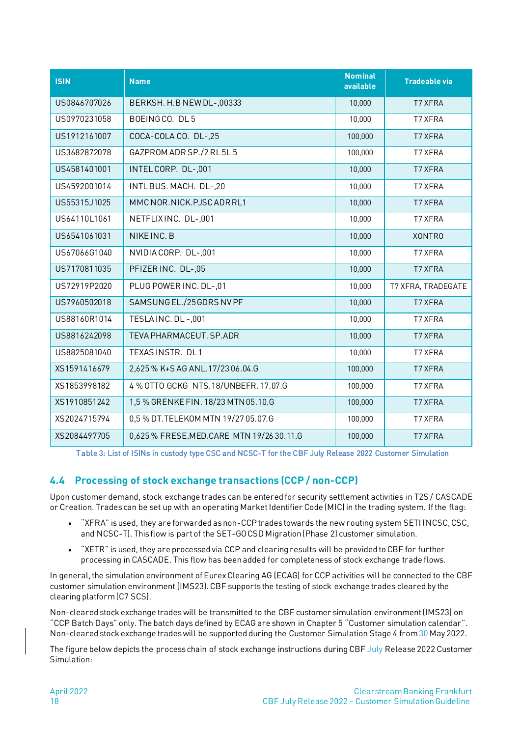| ISIN | Name | Nominal available | Tradeable via |
|---|---|---|---|
| US0846707026 | BERKSH. H.B NEW DL-,00333 | 10,000 | T7 XFRA |
| US0970231058 | BOEING CO. DL 5 | 10,000 | T7 XFRA |
| US1912161007 | COCA-COLA CO. DL-,25 | 100,000 | T7 XFRA |
| US3682872078 | GAZPROM ADR SP./2 RL 5L 5 | 100,000 | T7 XFRA |
| US4581401001 | INTEL CORP. DL-,001 | 10,000 | T7 XFRA |
| US4592001014 | INTL BUS. MACH. DL-,20 | 10,000 | T7 XFRA |
| US55315J1025 | MMC NOR.NICK.PJSC ADR RL1 | 10,000 | T7 XFRA |
| US64110L1061 | NETFLIX INC. DL-,001 | 10,000 | T7 XFRA |
| US6541061031 | NIKE INC. B | 10,000 | XONTRO |
| US67066G1040 | NVIDIA CORP. DL-,001 | 10,000 | T7 XFRA |
| US7170811035 | PFIZER INC. DL-,05 | 10,000 | T7 XFRA |
| US72919P2020 | PLUG POWER INC. DL-,01 | 10,000 | T7 XFRA, TRADEGATE |
| US7960502018 | SAMSUNG EL./25 GDRS NV PF | 10,000 | T7 XFRA |
| US88160R1014 | TESLA INC. DL -,001 | 10,000 | T7 XFRA |
| US8816242098 | TEVA PHARMACEUT. SP.ADR | 10,000 | T7 XFRA |
| US8825081040 | TEXAS INSTR. DL 1 | 10,000 | T7 XFRA |
| XS1591416679 | 2,625 % K+S AG ANL.17/23 06.04.G | 100,000 | T7 XFRA |
| XS1853998182 | 4 % OTTO GCKG NTS.18/UNBEFR.17.07.G | 100,000 | T7 XFRA |
| XS1910851242 | 1,5 % GRENKE FIN. 18/23 MTN 05.10.G | 100,000 | T7 XFRA |
| XS2024715794 | 0,5 % DT.TELEKOM MTN 19/27 05.07.G | 100,000 | T7 XFRA |
| XS2084497705 | 0,625 % FRESE.MED.CARE MTN 19/26 30.11.G | 100,000 | T7 XFRA |

Table 3: List of ISINs in custody type CSC and NCSC-T for the CBF July Release 2022 Customer Simulation

## 4.4 Processing of stock exchange transactions (CCP / non-CCP)

Upon customer demand, stock exchange trades can be entered for security settlement activities in T2S / CASCADE or Creation. Trades can be set up with an operating Market Identifier Code (MIC) in the trading system. If the flag:

- "XFRA" is used, they are forwarded as non-CCP trades towards the new routing system SETI (NCSC, CSC, and NCSC-T). This flow is part of the SET-GO CSD Migration (Phase 2) customer simulation.
- "XETR" is used, they are processed via CCP and clearing results will be provided to CBF for further processing in CASCADE. This flow has been added for completeness of stock exchange trade flows.

In general, the simulation environment of Eurex Clearing AG (ECAG) for CCP activities will be connected to the CBF customer simulation environment (IMS23). CBF supports the testing of stock exchange trades cleared by the clearing platform (C7 SCS).

Non-cleared stock exchange trades will be transmitted to the CBF customer simulation environment (IMS23) on "CCP Batch Days" only. The batch days defined by ECAG are shown in Chapter 5 "Customer simulation calendar". Non-cleared stock exchange trades will be supported during the Customer Simulation Stage 4 from 30 May 2022.

The figure below depicts the process chain of stock exchange instructions during CBF July Release 2022 Customer Simulation: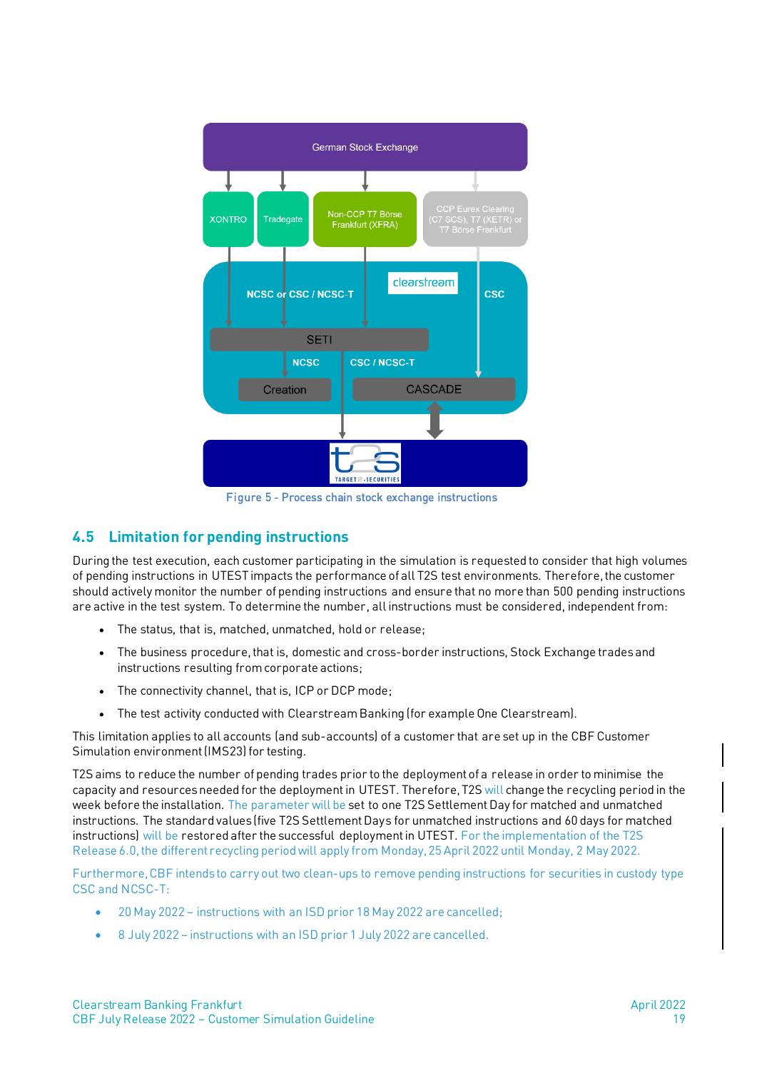Figure 5 - Process chain stock exchange instructions

## 4.5 Limitation for pending instructions

During the test execution, each customer participating in the simulation is requested to consider that high volumes of pending instructions in UTEST impacts the performance of all T2S test environments. Therefore, the customer should actively monitor the number of pending instructions and ensure that no more than 500 pending instructions are active in the test system. To determine the number, all instructions must be considered, independent from:

- The status, that is, matched, unmatched, hold or release;
- The business procedure, that is, domestic and cross-border instructions, Stock Exchange trades and instructions resulting from corporate actions;
- The connectivity channel, that is, ICP or DCP mode;
- The test activity conducted with Clearstream Banking (for example One Clearstream).

This limitation applies to all accounts (and sub-accounts) of a customer that are set up in the CBF Customer Simulation environment (IMS23) for testing.

T2S aims to reduce the number of pending trades prior to the deployment of a release in order to minimise the capacity and resources needed for the deployment in UTEST. Therefore, T2S will change the recycling period in the week before the installation. The parameter will be set to one T2S Settlement Day for matched and unmatched instructions. The standard values (five T2S Settlement Days for unmatched instructions and 60 days for matched instructions) will be restored after the successful deployment in UTEST. For the implementation of the T2S Release 6.0, the different recycling period will apply from Monday, 25 April 2022 until Monday, 2 May 2022.

Furthermore, CBF intends to carry out two clean-ups to remove pending instructions for securities in custody type CSC and NCSC-T:

- 20 May 2022 – instructions with an ISD prior 18 May 2022 are cancelled;
- 8 July 2022 – instructions with an ISD prior 1 July 2022 are cancelled.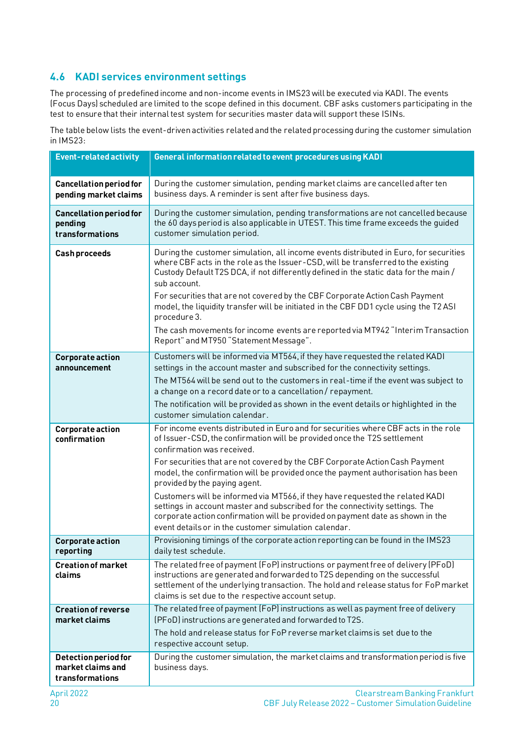## 4.6 KADI services environment settings

The processing of predefined income and non-income events in IMS23 will be executed via KADI. The events (Focus Days) scheduled are limited to the scope defined in this document. CBF asks customers participating in the test to ensure that their internal test system for securities master data will support these ISINs.

The table below lists the event-driven activities related and the related processing during the customer simulation in IMS23:

| Event-related activity | General information related to event procedures using KADI |
|---|---|
| **Cancellation period for pending market claims** | During the customer simulation, pending market claims are cancelled after ten business days. A reminder is sent after five business days. |
| **Cancellation period for pending transformations** | During the customer simulation, pending transformations are not cancelled because the 60 days period is also applicable in UTEST. This time frame exceeds the guided customer simulation period. |
| **Cash proceeds** | During the customer simulation, all income events distributed in Euro, for securities where CBF acts in the role as the Issuer-CSD, will be transferred to the existing Custody Default T2S DCA, if not differently defined in the static data for the main / sub account.<br>For securities that are not covered by the CBF Corporate Action Cash Payment model, the liquidity transfer will be initiated in the CBF DD1 cycle using the T2 ASI procedure 3.<br>The cash movements for income events are reported via MT942 "Interim Transaction Report" and MT950 "Statement Message". |
| **Corporate action announcement** | Customers will be informed via MT564, if they have requested the related KADI settings in the account master and subscribed for the connectivity settings.<br>The MT564 will be send out to the customers in real-time if the event was subject to a change on a record date or to a cancellation / repayment.<br>The notification will be provided as shown in the event details or highlighted in the customer simulation calendar. |
| **Corporate action confirmation** | For income events distributed in Euro and for securities where CBF acts in the role of Issuer-CSD, the confirmation will be provided once the T2S settlement confirmation was received.<br>For securities that are not covered by the CBF Corporate Action Cash Payment model, the confirmation will be provided once the payment authorisation has been provided by the paying agent.<br>Customers will be informed via MT566, if they have requested the related KADI settings in account master and subscribed for the connectivity settings. The corporate action confirmation will be provided on payment date as shown in the event details or in the customer simulation calendar. |
| **Corporate action reporting** | Provisioning timings of the corporate action reporting can be found in the IMS23 daily test schedule. |
| **Creation of market claims** | The related free of payment (FoP) instructions or payment free of delivery (PFoD) instructions are generated and forwarded to T2S depending on the successful settlement of the underlying transaction. The hold and release status for FoP market claims is set due to the respective account setup. |
| **Creation of reverse market claims** | The related free of payment (FoP) instructions as well as payment free of delivery (PFoD) instructions are generated and forwarded to T2S.<br>The hold and release status for FoP reverse market claims is set due to the respective account setup. |
| **Detection period for market claims and transformations** | During the customer simulation, the market claims and transformation period is five business days. |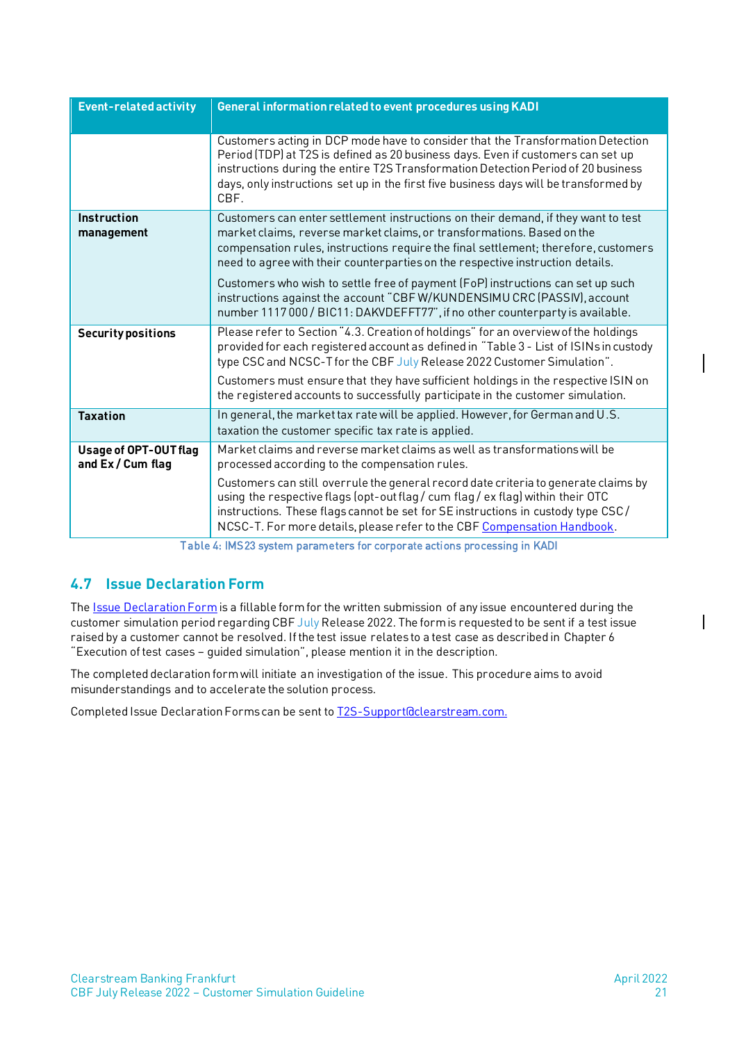| Event-related activity | General information related to event procedures using KADI |
| --- | --- |
| | Customers acting in DCP mode have to consider that the Transformation Detection Period (TDP) at T2S is defined as 20 business days. Even if customers can set up instructions during the entire T2S Transformation Detection Period of 20 business days, only instructions set up in the first five business days will be transformed by CBF. |
| **Instruction management** | Customers can enter settlement instructions on their demand, if they want to test market claims, reverse market claims, or transformations. Based on the compensation rules, instructions require the final settlement; therefore, customers need to agree with their counterparties on the respective instruction details.<br><br>Customers who wish to settle free of payment (FoP) instructions can set up such instructions against the account "CBF W/KUNDENSIMU CRC (PASSIV), account number 1117 000 / BIC11: DAKVDEFFT77", if no other counterparty is available. |
| **Security positions** | Please refer to Section "4.3. Creation of holdings" for an overview of the holdings provided for each registered account as defined in "Table 3 - List of ISINs in custody type CSC and NCSC-T for the CBF July Release 2022 Customer Simulation".<br><br>Customers must ensure that they have sufficient holdings in the respective ISIN on the registered accounts to successfully participate in the customer simulation. |
| **Taxation** | In general, the market tax rate will be applied. However, for German and U.S. taxation the customer specific tax rate is applied. |
| **Usage of OPT-OUT flag and Ex / Cum flag** | Market claims and reverse market claims as well as transformations will be processed according to the compensation rules.<br><br>Customers can still overrule the general record date criteria to generate claims by using the respective flags (opt-out flag / cum flag / ex flag) within their OTC instructions. These flags cannot be set for SE instructions in custody type CSC / NCSC-T. For more details, please refer to the CBF Compensation Handbook. |

Table 4: IMS23 system parameters for corporate actions processing in KADI

## 4.7 Issue Declaration Form

The Issue Declaration Form is a fillable form for the written submission of any issue encountered during the customer simulation period regarding CBF July Release 2022. The form is requested to be sent if a test issue raised by a customer cannot be resolved. If the test issue relates to a test case as described in Chapter 6 "Execution of test cases – guided simulation", please mention it in the description.

The completed declaration form will initiate an investigation of the issue. This procedure aims to avoid misunderstandings and to accelerate the solution process.

Completed Issue Declaration Forms can be sent to T2S-Support@clearstream.com.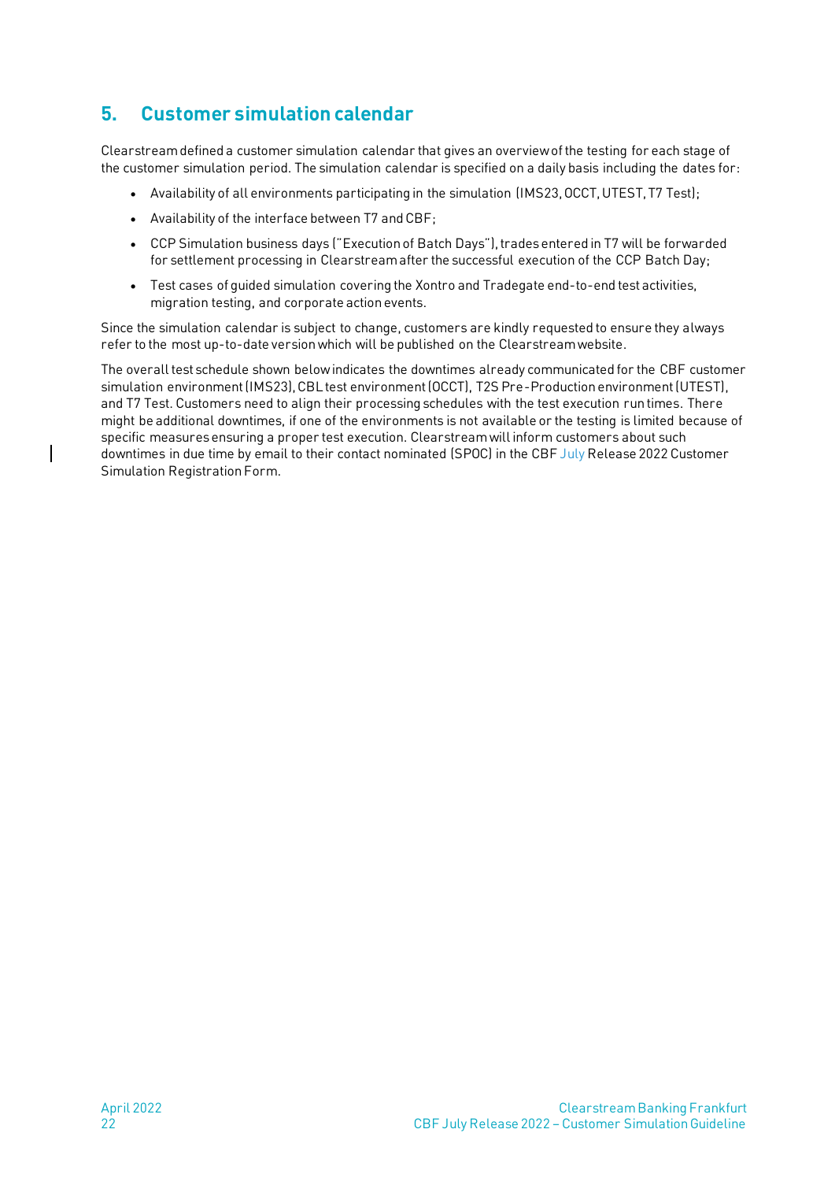## 5. Customer simulation calendar

Clearstream defined a customer simulation calendar that gives an overview of the testing for each stage of the customer simulation period. The simulation calendar is specified on a daily basis including the dates for:

- Availability of all environments participating in the simulation (IMS23, OCCT, UTEST, T7 Test);
- Availability of the interface between T7 and CBF;
- CCP Simulation business days ("Execution of Batch Days"), trades entered in T7 will be forwarded for settlement processing in Clearstream after the successful execution of the CCP Batch Day;
- Test cases of guided simulation covering the Xontro and Tradegate end-to-end test activities, migration testing, and corporate action events.

Since the simulation calendar is subject to change, customers are kindly requested to ensure they always refer to the most up-to-date version which will be published on the Clearstream website.

The overall test schedule shown below indicates the downtimes already communicated for the CBF customer simulation environment (IMS23), CBL test environment (OCCT), T2S Pre-Production environment (UTEST), and T7 Test. Customers need to align their processing schedules with the test execution run times. There might be additional downtimes, if one of the environments is not available or the testing is limited because of specific measures ensuring a proper test execution. Clearstream will inform customers about such downtimes in due time by email to their contact nominated (SPOC) in the CBF July Release 2022 Customer Simulation Registration Form.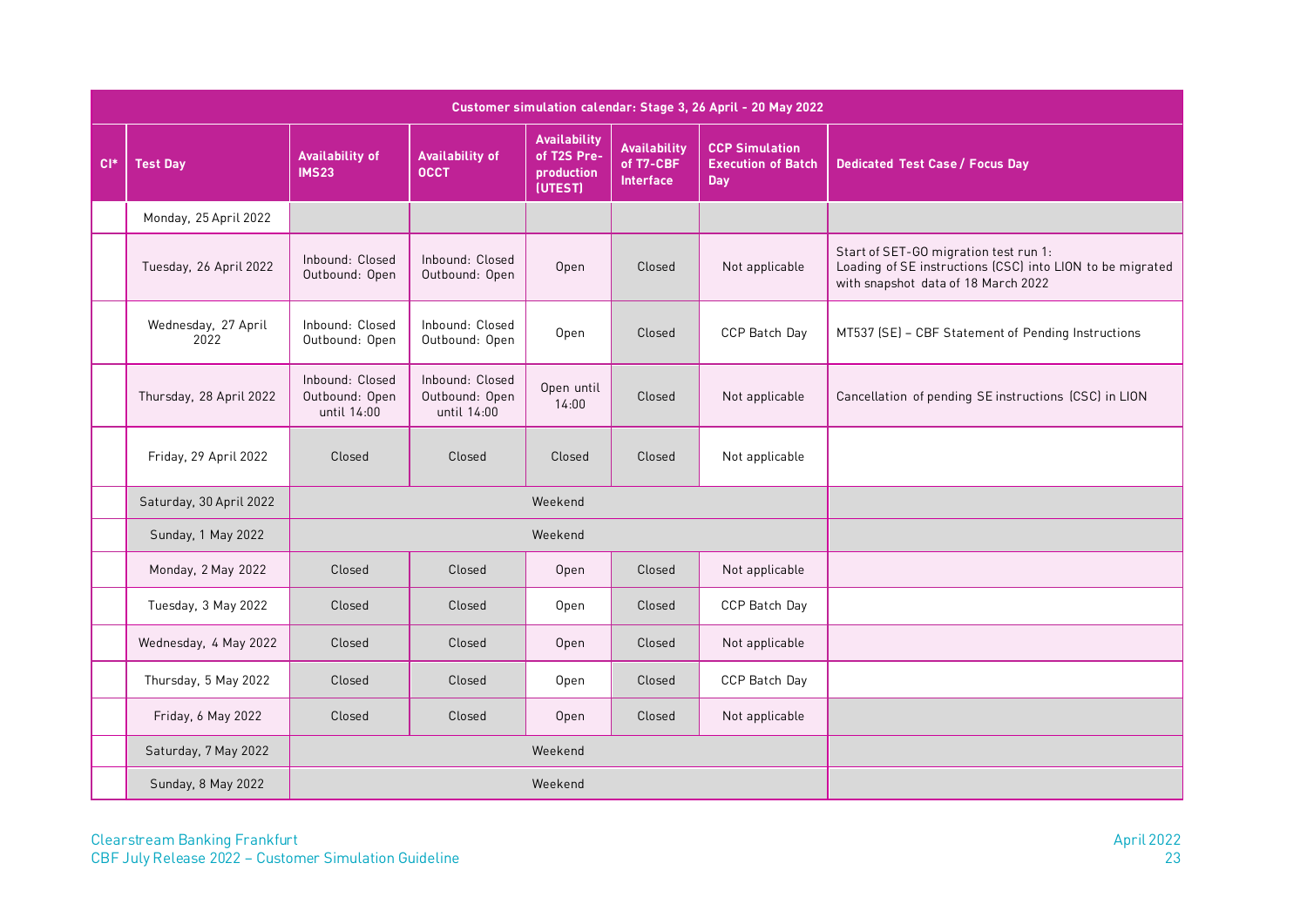| Customer simulation calendar: Stage 3, 26 April - 20 May 2022 | | | | | | | |
|---|---|---|---|---|---|---|---|
| CI* | Test Day | Availability of IMS23 | Availability of OCCT | Availability of T2S Pre-production (UTEST) | Availability of T7-CBF Interface | CCP Simulation Execution of Batch Day | Dedicated Test Case / Focus Day |
| | Monday, 25 April 2022 | | | | | | |
| | Tuesday, 26 April 2022 | Inbound: Closed Outbound: Open | Inbound: Closed Outbound: Open | Open | Closed | Not applicable | Start of SET-GO migration test run 1: Loading of SE instructions (CSC) into LION to be migrated with snapshot data of 18 March 2022 |
| | Wednesday, 27 April 2022 | Inbound: Closed Outbound: Open | Inbound: Closed Outbound: Open | Open | Closed | CCP Batch Day | MT537 (SE) – CBF Statement of Pending Instructions |
| | Thursday, 28 April 2022 | Inbound: Closed Outbound: Open until 14:00 | Inbound: Closed Outbound: Open until 14:00 | Open until 14:00 | Closed | Not applicable | Cancellation of pending SE instructions (CSC) in LION |
| | Friday, 29 April 2022 | Closed | Closed | Closed | Closed | Not applicable | |
| | Saturday, 30 April 2022 | Weekend | | | | | |
| | Sunday, 1 May 2022 | Weekend | | | | | |
| | Monday, 2 May 2022 | Closed | Closed | Open | Closed | Not applicable | |
| | Tuesday, 3 May 2022 | Closed | Closed | Open | Closed | CCP Batch Day | |
| | Wednesday, 4 May 2022 | Closed | Closed | Open | Closed | Not applicable | |
| | Thursday, 5 May 2022 | Closed | Closed | Open | Closed | CCP Batch Day | |
| | Friday, 6 May 2022 | Closed | Closed | Open | Closed | Not applicable | |
| | Saturday, 7 May 2022 | Weekend | | | | | |
| | Sunday, 8 May 2022 | Weekend | | | | | |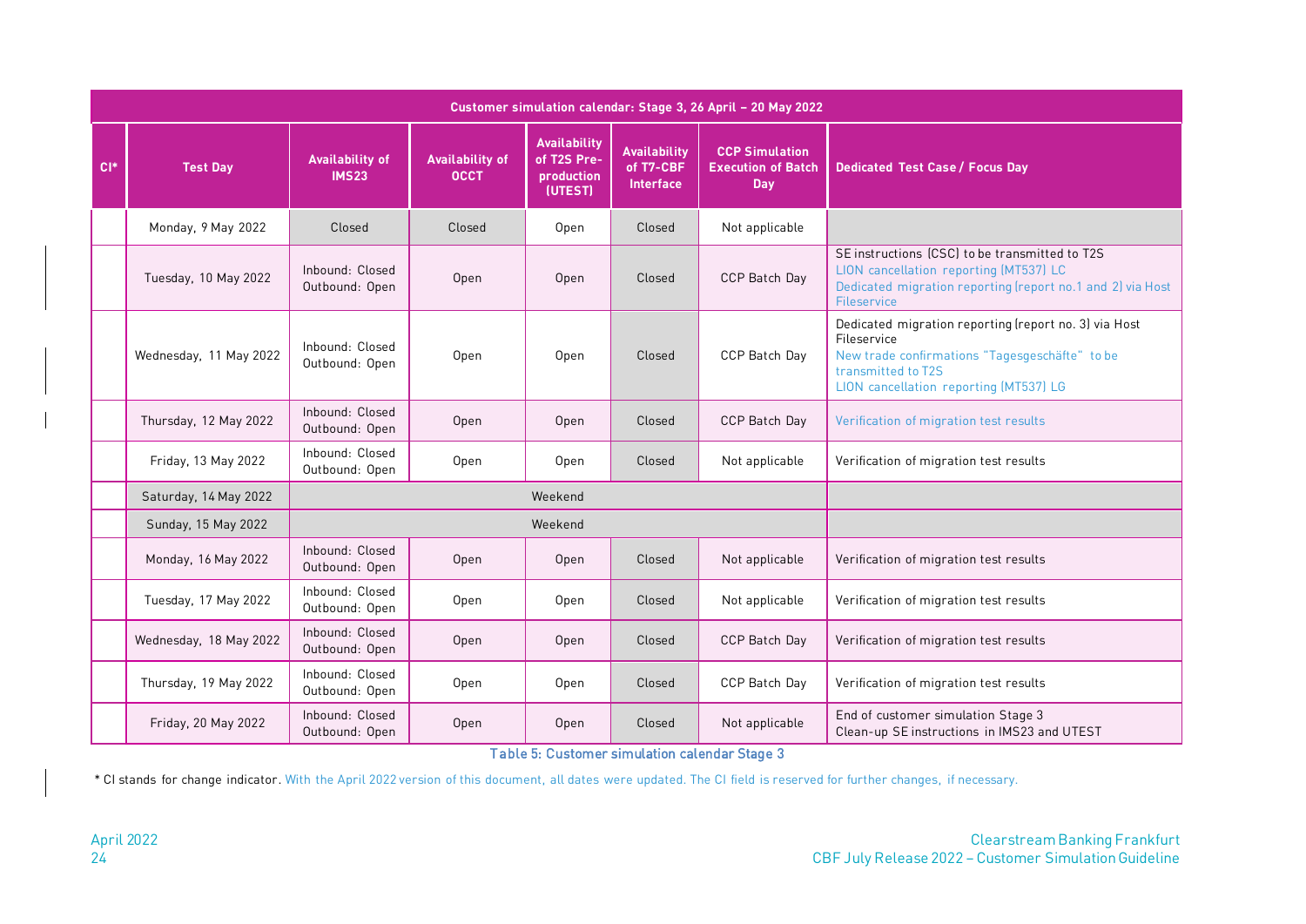| Customer simulation calendar: Stage 3, 26 April – 20 May 2022 | | | | | | | |
|---|---|---|---|---|---|---|---|
| CI* | Test Day | Availability of IMS23 | Availability of OCCT | Availability of T2S Pre-production (UTEST) | Availability of T7-CBF Interface | CCP Simulation Execution of Batch Day | Dedicated Test Case / Focus Day |
| | Monday, 9 May 2022 | Closed | Closed | Open | Closed | Not applicable | |
| | Tuesday, 10 May 2022 | Inbound: Closed Outbound: Open | Open | Open | Closed | CCP Batch Day | SE instructions (CSC) to be transmitted to T2S<br>LION cancellation reporting (MT537) LC<br>Dedicated migration reporting (report no.1 and 2) via Host Fileservice |
| | Wednesday, 11 May 2022 | Inbound: Closed Outbound: Open | Open | Open | Closed | CCP Batch Day | Dedicated migration reporting (report no. 3) via Host Fileservice<br>New trade confirmations "Tagesgeschäfte" to be transmitted to T2S<br>LION cancellation reporting (MT537) LG |
| | Thursday, 12 May 2022 | Inbound: Closed Outbound: Open | Open | Open | Closed | CCP Batch Day | Verification of migration test results |
| | Friday, 13 May 2022 | Inbound: Closed Outbound: Open | Open | Open | Closed | Not applicable | Verification of migration test results |
| | Saturday, 14 May 2022 | Weekend | | | | | |
| | Sunday, 15 May 2022 | Weekend | | | | | |
| | Monday, 16 May 2022 | Inbound: Closed Outbound: Open | Open | Open | Closed | Not applicable | Verification of migration test results |
| | Tuesday, 17 May 2022 | Inbound: Closed Outbound: Open | Open | Open | Closed | Not applicable | Verification of migration test results |
| | Wednesday, 18 May 2022 | Inbound: Closed Outbound: Open | Open | Open | Closed | CCP Batch Day | Verification of migration test results |
| | Thursday, 19 May 2022 | Inbound: Closed Outbound: Open | Open | Open | Closed | CCP Batch Day | Verification of migration test results |
| | Friday, 20 May 2022 | Inbound: Closed Outbound: Open | Open | Open | Closed | Not applicable | End of customer simulation Stage 3<br>Clean-up SE instructions in IMS23 and UTEST |

Table 5: Customer simulation calendar Stage 3

* CI stands for change indicator. With the April 2022 version of this document, all dates were updated. The CI field is reserved for further changes, if necessary.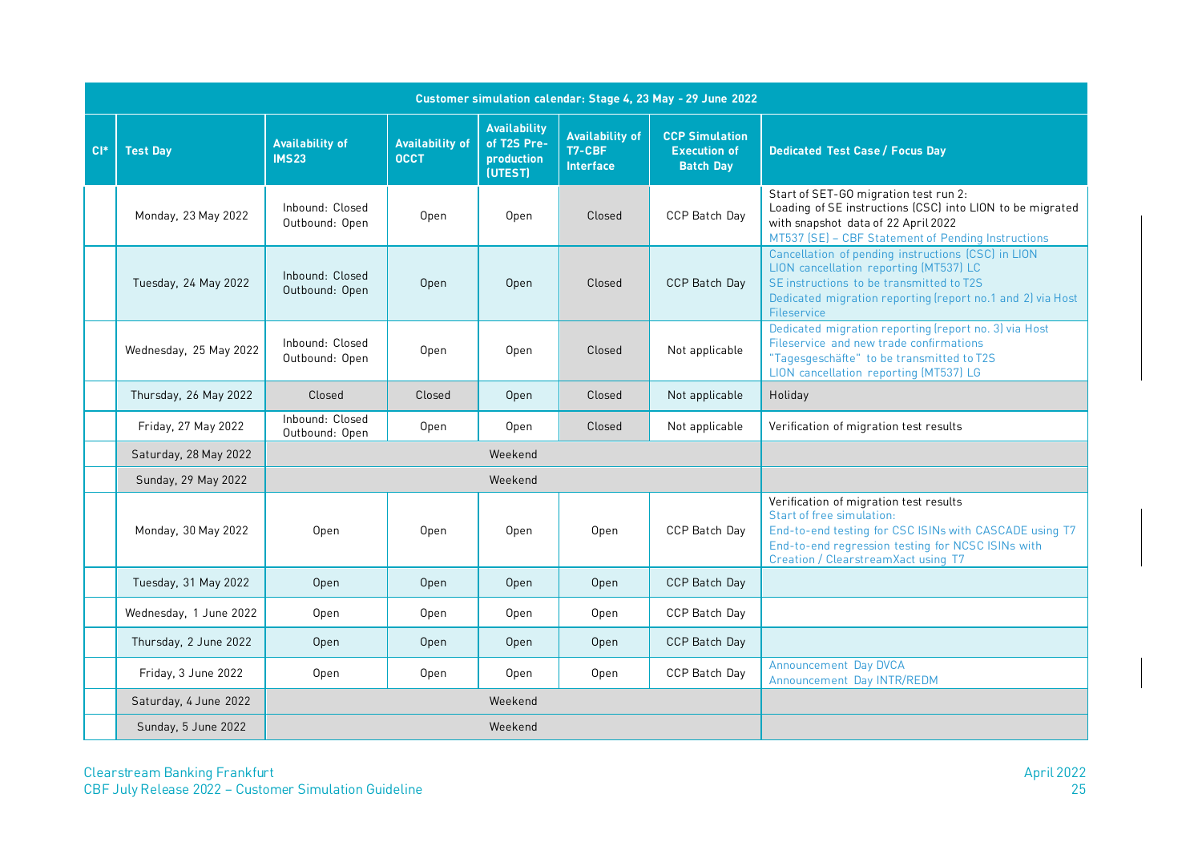| Customer simulation calendar: Stage 4, 23 May - 29 June 2022 | | | | | | | |
|---|---|---|---|---|---|---|---|
| **CI*** | **Test Day** | **Availability of IMS23** | **Availability of OCCT** | **Availability of T2S Pre-production (UTEST)** | **Availability of T7-CBF Interface** | **CCP Simulation Execution of Batch Day** | **Dedicated Test Case / Focus Day** |
| | Monday, 23 May 2022 | Inbound: Closed Outbound: Open | Open | Open | Closed | CCP Batch Day | Start of SET-GO migration test run 2: Loading of SE instructions (CSC) into LION to be migrated with snapshot data of 22 April 2022 MT537 (SE) – CBF Statement of Pending Instructions |
| | Tuesday, 24 May 2022 | Inbound: Closed Outbound: Open | Open | Open | Closed | CCP Batch Day | Cancellation of pending instructions (CSC) in LION LION cancellation reporting (MT537) LC SE instructions to be transmitted to T2S Dedicated migration reporting (report no.1 and 2) via Host Fileservice |
| | Wednesday, 25 May 2022 | Inbound: Closed Outbound: Open | Open | Open | Closed | Not applicable | Dedicated migration reporting (report no. 3) via Host Fileservice and new trade confirmations "Tagesgeschäfte" to be transmitted to T2S LION cancellation reporting (MT537) LG |
| | Thursday, 26 May 2022 | Closed | Closed | Open | Closed | Not applicable | Holiday |
| | Friday, 27 May 2022 | Inbound: Closed Outbound: Open | Open | Open | Closed | Not applicable | Verification of migration test results |
| | Saturday, 28 May 2022 | Weekend | | | | | |
| | Sunday, 29 May 2022 | Weekend | | | | | |
| | Monday, 30 May 2022 | Open | Open | Open | Open | CCP Batch Day | Verification of migration test results Start of free simulation: End-to-end testing for CSC ISINs with CASCADE using T7 End-to-end regression testing for NCSC ISINs with Creation / ClearstreamXact using T7 |
| | Tuesday, 31 May 2022 | Open | Open | Open | Open | CCP Batch Day | |
| | Wednesday, 1 June 2022 | Open | Open | Open | Open | CCP Batch Day | |
| | Thursday, 2 June 2022 | Open | Open | Open | Open | CCP Batch Day | |
| | Friday, 3 June 2022 | Open | Open | Open | Open | CCP Batch Day | Announcement Day DVCA Announcement Day INTR/REDM |
| | Saturday, 4 June 2022 | Weekend | | | | | |
| | Sunday, 5 June 2022 | Weekend | | | | | |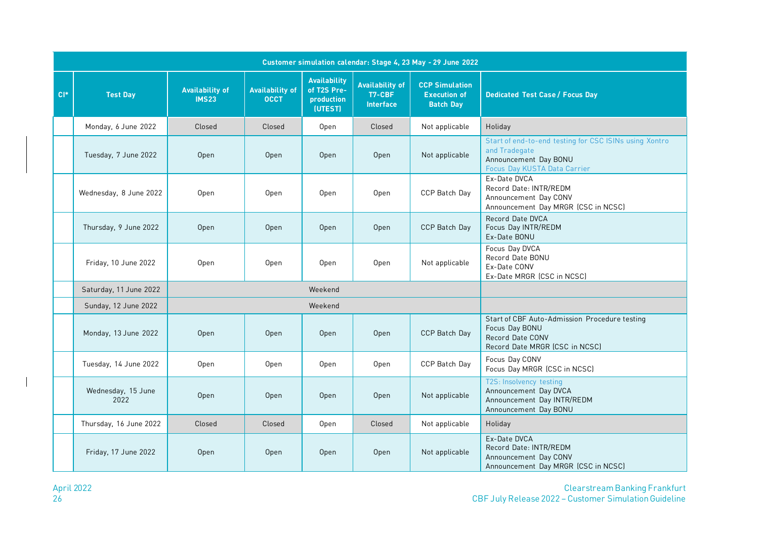| Customer simulation calendar: Stage 4, 23 May - 29 June 2022 | | | | | | | |
|---|---|---|---|---|---|---|---|
| CI* | Test Day | Availability of IMS23 | Availability of OCCT | Availability of T2S Pre-production (UTEST) | Availability of T7-CBF Interface | CCP Simulation Execution of Batch Day | Dedicated Test Case / Focus Day |
| | Monday, 6 June 2022 | Closed | Closed | Open | Closed | Not applicable | Holiday |
| | Tuesday, 7 June 2022 | Open | Open | Open | Open | Not applicable | Start of end-to-end testing for CSC ISINs using Xontro and Tradegate<br>Announcement Day BONU<br>Focus Day KUSTA Data Carrier |
| | Wednesday, 8 June 2022 | Open | Open | Open | Open | CCP Batch Day | Ex-Date DVCA<br>Record Date: INTR/REDM<br>Announcement Day CONV<br>Announcement Day MRGR (CSC in NCSC) |
| | Thursday, 9 June 2022 | Open | Open | Open | Open | CCP Batch Day | Record Date DVCA<br>Focus Day INTR/REDM<br>Ex-Date BONU |
| | Friday, 10 June 2022 | Open | Open | Open | Open | Not applicable | Focus Day DVCA<br>Record Date BONU<br>Ex-Date CONV<br>Ex-Date MRGR (CSC in NCSC) |
| | Saturday, 11 June 2022 | Weekend | | | | | |
| | Sunday, 12 June 2022 | Weekend | | | | | |
| | Monday, 13 June 2022 | Open | Open | Open | Open | CCP Batch Day | Start of CBF Auto-Admission Procedure testing<br>Focus Day BONU<br>Record Date CONV<br>Record Date MRGR (CSC in NCSC) |
| | Tuesday, 14 June 2022 | Open | Open | Open | Open | CCP Batch Day | Focus Day CONV<br>Focus Day MRGR (CSC in NCSC) |
| | Wednesday, 15 June 2022 | Open | Open | Open | Open | Not applicable | T2S: Insolvency testing<br>Announcement Day DVCA<br>Announcement Day INTR/REDM<br>Announcement Day BONU |
| | Thursday, 16 June 2022 | Closed | Closed | Open | Closed | Not applicable | Holiday |
| | Friday, 17 June 2022 | Open | Open | Open | Open | Not applicable | Ex-Date DVCA<br>Record Date: INTR/REDM<br>Announcement Day CONV<br>Announcement Day MRGR (CSC in NCSC) |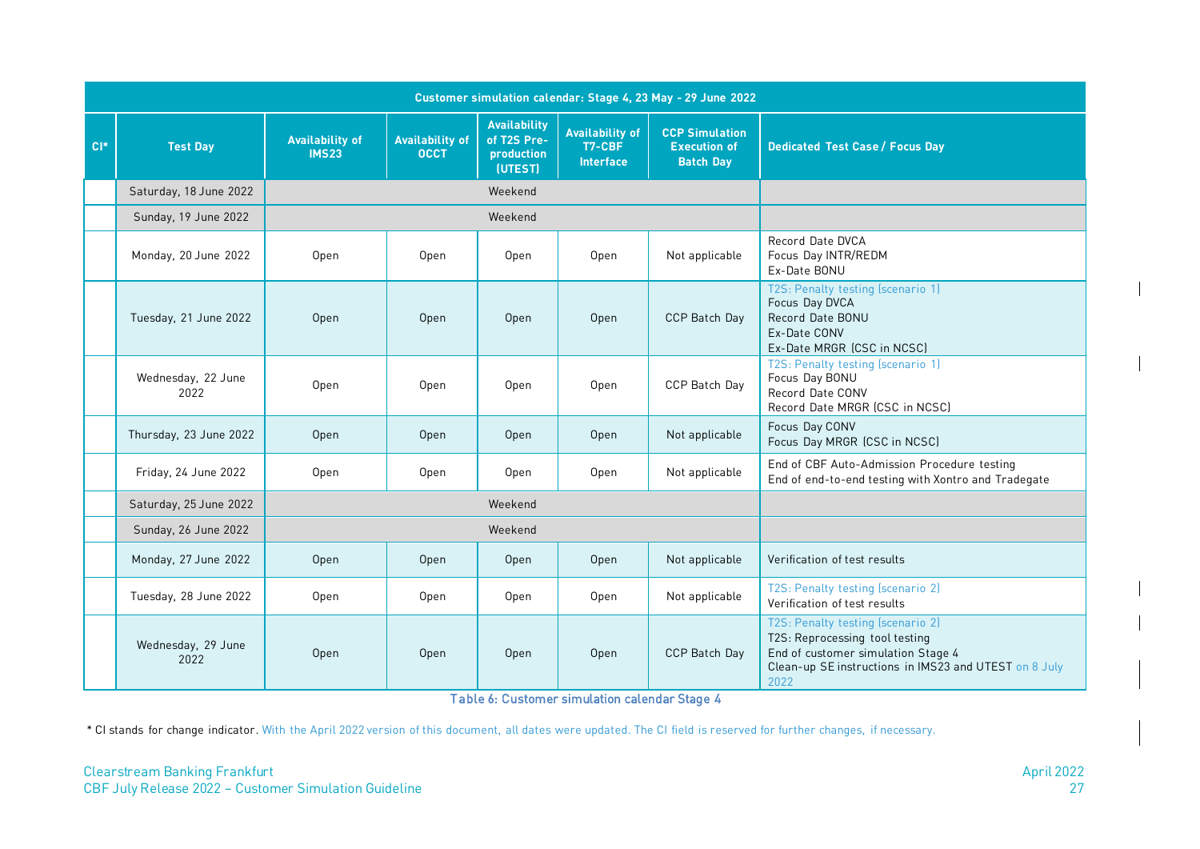| Customer simulation calendar: Stage 4, 23 May - 29 June 2022 | | | | | | | |
|---|---|---|---|---|---|---|---|
| CI* | Test Day | Availability of IMS23 | Availability of OCCT | Availability of T2S Pre-production (UTEST) | Availability of T7-CBF Interface | CCP Simulation Execution of Batch Day | Dedicated Test Case / Focus Day |
| | Saturday, 18 June 2022 | Weekend | | | | | |
| | Sunday, 19 June 2022 | Weekend | | | | | |
| | Monday, 20 June 2022 | Open | Open | Open | Open | Not applicable | Record Date DVCA<br>Focus Day INTR/REDM<br>Ex-Date BONU |
| | Tuesday, 21 June 2022 | Open | Open | Open | Open | CCP Batch Day | T2S: Penalty testing (scenario 1)<br>Focus Day DVCA<br>Record Date BONU<br>Ex-Date CONV<br>Ex-Date MRGR (CSC in NCSC) |
| | Wednesday, 22 June 2022 | Open | Open | Open | Open | CCP Batch Day | T2S: Penalty testing (scenario 1)<br>Focus Day BONU<br>Record Date CONV<br>Record Date MRGR (CSC in NCSC) |
| | Thursday, 23 June 2022 | Open | Open | Open | Open | Not applicable | Focus Day CONV<br>Focus Day MRGR (CSC in NCSC) |
| | Friday, 24 June 2022 | Open | Open | Open | Open | Not applicable | End of CBF Auto-Admission Procedure testing<br>End of end-to-end testing with Xontro and Tradegate |
| | Saturday, 25 June 2022 | Weekend | | | | | |
| | Sunday, 26 June 2022 | Weekend | | | | | |
| | Monday, 27 June 2022 | Open | Open | Open | Open | Not applicable | Verification of test results |
| | Tuesday, 28 June 2022 | Open | Open | Open | Open | Not applicable | T2S: Penalty testing (scenario 2)<br>Verification of test results |
| | Wednesday, 29 June 2022 | Open | Open | Open | Open | CCP Batch Day | T2S: Penalty testing (scenario 2)<br>T2S: Reprocessing tool testing<br>End of customer simulation Stage 4<br>Clean-up SE instructions in IMS23 and UTEST on 8 July 2022 |

Table 6: Customer simulation calendar Stage 4

* CI stands for change indicator. With the April 2022 version of this document, all dates were updated. The CI field is reserved for further changes, if necessary.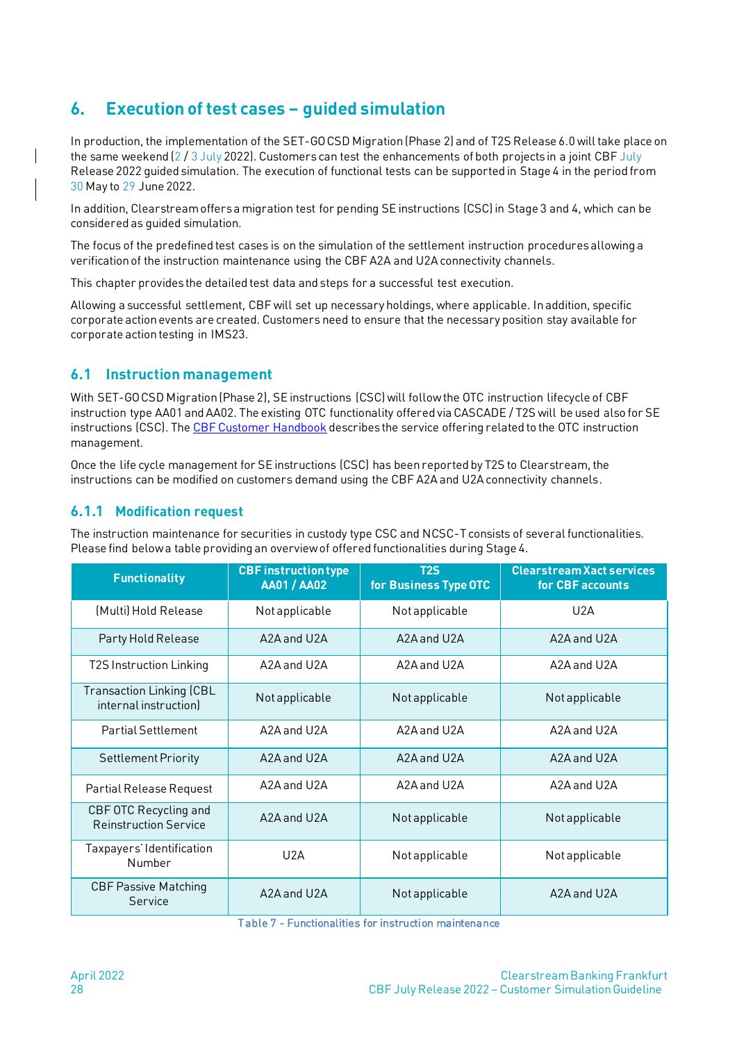# 6. Execution of test cases – guided simulation

In production, the implementation of the SET-GO CSD Migration (Phase 2) and of T2S Release 6.0 will take place on the same weekend (2 / 3 July 2022). Customers can test the enhancements of both projects in a joint CBF July Release 2022 guided simulation. The execution of functional tests can be supported in Stage 4 in the period from 30 May to 29 June 2022.

In addition, Clearstream offers a migration test for pending SE instructions (CSC) in Stage 3 and 4, which can be considered as guided simulation.

The focus of the predefined test cases is on the simulation of the settlement instruction procedures allowing a verification of the instruction maintenance using the CBF A2A and U2A connectivity channels.

This chapter provides the detailed test data and steps for a successful test execution.

Allowing a successful settlement, CBF will set up necessary holdings, where applicable. In addition, specific corporate action events are created. Customers need to ensure that the necessary position stay available for corporate action testing in IMS23.

## 6.1 Instruction management

With SET-GO CSD Migration (Phase 2), SE instructions (CSC) will follow the OTC instruction lifecycle of CBF instruction type AA01 and AA02. The existing OTC functionality offered via CASCADE / T2S will be used also for SE instructions (CSC). The CBF Customer Handbook describes the service offering related to the OTC instruction management.

Once the life cycle management for SE instructions (CSC) has been reported by T2S to Clearstream, the instructions can be modified on customers demand using the CBF A2A and U2A connectivity channels.

### 6.1.1 Modification request

The instruction maintenance for securities in custody type CSC and NCSC-T consists of several functionalities. Please find below a table providing an overview of offered functionalities during Stage 4.

| Functionality | CBF instruction type AA01 / AA02 | T2S for Business Type OTC | Clearstream Xact services for CBF accounts |
|---|---|---|---|
| (Multi) Hold Release | Not applicable | Not applicable | U2A |
| Party Hold Release | A2A and U2A | A2A and U2A | A2A and U2A |
| T2S Instruction Linking | A2A and U2A | A2A and U2A | A2A and U2A |
| Transaction Linking (CBL internal instruction) | Not applicable | Not applicable | Not applicable |
| Partial Settlement | A2A and U2A | A2A and U2A | A2A and U2A |
| Settlement Priority | A2A and U2A | A2A and U2A | A2A and U2A |
| Partial Release Request | A2A and U2A | A2A and U2A | A2A and U2A |
| CBF OTC Recycling and Reinstruction Service | A2A and U2A | Not applicable | Not applicable |
| Taxpayers' Identification Number | U2A | Not applicable | Not applicable |
| CBF Passive Matching Service | A2A and U2A | Not applicable | A2A and U2A |

Table 7 - Functionalities for instruction maintenance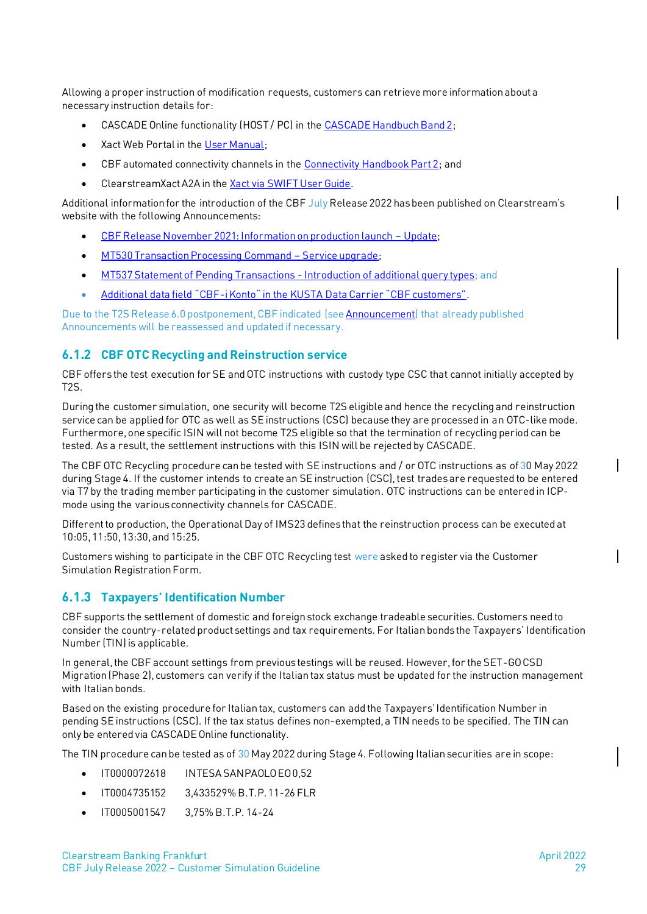Allowing a proper instruction of modification requests, customers can retrieve more information about a necessary instruction details for:

- CASCADE Online functionality (HOST / PC) in the [CASCADE Handbuch Band 2];
- Xact Web Portal in the [User Manual];
- CBF automated connectivity channels in the [Connectivity Handbook Part 2]; and
- ClearstreamXact A2A in the [Xact via SWIFT User Guide].

Additional information for the introduction of the CBF July Release 2022 has been published on Clearstream's website with the following Announcements:

- [CBF Release November 2021: Information on production launch – Update];
- [MT530 Transaction Processing Command – Service upgrade];
- [MT537 Statement of Pending Transactions - Introduction of additional query types]; and
- [Additional data field "CBF-i Konto" in the KUSTA Data Carrier "CBF customers"].

Due to the T2S Release 6.0 postponement, CBF indicated (see [Announcement]) that already published Announcements will be reassessed and updated if necessary.

### 6.1.2 CBF OTC Recycling and Reinstruction service

CBF offers the test execution for SE and OTC instructions with custody type CSC that cannot initially accepted by T2S.

During the customer simulation, one security will become T2S eligible and hence the recycling and reinstruction service can be applied for OTC as well as SE instructions (CSC) because they are processed in an OTC-like mode. Furthermore, one specific ISIN will not become T2S eligible so that the termination of recycling period can be tested. As a result, the settlement instructions with this ISIN will be rejected by CASCADE.

The CBF OTC Recycling procedure can be tested with SE instructions and / or OTC instructions as of 30 May 2022 during Stage 4. If the customer intends to create an SE instruction (CSC), test trades are requested to be entered via T7 by the trading member participating in the customer simulation. OTC instructions can be entered in ICP-mode using the various connectivity channels for CASCADE.

Different to production, the Operational Day of IMS23 defines that the reinstruction process can be executed at 10:05, 11:50, 13:30, and 15:25.

Customers wishing to participate in the CBF OTC Recycling test were asked to register via the Customer Simulation Registration Form.

### 6.1.3 Taxpayers' Identification Number

CBF supports the settlement of domestic and foreign stock exchange tradeable securities. Customers need to consider the country-related product settings and tax requirements. For Italian bonds the Taxpayers' Identification Number (TIN) is applicable.

In general, the CBF account settings from previous testings will be reused. However, for the SET-GO CSD Migration (Phase 2), customers can verify if the Italian tax status must be updated for the instruction management with Italian bonds.

Based on the existing procedure for Italian tax, customers can add the Taxpayers' Identification Number in pending SE instructions (CSC). If the tax status defines non-exempted, a TIN needs to be specified. The TIN can only be entered via CASCADE Online functionality.

The TIN procedure can be tested as of 30 May 2022 during Stage 4. Following Italian securities are in scope:

- IT0000072618 INTESA SANPAOLO EO 0,52
- IT0004735152 3,433529% B.T.P. 11-26 FLR
- IT0005001547 3,75% B.T.P. 14-24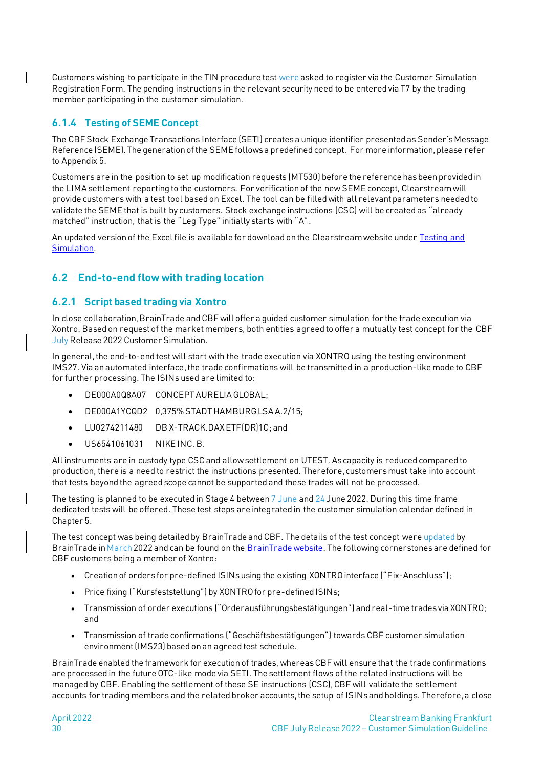Customers wishing to participate in the TIN procedure test were asked to register via the Customer Simulation Registration Form. The pending instructions in the relevant security need to be entered via T7 by the trading member participating in the customer simulation.

### 6.1.4 Testing of SEME Concept

The CBF Stock Exchange Transactions Interface (SETI) creates a unique identifier presented as Sender's Message Reference (SEME). The generation of the SEME follows a predefined concept. For more information, please refer to Appendix 5.

Customers are in the position to set up modification requests (MT530) before the reference has been provided in the LIMA settlement reporting to the customers. For verification of the new SEME concept, Clearstream will provide customers with a test tool based on Excel. The tool can be filled with all relevant parameters needed to validate the SEME that is built by customers. Stock exchange instructions (CSC) will be created as "already matched" instruction, that is the "Leg Type" initially starts with "A".

An updated version of the Excel file is available for download on the Clearstream website under Testing and Simulation.

## 6.2 End-to-end flow with trading location

### 6.2.1 Script based trading via Xontro

In close collaboration, BrainTrade and CBF will offer a guided customer simulation for the trade execution via Xontro. Based on request of the market members, both entities agreed to offer a mutually test concept for the CBF July Release 2022 Customer Simulation.

In general, the end-to-end test will start with the trade execution via XONTRO using the testing environment IMS27. Via an automated interface, the trade confirmations will be transmitted in a production-like mode to CBF for further processing. The ISINs used are limited to:

- DE000A0Q8A07 CONCEPT AURELIA GLOBAL;
- DE000A1YCQD2 0,375% STADT HAMBURG LSA A.2/15;
- LU0274211480 DB X-TRACK.DAX ETF(DR)1C; and
- US6541061031 NIKE INC. B.

All instruments are in custody type CSC and allow settlement on UTEST. As capacity is reduced compared to production, there is a need to restrict the instructions presented. Therefore, customers must take into account that tests beyond the agreed scope cannot be supported and these trades will not be processed.

The testing is planned to be executed in Stage 4 between 7 June and 24 June 2022. During this time frame dedicated tests will be offered. These test steps are integrated in the customer simulation calendar defined in Chapter 5.

The test concept was being detailed by BrainTrade and CBF. The details of the test concept were updated by BrainTrade in March 2022 and can be found on the BrainTrade website. The following cornerstones are defined for CBF customers being a member of Xontro:

- Creation of orders for pre-defined ISINs using the existing XONTRO interface ("Fix-Anschluss");
- Price fixing ("Kursfeststellung") by XONTRO for pre-defined ISINs;
- Transmission of order executions ("Orderausführungsbestätigungen") and real-time trades via XONTRO; and
- Transmission of trade confirmations ("Geschäftsbestätigungen") towards CBF customer simulation environment (IMS23) based on an agreed test schedule.

BrainTrade enabled the framework for execution of trades, whereas CBF will ensure that the trade confirmations are processed in the future OTC-like mode via SETI. The settlement flows of the related instructions will be managed by CBF. Enabling the settlement of these SE instructions (CSC), CBF will validate the settlement accounts for trading members and the related broker accounts, the setup of ISINs and holdings. Therefore, a close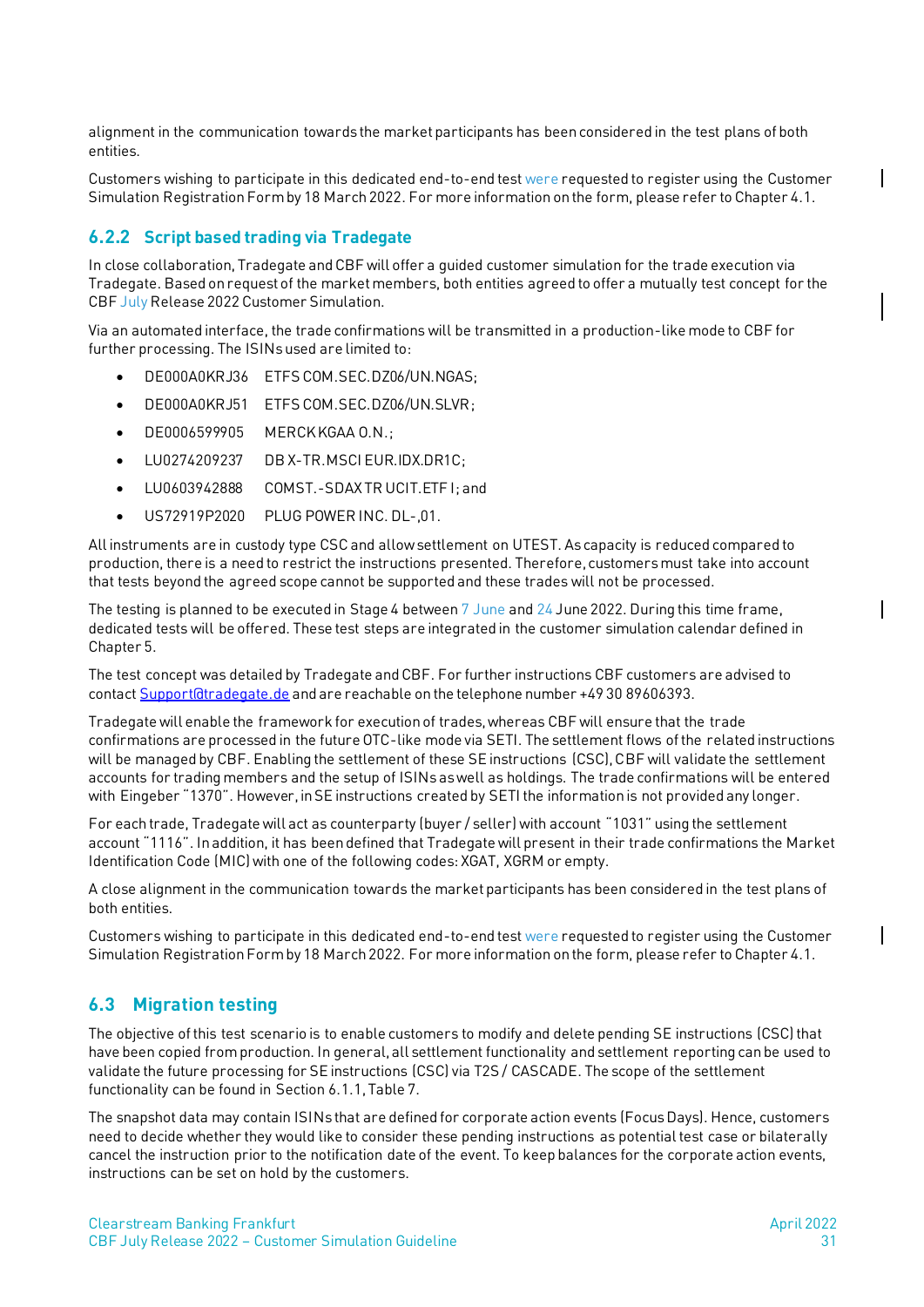alignment in the communication towards the market participants has been considered in the test plans of both entities.

Customers wishing to participate in this dedicated end-to-end test were requested to register using the Customer Simulation Registration Form by 18 March 2022. For more information on the form, please refer to Chapter 4.1.

### 6.2.2 Script based trading via Tradegate

In close collaboration, Tradegate and CBF will offer a guided customer simulation for the trade execution via Tradegate. Based on request of the market members, both entities agreed to offer a mutually test concept for the CBF July Release 2022 Customer Simulation.

Via an automated interface, the trade confirmations will be transmitted in a production-like mode to CBF for further processing. The ISINs used are limited to:

- DE000A0KRJ36 ETFS COM.SEC.DZ06/UN.NGAS;
- DE000A0KRJ51 ETFS COM.SEC.DZ06/UN.SLVR;
- DE0006599905 MERCK KGAA O.N.;
- LU0274209237 DB X-TR.MSCI EUR.IDX.DR1C;
- LU0603942888 COMST.-SDAX TR UCIT.ETF I; and
- US72919P2020 PLUG POWER INC. DL-,01.

All instruments are in custody type CSC and allow settlement on UTEST. As capacity is reduced compared to production, there is a need to restrict the instructions presented. Therefore, customers must take into account that tests beyond the agreed scope cannot be supported and these trades will not be processed.

The testing is planned to be executed in Stage 4 between 7 June and 24 June 2022. During this time frame, dedicated tests will be offered. These test steps are integrated in the customer simulation calendar defined in Chapter 5.

The test concept was detailed by Tradegate and CBF. For further instructions CBF customers are advised to contact Support@tradegate.de and are reachable on the telephone number +49 30 89606393.

Tradegate will enable the framework for execution of trades, whereas CBF will ensure that the trade confirmations are processed in the future OTC-like mode via SETI. The settlement flows of the related instructions will be managed by CBF. Enabling the settlement of these SE instructions (CSC), CBF will validate the settlement accounts for trading members and the setup of ISINs as well as holdings. The trade confirmations will be entered with Eingeber "1370". However, in SE instructions created by SETI the information is not provided any longer.

For each trade, Tradegate will act as counterparty (buyer / seller) with account "1031" using the settlement account "1116". In addition, it has been defined that Tradegate will present in their trade confirmations the Market Identification Code (MIC) with one of the following codes: XGAT, XGRM or empty.

A close alignment in the communication towards the market participants has been considered in the test plans of both entities.

Customers wishing to participate in this dedicated end-to-end test were requested to register using the Customer Simulation Registration Form by 18 March 2022. For more information on the form, please refer to Chapter 4.1.

## 6.3 Migration testing

The objective of this test scenario is to enable customers to modify and delete pending SE instructions (CSC) that have been copied from production. In general, all settlement functionality and settlement reporting can be used to validate the future processing for SE instructions (CSC) via T2S / CASCADE. The scope of the settlement functionality can be found in Section 6.1.1, Table 7.

The snapshot data may contain ISINs that are defined for corporate action events (Focus Days). Hence, customers need to decide whether they would like to consider these pending instructions as potential test case or bilaterally cancel the instruction prior to the notification date of the event. To keep balances for the corporate action events, instructions can be set on hold by the customers.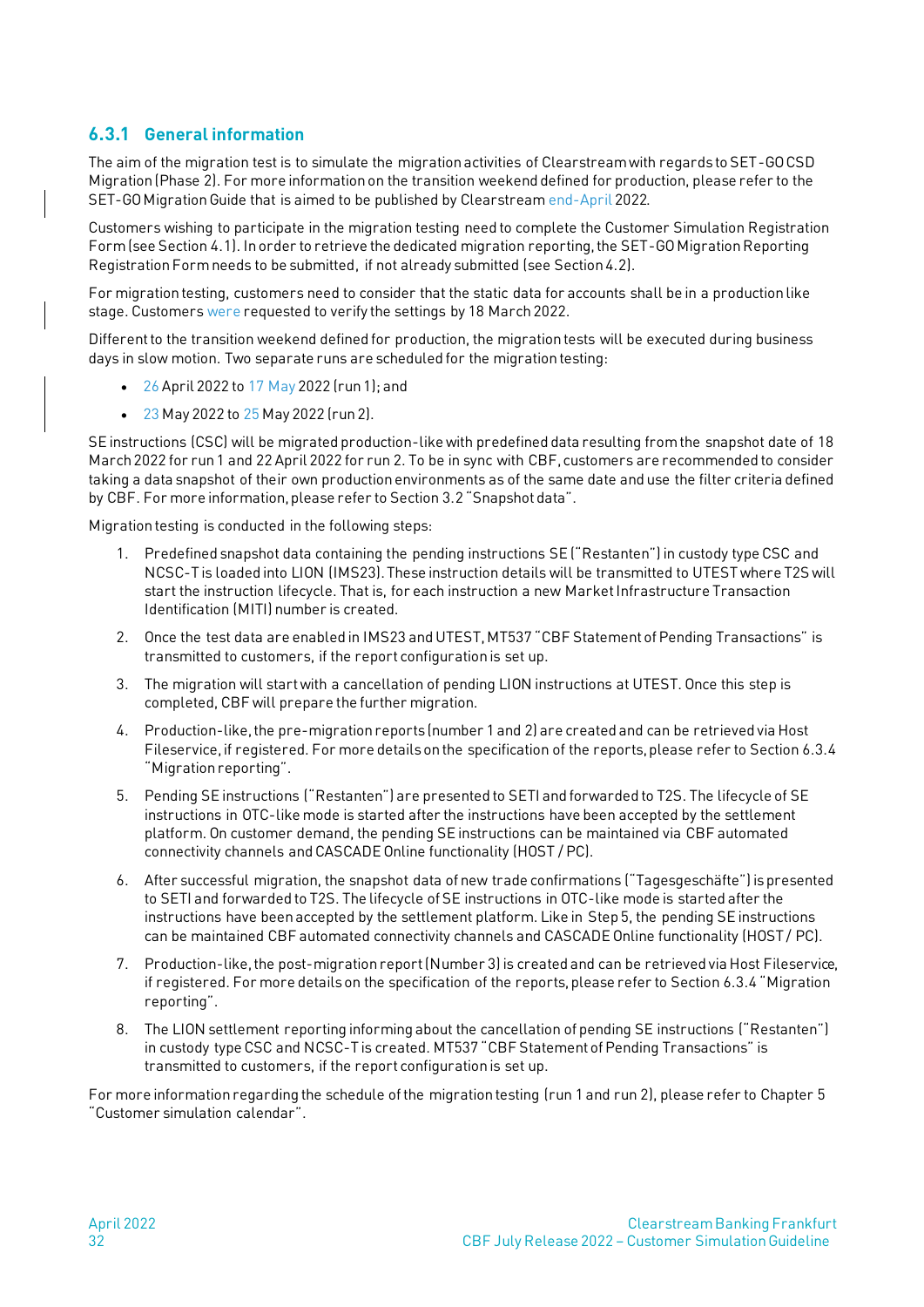### 6.3.1 General information

The aim of the migration test is to simulate the migration activities of Clearstream with regards to SET-GO CSD Migration (Phase 2). For more information on the transition weekend defined for production, please refer to the SET-GO Migration Guide that is aimed to be published by Clearstream end-April 2022.

Customers wishing to participate in the migration testing need to complete the Customer Simulation Registration Form (see Section 4.1). In order to retrieve the dedicated migration reporting, the SET-GO Migration Reporting Registration Form needs to be submitted, if not already submitted (see Section 4.2).

For migration testing, customers need to consider that the static data for accounts shall be in a production like stage. Customers were requested to verify the settings by 18 March 2022.

Different to the transition weekend defined for production, the migration tests will be executed during business days in slow motion. Two separate runs are scheduled for the migration testing:

- 26 April 2022 to 17 May 2022 (run 1); and
- 23 May 2022 to 25 May 2022 (run 2).

SE instructions (CSC) will be migrated production-like with predefined data resulting from the snapshot date of 18 March 2022 for run 1 and 22 April 2022 for run 2. To be in sync with CBF, customers are recommended to consider taking a data snapshot of their own production environments as of the same date and use the filter criteria defined by CBF. For more information, please refer to Section 3.2 "Snapshot data".

Migration testing is conducted in the following steps:

1. Predefined snapshot data containing the pending instructions SE ("Restanten") in custody type CSC and NCSC-T is loaded into LION (IMS23). These instruction details will be transmitted to UTEST where T2S will start the instruction lifecycle. That is, for each instruction a new Market Infrastructure Transaction Identification (MITI) number is created.
2. Once the test data are enabled in IMS23 and UTEST, MT537 "CBF Statement of Pending Transactions" is transmitted to customers, if the report configuration is set up.
3. The migration will start with a cancellation of pending LION instructions at UTEST. Once this step is completed, CBF will prepare the further migration.
4. Production-like, the pre-migration reports (number 1 and 2) are created and can be retrieved via Host Fileservice, if registered. For more details on the specification of the reports, please refer to Section 6.3.4 "Migration reporting".
5. Pending SE instructions ("Restanten") are presented to SETI and forwarded to T2S. The lifecycle of SE instructions in OTC-like mode is started after the instructions have been accepted by the settlement platform. On customer demand, the pending SE instructions can be maintained via CBF automated connectivity channels and CASCADE Online functionality (HOST / PC).
6. After successful migration, the snapshot data of new trade confirmations ("Tagesgeschäfte") is presented to SETI and forwarded to T2S. The lifecycle of SE instructions in OTC-like mode is started after the instructions have been accepted by the settlement platform. Like in Step 5, the pending SE instructions can be maintained CBF automated connectivity channels and CASCADE Online functionality (HOST / PC).
7. Production-like, the post-migration report (Number 3) is created and can be retrieved via Host Fileservice, if registered. For more details on the specification of the reports, please refer to Section 6.3.4 "Migration reporting".
8. The LION settlement reporting informing about the cancellation of pending SE instructions ("Restanten") in custody type CSC and NCSC-T is created. MT537 "CBF Statement of Pending Transactions" is transmitted to customers, if the report configuration is set up.

For more information regarding the schedule of the migration testing (run 1 and run 2), please refer to Chapter 5 "Customer simulation calendar".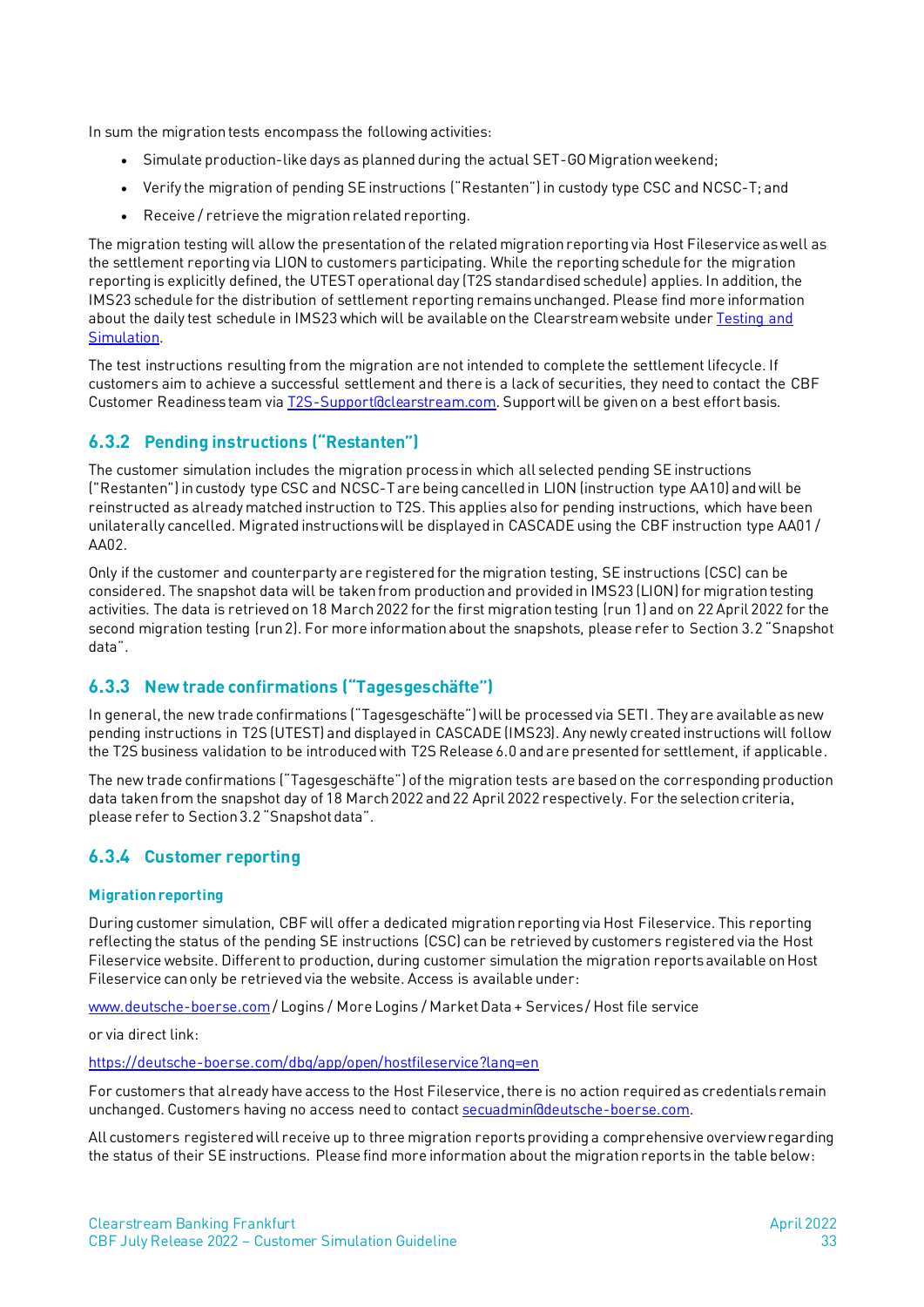In sum the migration tests encompass the following activities:

- Simulate production-like days as planned during the actual SET-GO Migration weekend;
- Verify the migration of pending SE instructions ("Restanten") in custody type CSC and NCSC-T; and
- Receive / retrieve the migration related reporting.

The migration testing will allow the presentation of the related migration reporting via Host Fileservice as well as the settlement reporting via LION to customers participating. While the reporting schedule for the migration reporting is explicitly defined, the UTEST operational day (T2S standardised schedule) applies. In addition, the IMS23 schedule for the distribution of settlement reporting remains unchanged. Please find more information about the daily test schedule in IMS23 which will be available on the Clearstream website under [Testing and Simulation](Testing and Simulation).

The test instructions resulting from the migration are not intended to complete the settlement lifecycle. If customers aim to achieve a successful settlement and there is a lack of securities, they need to contact the CBF Customer Readiness team via [T2S-Support@clearstream.com](mailto:T2S-Support@clearstream.com). Support will be given on a best effort basis.

### 6.3.2 Pending instructions ("Restanten")

The customer simulation includes the migration process in which all selected pending SE instructions ("Restanten") in custody type CSC and NCSC-T are being cancelled in LION (instruction type AA10) and will be reinstructed as already matched instruction to T2S. This applies also for pending instructions, which have been unilaterally cancelled. Migrated instructions will be displayed in CASCADE using the CBF instruction type AA01 / AA02.

Only if the customer and counterparty are registered for the migration testing, SE instructions (CSC) can be considered. The snapshot data will be taken from production and provided in IMS23 (LION) for migration testing activities. The data is retrieved on 18 March 2022 for the first migration testing (run 1) and on 22 April 2022 for the second migration testing (run 2). For more information about the snapshots, please refer to Section 3.2 "Snapshot data".

### 6.3.3 New trade confirmations ("Tagesgeschäfte")

In general, the new trade confirmations ("Tagesgeschäfte") will be processed via SETI. They are available as new pending instructions in T2S (UTEST) and displayed in CASCADE (IMS23). Any newly created instructions will follow the T2S business validation to be introduced with T2S Release 6.0 and are presented for settlement, if applicable.

The new trade confirmations ("Tagesgeschäfte") of the migration tests are based on the corresponding production data taken from the snapshot day of 18 March 2022 and 22 April 2022 respectively. For the selection criteria, please refer to Section 3.2 "Snapshot data".

### 6.3.4 Customer reporting

#### Migration reporting

During customer simulation, CBF will offer a dedicated migration reporting via Host Fileservice. This reporting reflecting the status of the pending SE instructions (CSC) can be retrieved by customers registered via the Host Fileservice website. Different to production, during customer simulation the migration reports available on Host Fileservice can only be retrieved via the website. Access is available under:

[www.deutsche-boerse.com](http://www.deutsche-boerse.com) / Logins / More Logins / Market Data + Services / Host file service

or via direct link:

[https://deutsche-boerse.com/dbg/app/open/hostfileservice?lang=en](https://deutsche-boerse.com/dbg/app/open/hostfileservice?lang=en)

For customers that already have access to the Host Fileservice, there is no action required as credentials remain unchanged. Customers having no access need to contact [secuadmin@deutsche-boerse.com](mailto:secuadmin@deutsche-boerse.com).

All customers registered will receive up to three migration reports providing a comprehensive overview regarding the status of their SE instructions. Please find more information about the migration reports in the table below: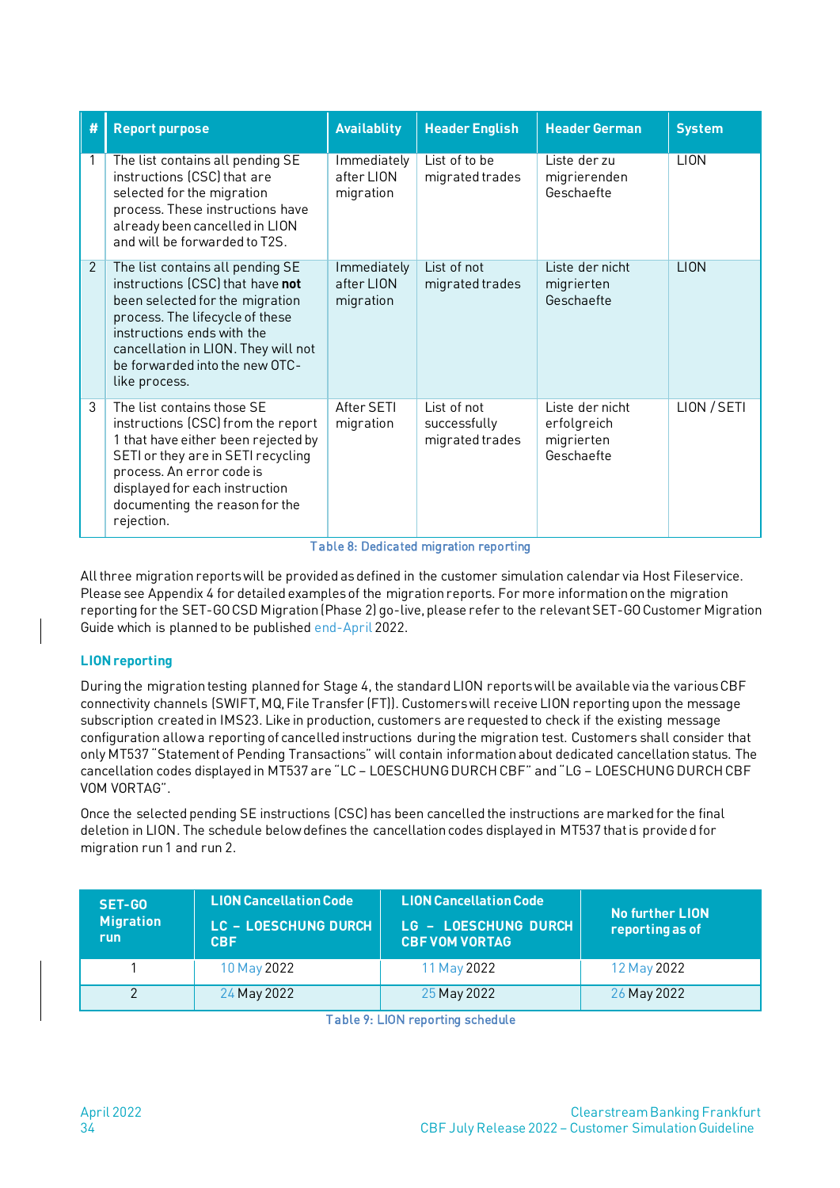| # | Report purpose | Availablity | Header English | Header German | System |
|---|---|---|---|---|---|
| 1 | The list contains all pending SE instructions (CSC) that are selected for the migration process. These instructions have already been cancelled in LION and will be forwarded to T2S. | Immediately after LION migration | List of to be migrated trades | Liste der zu migrierenden Geschaefte | LION |
| 2 | The list contains all pending SE instructions (CSC) that have **not** been selected for the migration process. The lifecycle of these instructions ends with the cancellation in LION. They will not be forwarded into the new OTC-like process. | Immediately after LION migration | List of not migrated trades | Liste der nicht migrierten Geschaefte | LION |
| 3 | The list contains those SE instructions (CSC) from the report 1 that have either been rejected by SETI or they are in SETI recycling process. An error code is displayed for each instruction documenting the reason for the rejection. | After SETI migration | List of not successfully migrated trades | Liste der nicht erfolgreich migrierten Geschaefte | LION / SETI |

Table 8: Dedicated migration reporting

All three migration reports will be provided as defined in the customer simulation calendar via Host Fileservice. Please see Appendix 4 for detailed examples of the migration reports. For more information on the migration reporting for the SET-GO CSD Migration (Phase 2) go-live, please refer to the relevant SET-GO Customer Migration Guide which is planned to be published end-April 2022.

### LION reporting

During the migration testing planned for Stage 4, the standard LION reports will be available via the various CBF connectivity channels (SWIFT, MQ, File Transfer (FT)). Customers will receive LION reporting upon the message subscription created in IMS23. Like in production, customers are requested to check if the existing message configuration allow a reporting of cancelled instructions during the migration test. Customers shall consider that only MT537 "Statement of Pending Transactions" will contain information about dedicated cancellation status. The cancellation codes displayed in MT537 are "LC – LOESCHUNG DURCH CBF" and "LG – LOESCHUNG DURCH CBF VOM VORTAG".

Once the selected pending SE instructions (CSC) has been cancelled the instructions are marked for the final deletion in LION. The schedule below defines the cancellation codes displayed in MT537 that is provided for migration run 1 and run 2.

| SET-GO Migration run | LION Cancellation Code<br>LC – LOESCHUNG DURCH CBF | LION Cancellation Code<br>LG – LOESCHUNG DURCH CBF VOM VORTAG | No further LION reporting as of |
|---|---|---|---|
| 1 | 10 May 2022 | 11 May 2022 | 12 May 2022 |
| 2 | 24 May 2022 | 25 May 2022 | 26 May 2022 |

Table 9: LION reporting schedule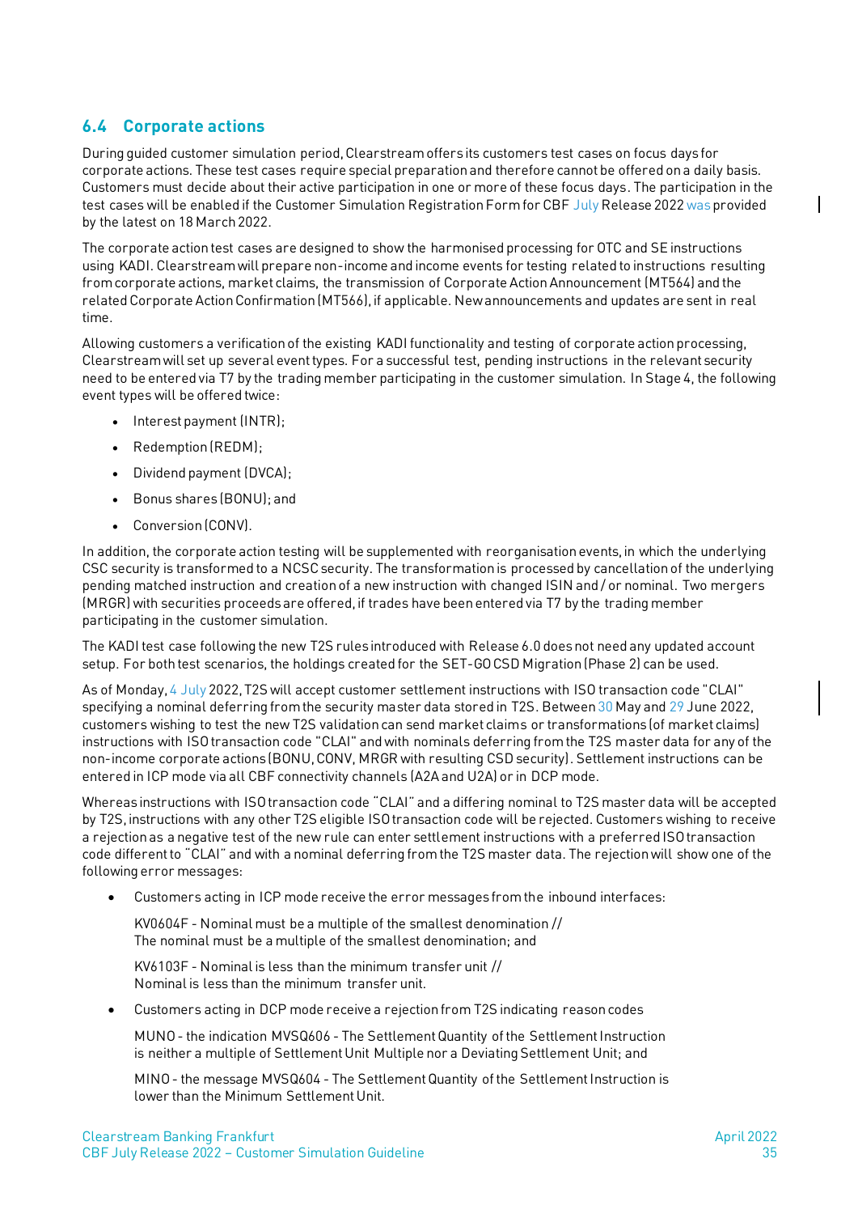## 6.4 Corporate actions

During guided customer simulation period, Clearstream offers its customers test cases on focus days for corporate actions. These test cases require special preparation and therefore cannot be offered on a daily basis. Customers must decide about their active participation in one or more of these focus days. The participation in the test cases will be enabled if the Customer Simulation Registration Form for CBF July Release 2022 was provided by the latest on 18 March 2022.

The corporate action test cases are designed to show the harmonised processing for OTC and SE instructions using KADI. Clearstream will prepare non-income and income events for testing related to instructions resulting from corporate actions, market claims, the transmission of Corporate Action Announcement (MT564) and the related Corporate Action Confirmation (MT566), if applicable. New announcements and updates are sent in real time.

Allowing customers a verification of the existing KADI functionality and testing of corporate action processing, Clearstream will set up several event types. For a successful test, pending instructions in the relevant security need to be entered via T7 by the trading member participating in the customer simulation. In Stage 4, the following event types will be offered twice:

- Interest payment (INTR);
- Redemption (REDM);
- Dividend payment (DVCA);
- Bonus shares (BONU); and
- Conversion (CONV).

In addition, the corporate action testing will be supplemented with reorganisation events, in which the underlying CSC security is transformed to a NCSC security. The transformation is processed by cancellation of the underlying pending matched instruction and creation of a new instruction with changed ISIN and / or nominal. Two mergers (MRGR) with securities proceeds are offered, if trades have been entered via T7 by the trading member participating in the customer simulation.

The KADI test case following the new T2S rules introduced with Release 6.0 does not need any updated account setup. For both test scenarios, the holdings created for the SET-GO CSD Migration (Phase 2) can be used.

As of Monday, 4 July 2022, T2S will accept customer settlement instructions with ISO transaction code "CLAI" specifying a nominal deferring from the security master data stored in T2S. Between 30 May and 29 June 2022, customers wishing to test the new T2S validation can send market claims or transformations (of market claims) instructions with ISO transaction code "CLAI" and with nominals deferring from the T2S master data for any of the non-income corporate actions (BONU, CONV, MRGR with resulting CSD security). Settlement instructions can be entered in ICP mode via all CBF connectivity channels (A2A and U2A) or in DCP mode.

Whereas instructions with ISO transaction code "CLAI" and a differing nominal to T2S master data will be accepted by T2S, instructions with any other T2S eligible ISO transaction code will be rejected. Customers wishing to receive a rejection as a negative test of the new rule can enter settlement instructions with a preferred ISO transaction code different to "CLAI" and with a nominal deferring from the T2S master data. The rejection will show one of the following error messages:

- Customers acting in ICP mode receive the error messages from the inbound interfaces:

  KV0604F - Nominal must be a multiple of the smallest denomination //
  The nominal must be a multiple of the smallest denomination; and

  KV6103F - Nominal is less than the minimum transfer unit //
  Nominal is less than the minimum transfer unit.

- Customers acting in DCP mode receive a rejection from T2S indicating reason codes

  MUNO - the indication MVSQ606 - The Settlement Quantity of the Settlement Instruction is neither a multiple of Settlement Unit Multiple nor a Deviating Settlement Unit; and

  MINO - the message MVSQ604 - The Settlement Quantity of the Settlement Instruction is lower than the Minimum Settlement Unit.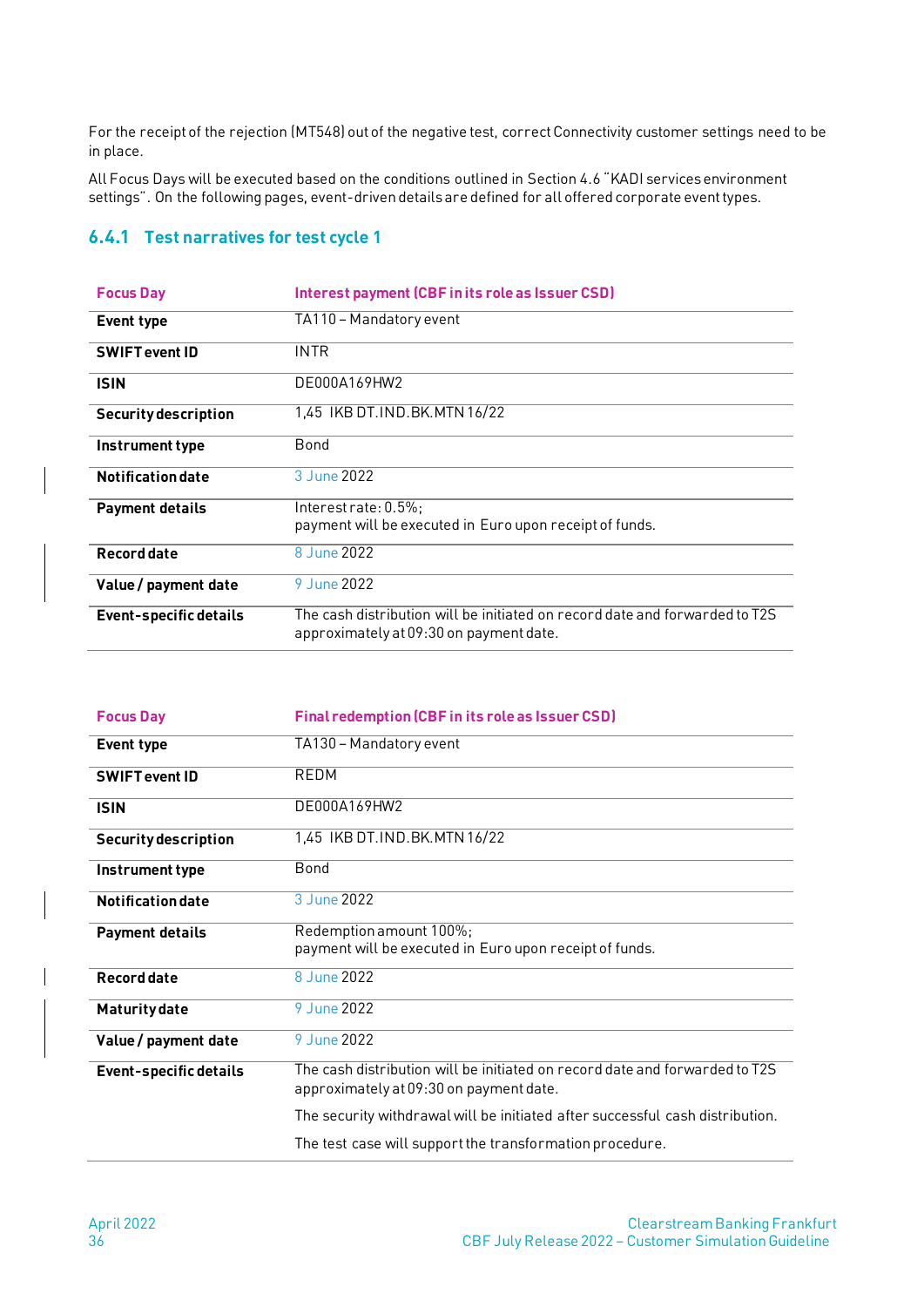For the receipt of the rejection (MT548) out of the negative test, correct Connectivity customer settings need to be in place.

All Focus Days will be executed based on the conditions outlined in Section 4.6 "KADI services environment settings". On the following pages, event-driven details are defined for all offered corporate event types.

### 6.4.1 Test narratives for test cycle 1

| Focus Day | Interest payment (CBF in its role as Issuer CSD) |
|---|---|
| **Event type** | TA110 – Mandatory event |
| **SWIFT event ID** | INTR |
| **ISIN** | DE000A169HW2 |
| **Security description** | 1,45 IKB DT.IND.BK.MTN 16/22 |
| **Instrument type** | Bond |
| **Notification date** | 3 June 2022 |
| **Payment details** | Interest rate: 0.5%;<br>payment will be executed in Euro upon receipt of funds. |
| **Record date** | 8 June 2022 |
| **Value / payment date** | 9 June 2022 |
| **Event-specific details** | The cash distribution will be initiated on record date and forwarded to T2S approximately at 09:30 on payment date. |

| Focus Day | Final redemption (CBF in its role as Issuer CSD) |
|---|---|
| **Event type** | TA130 – Mandatory event |
| **SWIFT event ID** | REDM |
| **ISIN** | DE000A169HW2 |
| **Security description** | 1,45 IKB DT.IND.BK.MTN 16/22 |
| **Instrument type** | Bond |
| **Notification date** | 3 June 2022 |
| **Payment details** | Redemption amount 100%;<br>payment will be executed in Euro upon receipt of funds. |
| **Record date** | 8 June 2022 |
| **Maturity date** | 9 June 2022 |
| **Value / payment date** | 9 June 2022 |
| **Event-specific details** | The cash distribution will be initiated on record date and forwarded to T2S approximately at 09:30 on payment date.<br>The security withdrawal will be initiated after successful cash distribution.<br>The test case will support the transformation procedure. |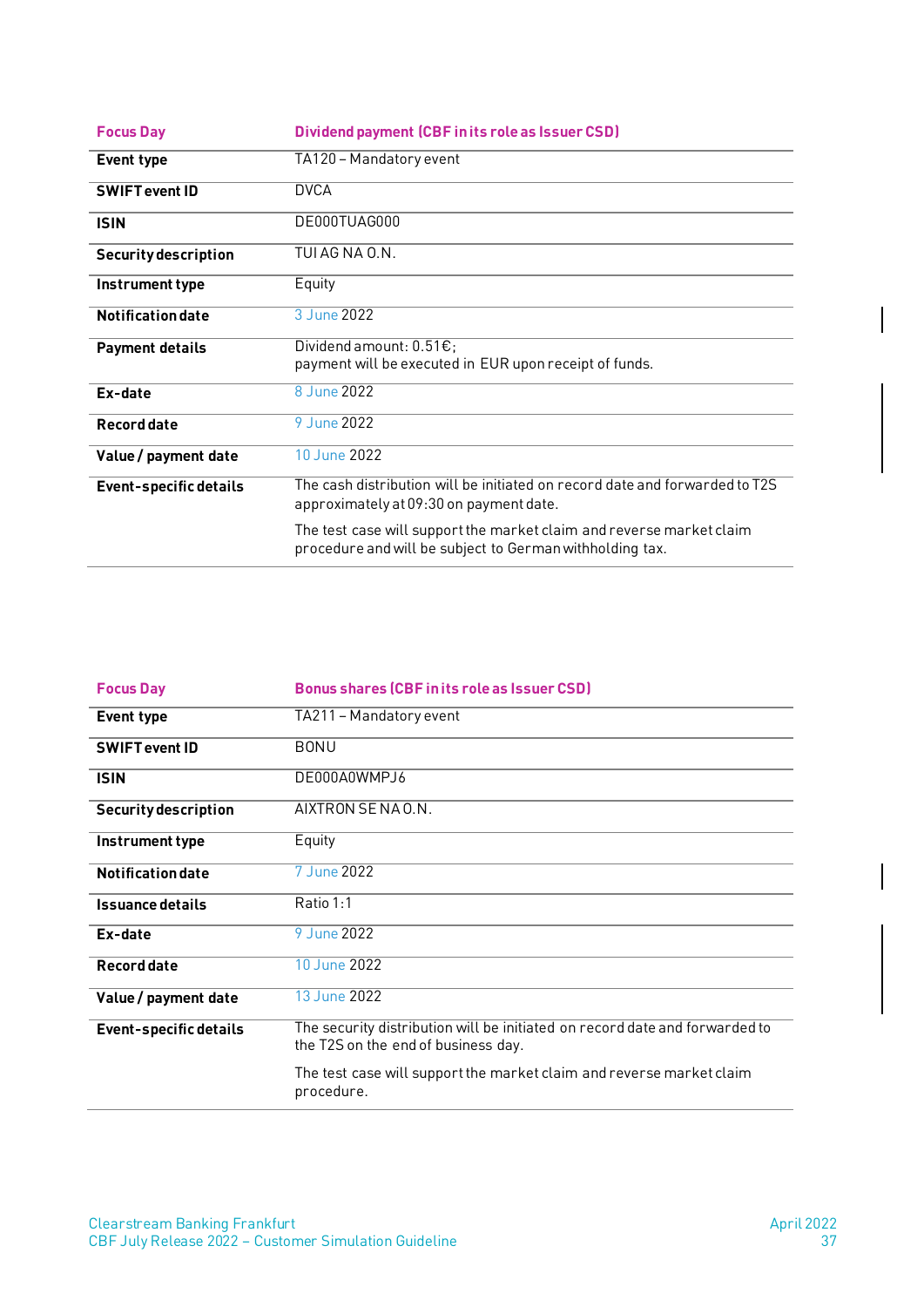| Focus Day | Dividend payment (CBF in its role as Issuer CSD) |
|---|---|
| **Event type** | TA120 – Mandatory event |
| **SWIFT event ID** | DVCA |
| **ISIN** | DE000TUAG000 |
| **Security description** | TUI AG NA O.N. |
| **Instrument type** | Equity |
| **Notification date** | 3 June 2022 |
| **Payment details** | Dividend amount: 0.51€;<br>payment will be executed in EUR upon receipt of funds. |
| **Ex-date** | 8 June 2022 |
| **Record date** | 9 June 2022 |
| **Value / payment date** | 10 June 2022 |
| **Event-specific details** | The cash distribution will be initiated on record date and forwarded to T2S approximately at 09:30 on payment date.<br>The test case will support the market claim and reverse market claim procedure and will be subject to German withholding tax. |

| Focus Day | Bonus shares (CBF in its role as Issuer CSD) |
|---|---|
| **Event type** | TA211 – Mandatory event |
| **SWIFT event ID** | BONU |
| **ISIN** | DE000A0WMPJ6 |
| **Security description** | AIXTRON SE NA O.N. |
| **Instrument type** | Equity |
| **Notification date** | 7 June 2022 |
| **Issuance details** | Ratio 1:1 |
| **Ex-date** | 9 June 2022 |
| **Record date** | 10 June 2022 |
| **Value / payment date** | 13 June 2022 |
| **Event-specific details** | The security distribution will be initiated on record date and forwarded to the T2S on the end of business day.<br>The test case will support the market claim and reverse market claim procedure. |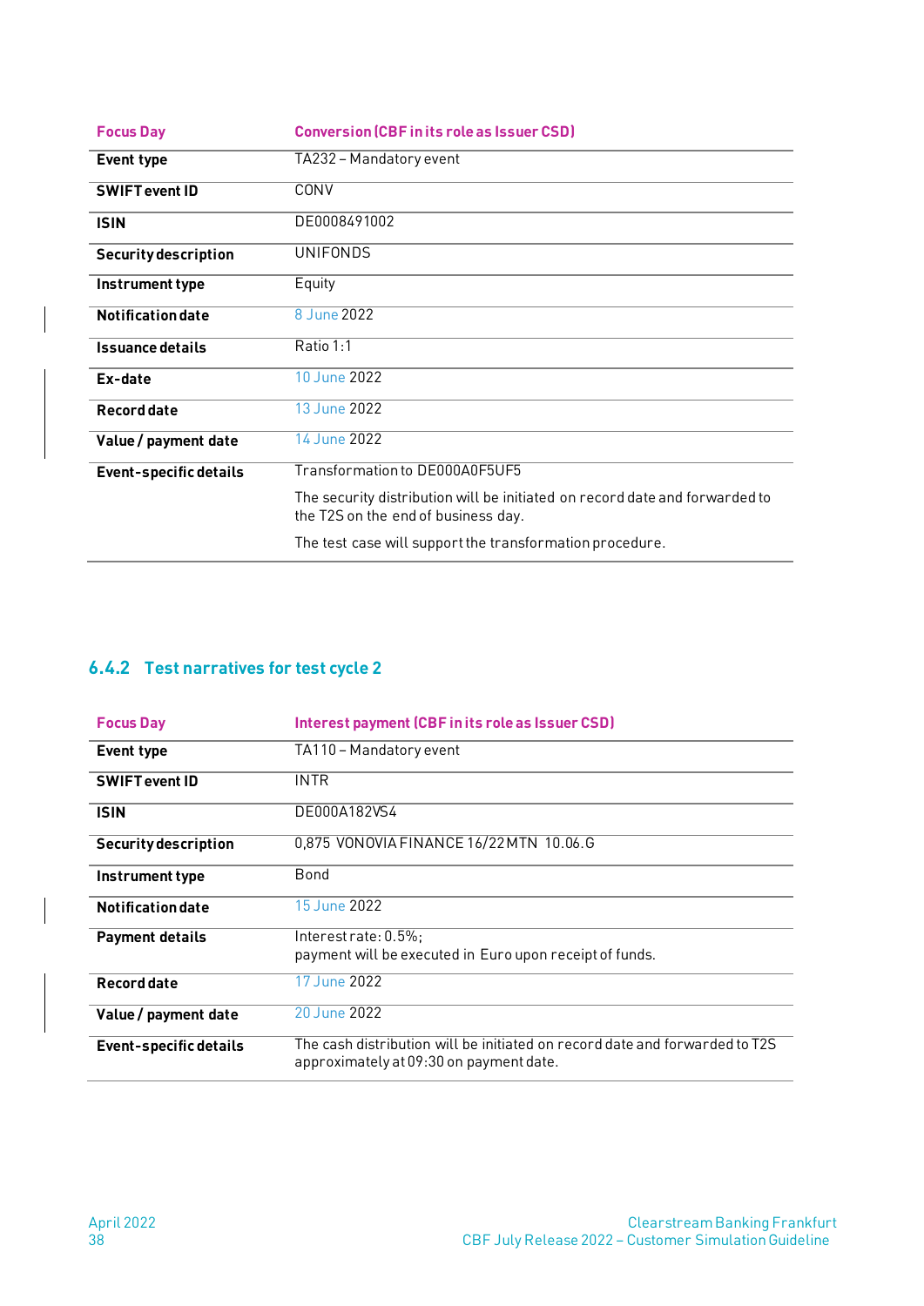| Focus Day | Conversion (CBF in its role as Issuer CSD) |
|---|---|
| **Event type** | TA232 – Mandatory event |
| **SWIFT event ID** | CONV |
| **ISIN** | DE0008491002 |
| **Security description** | UNIFONDS |
| **Instrument type** | Equity |
| **Notification date** | 8 June 2022 |
| **Issuance details** | Ratio 1:1 |
| **Ex-date** | 10 June 2022 |
| **Record date** | 13 June 2022 |
| **Value / payment date** | 14 June 2022 |
| **Event-specific details** | Transformation to DE000A0F5UF5<br>The security distribution will be initiated on record date and forwarded to the T2S on the end of business day.<br>The test case will support the transformation procedure. |

### 6.4.2 Test narratives for test cycle 2

| Focus Day | Interest payment (CBF in its role as Issuer CSD) |
|---|---|
| **Event type** | TA110 – Mandatory event |
| **SWIFT event ID** | INTR |
| **ISIN** | DE000A182VS4 |
| **Security description** | 0,875 VONOVIA FINANCE 16/22 MTN 10.06.G |
| **Instrument type** | Bond |
| **Notification date** | 15 June 2022 |
| **Payment details** | Interest rate: 0.5%;<br>payment will be executed in Euro upon receipt of funds. |
| **Record date** | 17 June 2022 |
| **Value / payment date** | 20 June 2022 |
| **Event-specific details** | The cash distribution will be initiated on record date and forwarded to T2S approximately at 09:30 on payment date. |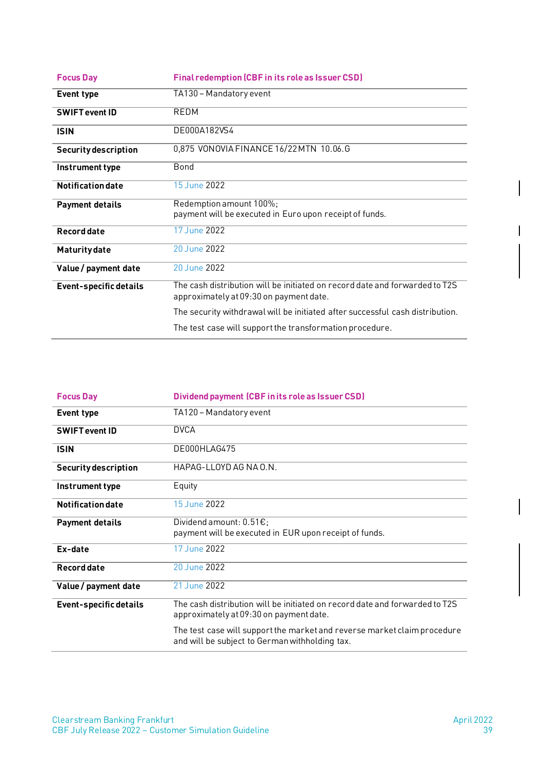| Focus Day | Final redemption (CBF in its role as Issuer CSD) |
|---|---|
| **Event type** | TA130 – Mandatory event |
| **SWIFT event ID** | REDM |
| **ISIN** | DE000A182VS4 |
| **Security description** | 0,875 VONOVIA FINANCE 16/22 MTN 10.06.G |
| **Instrument type** | Bond |
| **Notification date** | 15 June 2022 |
| **Payment details** | Redemption amount 100%;<br>payment will be executed in Euro upon receipt of funds. |
| **Record date** | 17 June 2022 |
| **Maturity date** | 20 June 2022 |
| **Value / payment date** | 20 June 2022 |
| **Event-specific details** | The cash distribution will be initiated on record date and forwarded to T2S approximately at 09:30 on payment date.<br>The security withdrawal will be initiated after successful cash distribution.<br>The test case will support the transformation procedure. |

| Focus Day | Dividend payment (CBF in its role as Issuer CSD) |
|---|---|
| **Event type** | TA120 – Mandatory event |
| **SWIFT event ID** | DVCA |
| **ISIN** | DE000HLAG475 |
| **Security description** | HAPAG-LLOYD AG NA O.N. |
| **Instrument type** | Equity |
| **Notification date** | 15 June 2022 |
| **Payment details** | Dividend amount: 0.51€;<br>payment will be executed in EUR upon receipt of funds. |
| **Ex-date** | 17 June 2022 |
| **Record date** | 20 June 2022 |
| **Value / payment date** | 21 June 2022 |
| **Event-specific details** | The cash distribution will be initiated on record date and forwarded to T2S approximately at 09:30 on payment date.<br>The test case will support the market and reverse market claim procedure and will be subject to German withholding tax. |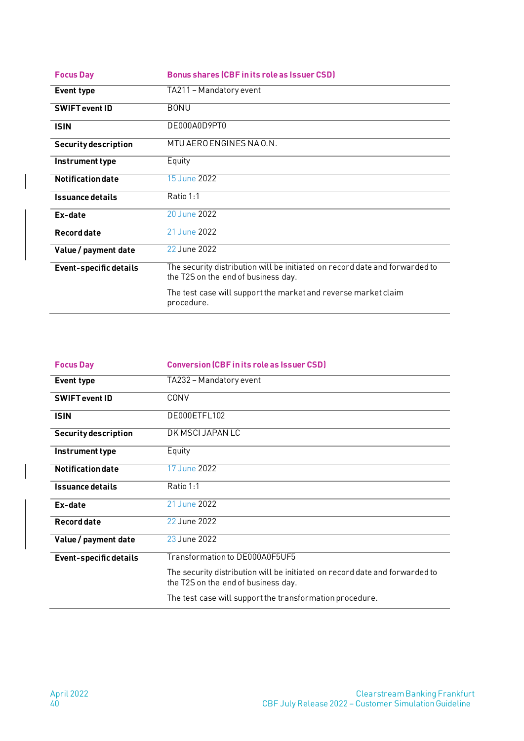| Focus Day | Bonus shares (CBF in its role as Issuer CSD) |
|---|---|
| **Event type** | TA211 – Mandatory event |
| **SWIFT event ID** | BONU |
| **ISIN** | DE000A0D9PT0 |
| **Security description** | MTU AERO ENGINES NA O.N. |
| **Instrument type** | Equity |
| **Notification date** | 15 June 2022 |
| **Issuance details** | Ratio 1:1 |
| **Ex-date** | 20 June 2022 |
| **Record date** | 21 June 2022 |
| **Value / payment date** | 22 June 2022 |
| **Event-specific details** | The security distribution will be initiated on record date and forwarded to the T2S on the end of business day.<br><br>The test case will support the market and reverse market claim procedure. |

| Focus Day | Conversion (CBF in its role as Issuer CSD) |
|---|---|
| **Event type** | TA232 – Mandatory event |
| **SWIFT event ID** | CONV |
| **ISIN** | DE000ETFL102 |
| **Security description** | DK MSCI JAPAN LC |
| **Instrument type** | Equity |
| **Notification date** | 17 June 2022 |
| **Issuance details** | Ratio 1:1 |
| **Ex-date** | 21 June 2022 |
| **Record date** | 22 June 2022 |
| **Value / payment date** | 23 June 2022 |
| **Event-specific details** | Transformation to DE000A0F5UF5<br><br>The security distribution will be initiated on record date and forwarded to the T2S on the end of business day.<br><br>The test case will support the transformation procedure. |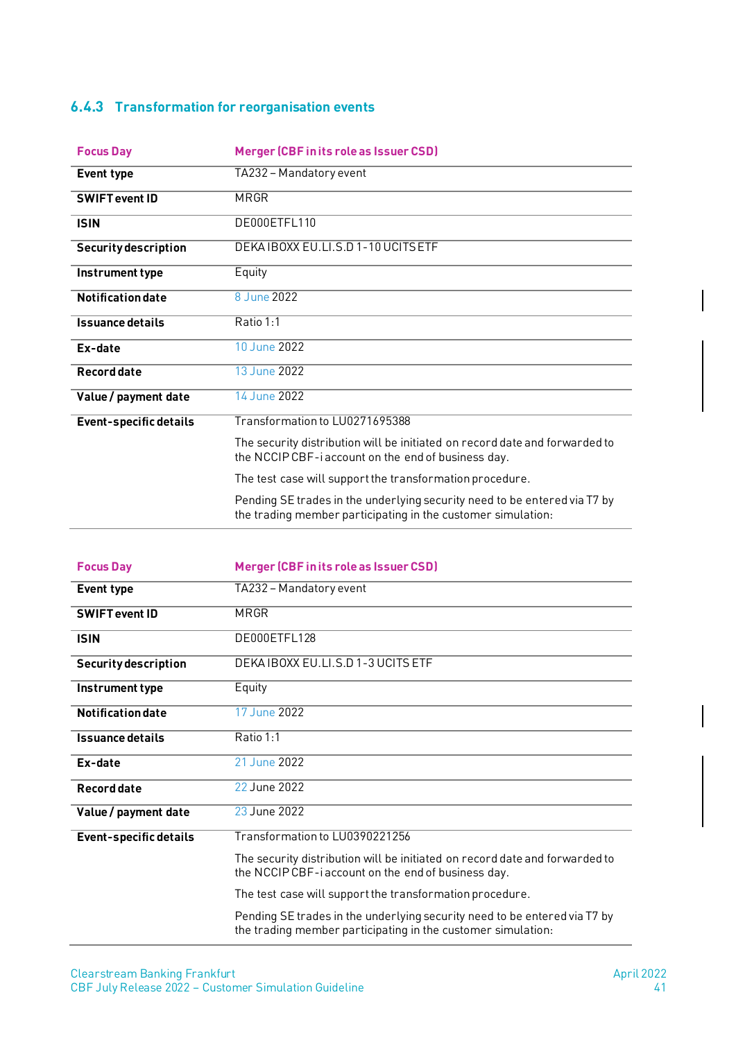### 6.4.3 Transformation for reorganisation events

| Focus Day | Merger (CBF in its role as Issuer CSD) |
|---|---|
| **Event type** | TA232 – Mandatory event |
| **SWIFT event ID** | MRGR |
| **ISIN** | DE000ETFL110 |
| **Security description** | DEKA IBOXX EU.LI.S.D 1-10 UCITS ETF |
| **Instrument type** | Equity |
| **Notification date** | 8 June 2022 |
| **Issuance details** | Ratio 1:1 |
| **Ex-date** | 10 June 2022 |
| **Record date** | 13 June 2022 |
| **Value / payment date** | 14 June 2022 |
| **Event-specific details** | Transformation to LU0271695388<br><br>The security distribution will be initiated on record date and forwarded to the NCCIP CBF-i account on the end of business day.<br><br>The test case will support the transformation procedure.<br><br>Pending SE trades in the underlying security need to be entered via T7 by the trading member participating in the customer simulation: |

| Focus Day | Merger (CBF in its role as Issuer CSD) |
|---|---|
| **Event type** | TA232 – Mandatory event |
| **SWIFT event ID** | MRGR |
| **ISIN** | DE000ETFL128 |
| **Security description** | DEKA IBOXX EU.LI.S.D 1-3 UCITS ETF |
| **Instrument type** | Equity |
| **Notification date** | 17 June 2022 |
| **Issuance details** | Ratio 1:1 |
| **Ex-date** | 21 June 2022 |
| **Record date** | 22 June 2022 |
| **Value / payment date** | 23 June 2022 |
| **Event-specific details** | Transformation to LU0390221256<br><br>The security distribution will be initiated on record date and forwarded to the NCCIP CBF-i account on the end of business day.<br><br>The test case will support the transformation procedure.<br><br>Pending SE trades in the underlying security need to be entered via T7 by the trading member participating in the customer simulation: |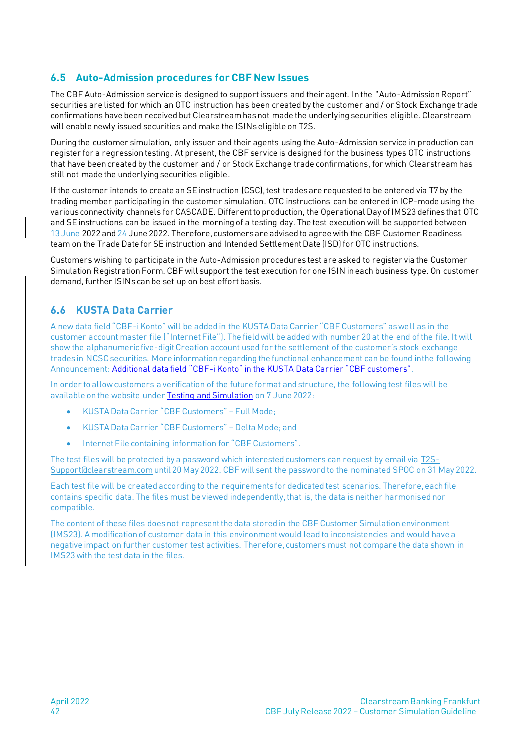## 6.5 Auto-Admission procedures for CBF New Issues

The CBF Auto-Admission service is designed to support issuers and their agent. In the "Auto-Admission Report" securities are listed for which an OTC instruction has been created by the customer and / or Stock Exchange trade confirmations have been received but Clearstream has not made the underlying securities eligible. Clearstream will enable newly issued securities and make the ISINs eligible on T2S.

During the customer simulation, only issuer and their agents using the Auto-Admission service in production can register for a regression testing. At present, the CBF service is designed for the business types OTC instructions that have been created by the customer and / or Stock Exchange trade confirmations, for which Clearstream has still not made the underlying securities eligible.

If the customer intends to create an SE instruction (CSC), test trades are requested to be entered via T7 by the trading member participating in the customer simulation. OTC instructions can be entered in ICP-mode using the various connectivity channels for CASCADE. Different to production, the Operational Day of IMS23 defines that OTC and SE instructions can be issued in the morning of a testing day. The test execution will be supported between 13 June 2022 and 24 June 2022. Therefore, customers are advised to agree with the CBF Customer Readiness team on the Trade Date for SE instruction and Intended Settlement Date (ISD) for OTC instructions.

Customers wishing to participate in the Auto-Admission procedures test are asked to register via the Customer Simulation Registration Form. CBF will support the test execution for one ISIN in each business type. On customer demand, further ISINs can be set up on best effort basis.

## 6.6 KUSTA Data Carrier

A new data field "CBF-i Konto" will be added in the KUSTA Data Carrier "CBF Customers" as well as in the customer account master file ("Internet File"). The field will be added with number 20 at the end of the file. It will show the alphanumeric five-digit Creation account used for the settlement of the customer's stock exchange trades in NCSC securities. More information regarding the functional enhancement can be found in the following Announcement: Additional data field "CBF-i Konto" in the KUSTA Data Carrier "CBF customers".

In order to allow customers a verification of the future format and structure, the following test files will be available on the website under Testing and Simulation on 7 June 2022:

- KUSTA Data Carrier "CBF Customers" – Full Mode;
- KUSTA Data Carrier "CBF Customers" – Delta Mode; and
- Internet File containing information for "CBF Customers".

The test files will be protected by a password which interested customers can request by email via T2S-Support@clearstream.com until 20 May 2022. CBF will sent the password to the nominated SPOC on 31 May 2022.

Each test file will be created according to the requirements for dedicated test scenarios. Therefore, each file contains specific data. The files must be viewed independently, that is, the data is neither harmonised nor compatible.

The content of these files does not represent the data stored in the CBF Customer Simulation environment (IMS23). A modification of customer data in this environment would lead to inconsistencies and would have a negative impact on further customer test activities. Therefore, customers must not compare the data shown in IMS23 with the test data in the files.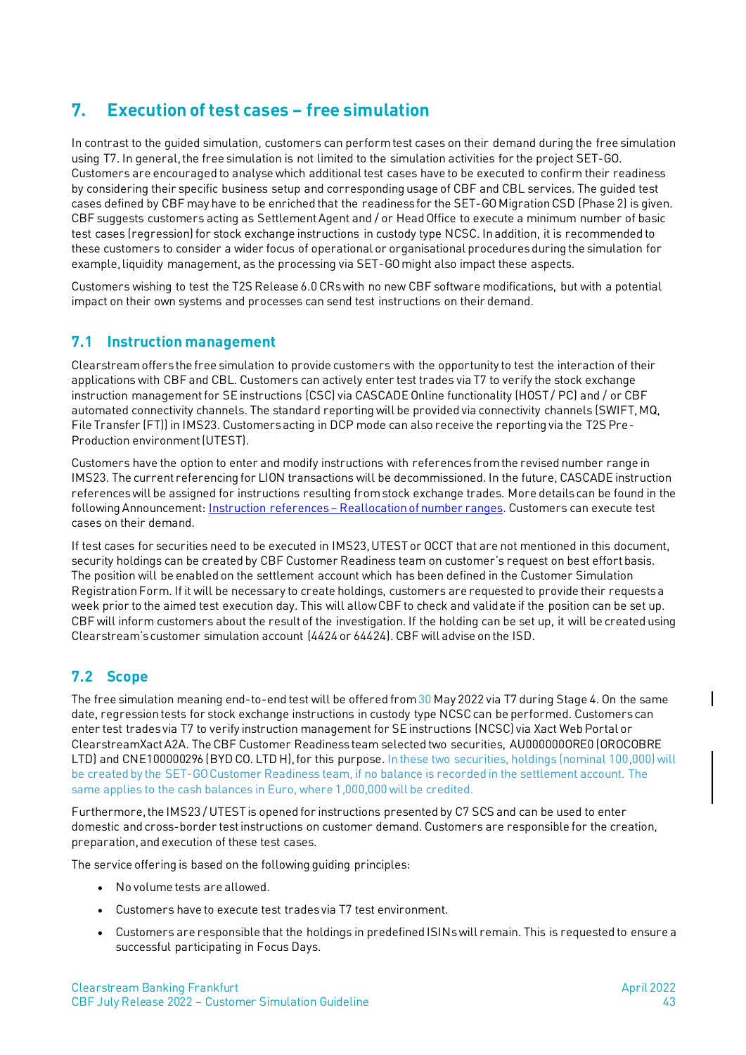# 7. Execution of test cases – free simulation

In contrast to the guided simulation, customers can perform test cases on their demand during the free simulation using T7. In general, the free simulation is not limited to the simulation activities for the project SET-GO. Customers are encouraged to analyse which additional test cases have to be executed to confirm their readiness by considering their specific business setup and corresponding usage of CBF and CBL services. The guided test cases defined by CBF may have to be enriched that the readiness for the SET-GO Migration CSD (Phase 2) is given. CBF suggests customers acting as Settlement Agent and / or Head Office to execute a minimum number of basic test cases (regression) for stock exchange instructions in custody type NCSC. In addition, it is recommended to these customers to consider a wider focus of operational or organisational procedures during the simulation for example, liquidity management, as the processing via SET-GO might also impact these aspects.

Customers wishing to test the T2S Release 6.0 CRs with no new CBF software modifications, but with a potential impact on their own systems and processes can send test instructions on their demand.

## 7.1 Instruction management

Clearstream offers the free simulation to provide customers with the opportunity to test the interaction of their applications with CBF and CBL. Customers can actively enter test trades via T7 to verify the stock exchange instruction management for SE instructions (CSC) via CASCADE Online functionality (HOST / PC) and / or CBF automated connectivity channels. The standard reporting will be provided via connectivity channels (SWIFT, MQ, File Transfer (FT)) in IMS23. Customers acting in DCP mode can also receive the reporting via the T2S Pre-Production environment (UTEST).

Customers have the option to enter and modify instructions with references from the revised number range in IMS23. The current referencing for LION transactions will be decommissioned. In the future, CASCADE instruction references will be assigned for instructions resulting from stock exchange trades. More details can be found in the following Announcement: [Instruction references – Reallocation of number ranges](). Customers can execute test cases on their demand.

If test cases for securities need to be executed in IMS23, UTEST or OCCT that are not mentioned in this document, security holdings can be created by CBF Customer Readiness team on customer's request on best effort basis. The position will be enabled on the settlement account which has been defined in the Customer Simulation Registration Form. If it will be necessary to create holdings, customers are requested to provide their requests a week prior to the aimed test execution day. This will allow CBF to check and validate if the position can be set up. CBF will inform customers about the result of the investigation. If the holding can be set up, it will be created using Clearstream's customer simulation account (4424 or 64424). CBF will advise on the ISD.

## 7.2 Scope

The free simulation meaning end-to-end test will be offered from 30 May 2022 via T7 during Stage 4. On the same date, regression tests for stock exchange instructions in custody type NCSC can be performed. Customers can enter test trades via T7 to verify instruction management for SE instructions (NCSC) via Xact Web Portal or ClearstreamXact A2A. The CBF Customer Readiness team selected two securities, AU000000ORE0 (OROCOBRE LTD) and CNE100000296 (BYD CO. LTD H), for this purpose. In these two securities, holdings (nominal 100,000) will be created by the SET-GO Customer Readiness team, if no balance is recorded in the settlement account. The same applies to the cash balances in Euro, where 1,000,000 will be credited.

Furthermore, the IMS23 / UTEST is opened for instructions presented by C7 SCS and can be used to enter domestic and cross-border test instructions on customer demand. Customers are responsible for the creation, preparation, and execution of these test cases.

The service offering is based on the following guiding principles:

- No volume tests are allowed.
- Customers have to execute test trades via T7 test environment.
- Customers are responsible that the holdings in predefined ISINs will remain. This is requested to ensure a successful participating in Focus Days.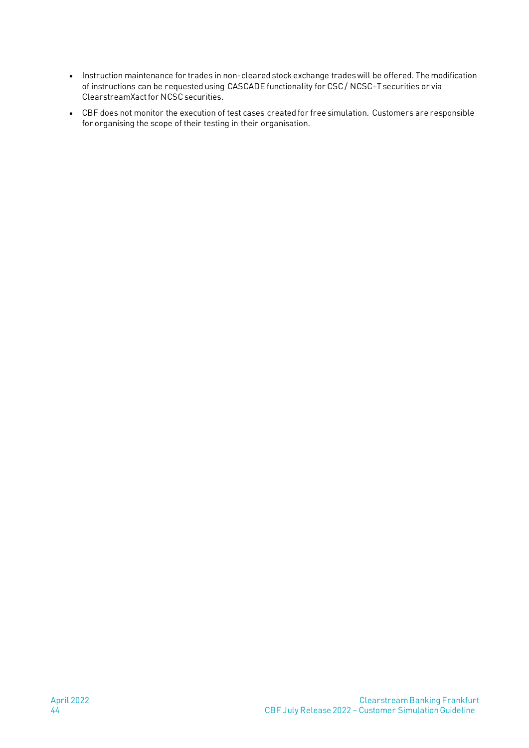- Instruction maintenance for trades in non-cleared stock exchange trades will be offered. The modification of instructions can be requested using CASCADE functionality for CSC / NCSC-T securities or via ClearstreamXact for NCSC securities.
- CBF does not monitor the execution of test cases created for free simulation. Customers are responsible for organising the scope of their testing in their organisation.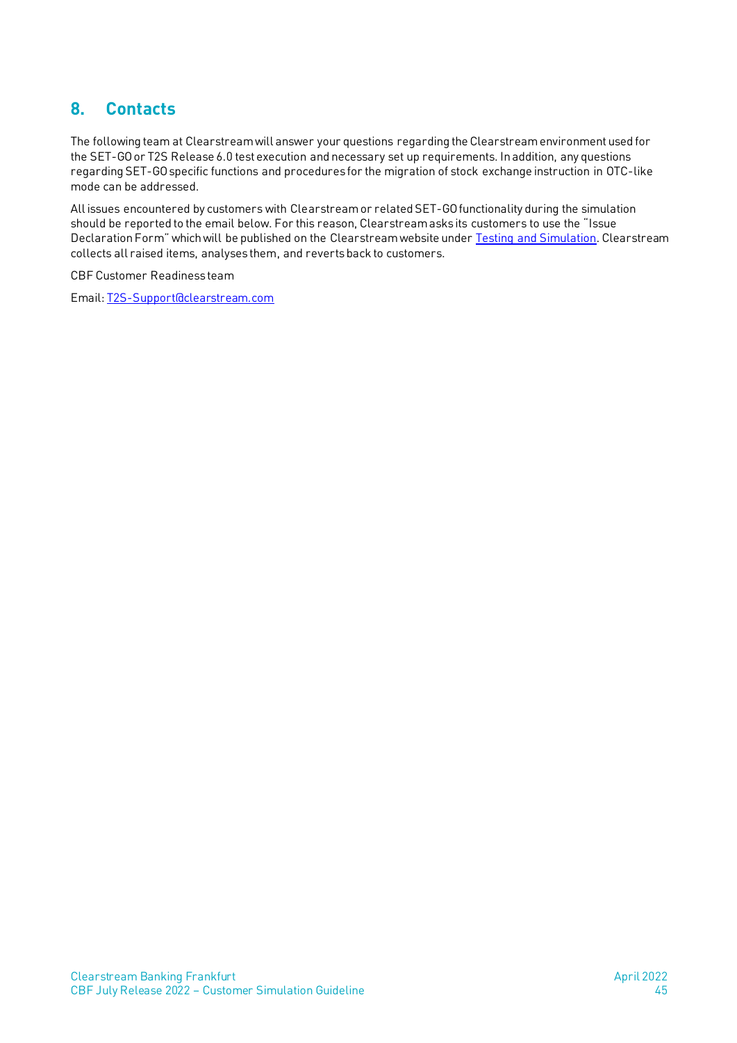## 8. Contacts

The following team at Clearstream will answer your questions regarding the Clearstream environment used for the SET-GO or T2S Release 6.0 test execution and necessary set up requirements. In addition, any questions regarding SET-GO specific functions and procedures for the migration of stock exchange instruction in OTC-like mode can be addressed.

All issues encountered by customers with Clearstream or related SET-GO functionality during the simulation should be reported to the email below. For this reason, Clearstream asks its customers to use the "Issue Declaration Form" which will be published on the Clearstream website under Testing and Simulation. Clearstream collects all raised items, analyses them, and reverts back to customers.

CBF Customer Readiness team

Email: T2S-Support@clearstream.com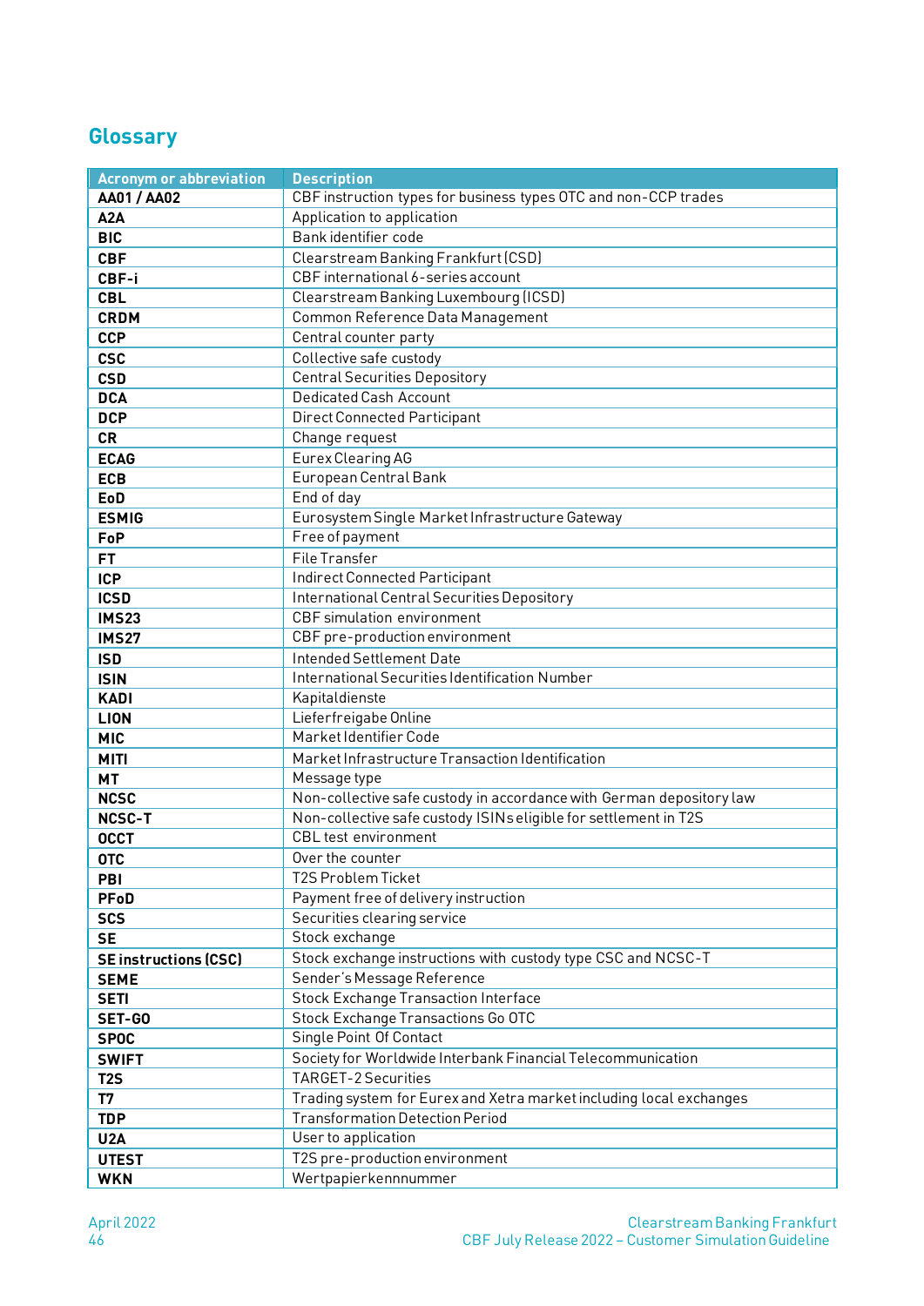## Glossary

| Acronym or abbreviation | Description |
|---|---|
| **AA01 / AA02** | CBF instruction types for business types OTC and non-CCP trades |
| **A2A** | Application to application |
| **BIC** | Bank identifier code |
| **CBF** | Clearstream Banking Frankfurt (CSD) |
| **CBF-i** | CBF international 6-series account |
| **CBL** | Clearstream Banking Luxembourg (ICSD) |
| **CRDM** | Common Reference Data Management |
| **CCP** | Central counter party |
| **CSC** | Collective safe custody |
| **CSD** | Central Securities Depository |
| **DCA** | Dedicated Cash Account |
| **DCP** | Direct Connected Participant |
| **CR** | Change request |
| **ECAG** | Eurex Clearing AG |
| **ECB** | European Central Bank |
| **EoD** | End of day |
| **ESMIG** | Eurosystem Single Market Infrastructure Gateway |
| **FoP** | Free of payment |
| **FT** | File Transfer |
| **ICP** | Indirect Connected Participant |
| **ICSD** | International Central Securities Depository |
| **IMS23** | CBF simulation environment |
| **IMS27** | CBF pre-production environment |
| **ISD** | Intended Settlement Date |
| **ISIN** | International Securities Identification Number |
| **KADI** | Kapitaldienste |
| **LION** | Lieferfreigabe Online |
| **MIC** | Market Identifier Code |
| **MITI** | Market Infrastructure Transaction Identification |
| **MT** | Message type |
| **NCSC** | Non-collective safe custody in accordance with German depository law |
| **NCSC-T** | Non-collective safe custody ISINs eligible for settlement in T2S |
| **OCCT** | CBL test environment |
| **OTC** | Over the counter |
| **PBI** | T2S Problem Ticket |
| **PFoD** | Payment free of delivery instruction |
| **SCS** | Securities clearing service |
| **SE** | Stock exchange |
| **SE instructions (CSC)** | Stock exchange instructions with custody type CSC and NCSC-T |
| **SEME** | Sender's Message Reference |
| **SETI** | Stock Exchange Transaction Interface |
| **SET-GO** | Stock Exchange Transactions Go OTC |
| **SPOC** | Single Point Of Contact |
| **SWIFT** | Society for Worldwide Interbank Financial Telecommunication |
| **T2S** | TARGET-2 Securities |
| **T7** | Trading system for Eurex and Xetra market including local exchanges |
| **TDP** | Transformation Detection Period |
| **U2A** | User to application |
| **UTEST** | T2S pre-production environment |
| **WKN** | Wertpapierkennnummer |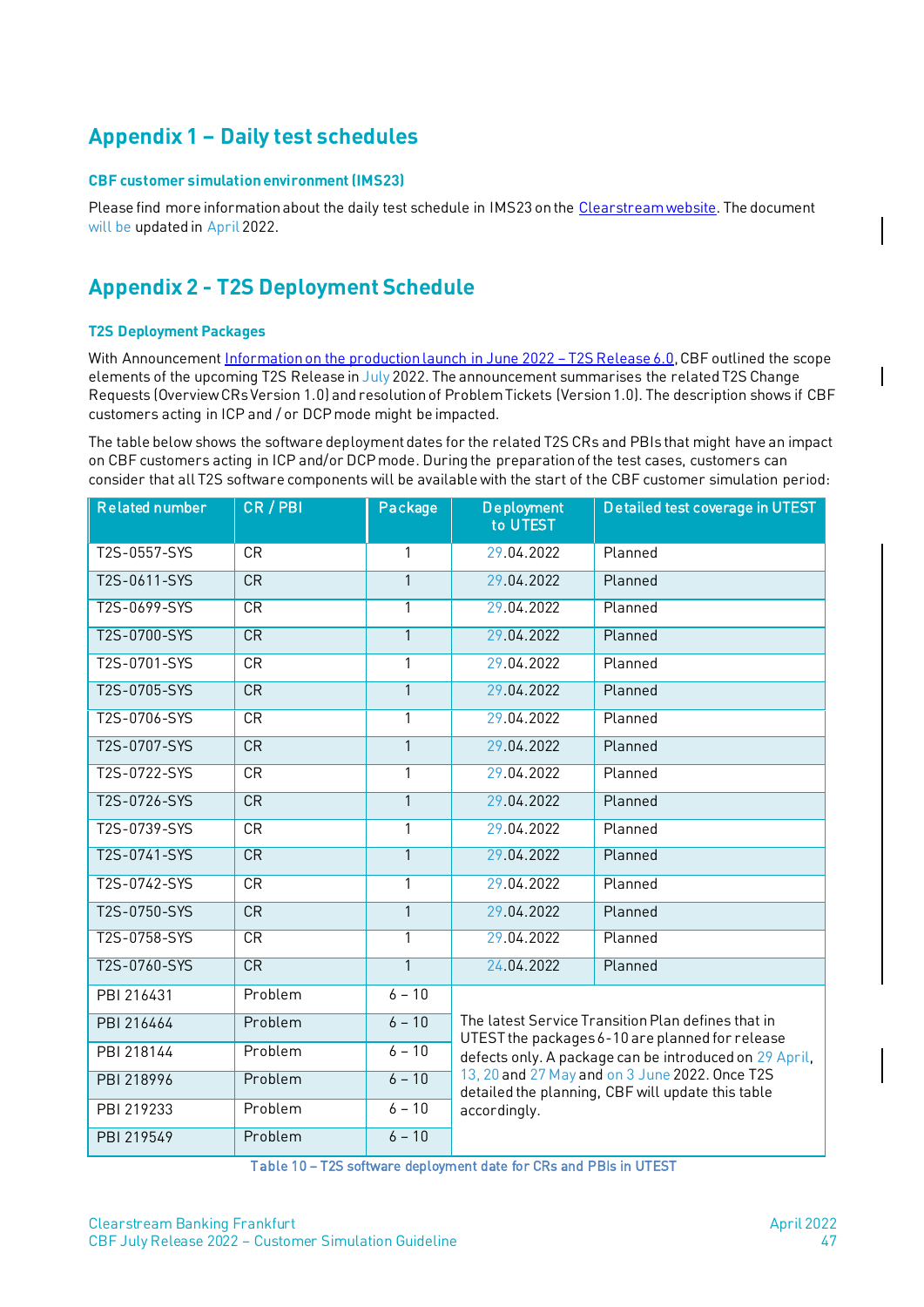# Appendix 1 – Daily test schedules

### CBF customer simulation environment (IMS23)

Please find more information about the daily test schedule in IMS23 on the Clearstream website. The document will be updated in April 2022.

# Appendix 2 - T2S Deployment Schedule

### T2S Deployment Packages

With Announcement Information on the production launch in June 2022 – T2S Release 6.0, CBF outlined the scope elements of the upcoming T2S Release in July 2022. The announcement summarises the related T2S Change Requests (Overview CRs Version 1.0) and resolution of Problem Tickets (Version 1.0). The description shows if CBF customers acting in ICP and / or DCP mode might be impacted.

The table below shows the software deployment dates for the related T2S CRs and PBIs that might have an impact on CBF customers acting in ICP and/or DCP mode. During the preparation of the test cases, customers can consider that all T2S software components will be available with the start of the CBF customer simulation period:

| Related number | CR / PBI | Package | Deployment to UTEST | Detailed test coverage in UTEST |
|---|---|---|---|---|
| T2S-0557-SYS | CR | 1 | 29.04.2022 | Planned |
| T2S-0611-SYS | CR | 1 | 29.04.2022 | Planned |
| T2S-0699-SYS | CR | 1 | 29.04.2022 | Planned |
| T2S-0700-SYS | CR | 1 | 29.04.2022 | Planned |
| T2S-0701-SYS | CR | 1 | 29.04.2022 | Planned |
| T2S-0705-SYS | CR | 1 | 29.04.2022 | Planned |
| T2S-0706-SYS | CR | 1 | 29.04.2022 | Planned |
| T2S-0707-SYS | CR | 1 | 29.04.2022 | Planned |
| T2S-0722-SYS | CR | 1 | 29.04.2022 | Planned |
| T2S-0726-SYS | CR | 1 | 29.04.2022 | Planned |
| T2S-0739-SYS | CR | 1 | 29.04.2022 | Planned |
| T2S-0741-SYS | CR | 1 | 29.04.2022 | Planned |
| T2S-0742-SYS | CR | 1 | 29.04.2022 | Planned |
| T2S-0750-SYS | CR | 1 | 29.04.2022 | Planned |
| T2S-0758-SYS | CR | 1 | 29.04.2022 | Planned |
| T2S-0760-SYS | CR | 1 | 24.04.2022 | Planned |
| PBI 216431 | Problem | 6 – 10 | The latest Service Transition Plan defines that in UTEST the packages 6-10 are planned for release defects only. A package can be introduced on 29 April, 13, 20 and 27 May and on 3 June 2022. Once T2S detailed the planning, CBF will update this table accordingly. | |
| PBI 216464 | Problem | 6 – 10 | | |
| PBI 218144 | Problem | 6 – 10 | | |
| PBI 218996 | Problem | 6 – 10 | | |
| PBI 219233 | Problem | 6 – 10 | | |
| PBI 219549 | Problem | 6 – 10 | | |

Table 10 – T2S software deployment date for CRs and PBIs in UTEST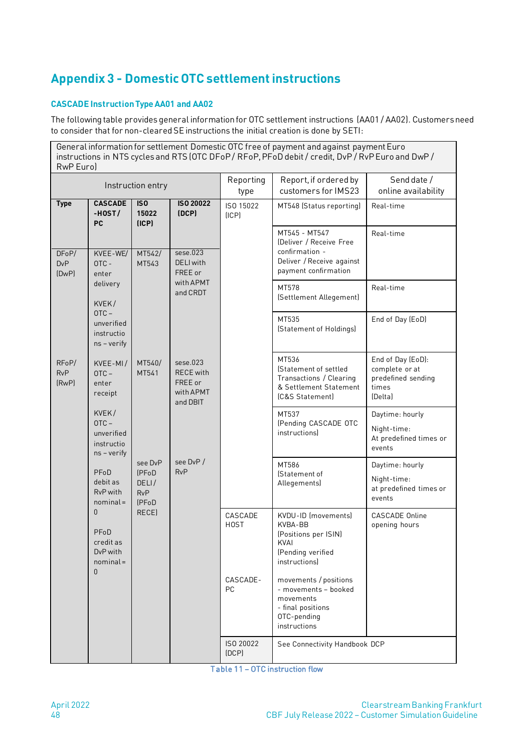# Appendix 3 - Domestic OTC settlement instructions

### CASCADE Instruction Type AA01 and AA02

The following table provides general information for OTC settlement instructions (AA01 / AA02). Customers need to consider that for non-cleared SE instructions the initial creation is done by SETI:

| General information for settlement Domestic OTC free of payment and against payment Euro instructions in NTS cycles and RTS (OTC DFoP / RFoP, PFoD debit / credit, DvP / RvP Euro and DwP / RwP Euro) | | | | | | |
|---|---|---|---|---|---|---|
| Instruction entry | | | | Reporting type | Report, if ordered by customers for IMS23 | Send date / online availability |
| **Type** | **CASCADE -HOST / PC** | **ISO 15022 (ICP)** | **ISO 20022 (DCP)** | ISO 15022 (ICP) | MT548 (Status reporting) | Real-time |
| DFoP/ DvP (DwP) | KVEE-WE/ OTC - enter delivery<br><br>KVEK / OTC – unverified instructions – verify | MT542/ MT543 | sese.023 DELI with FREE or with APMT and CRDT | | MT545 - MT547 (Deliver / Receive Free confirmation - Deliver / Receive against payment confirmation | Real-time |
| | | | | | MT578 (Settlement Allegement) | Real-time |
| | | | | | MT535 (Statement of Holdings) | End of Day (EoD) |
| RFoP/ RvP (RwP) | KVEE-MI / OTC – enter receipt<br><br>KVEK / OTC – unverified instructions – verify | MT540/ MT541 | sese.023 RECE with FREE or with APMT and DBIT | | MT536 (Statement of settled Transactions / Clearing & Settlement Statement (C&S Statement) | End of Day (EoD): complete or at predefined sending times (Delta) |
| | | | | | MT537 (Pending CASCADE OTC instructions) | Daytime: hourly<br><br>Night-time: At predefined times or events |
| | PFoD debit as RvP with nominal = 0<br><br>PFoD credit as DvP with nominal = 0 | see DvP (PFoD DELI / RvP (PFoD RECE) | see DvP / RvP | | MT586 (Statement of Allegements) | Daytime: hourly<br><br>Night-time: at predefined times or events |
| | | | | CASCADE HOST | KVDU-ID (movements) KVBA-BB (Positions per ISIN) KVAI (Pending verified instructions) | CASCADE Online opening hours |
| | | | | CASCADE-PC | movements / positions - movements – booked movements - final positions OTC-pending instructions | |
| | | | | ISO 20022 (DCP) | See Connectivity Handbook DCP | |

Table 11 – OTC instruction flow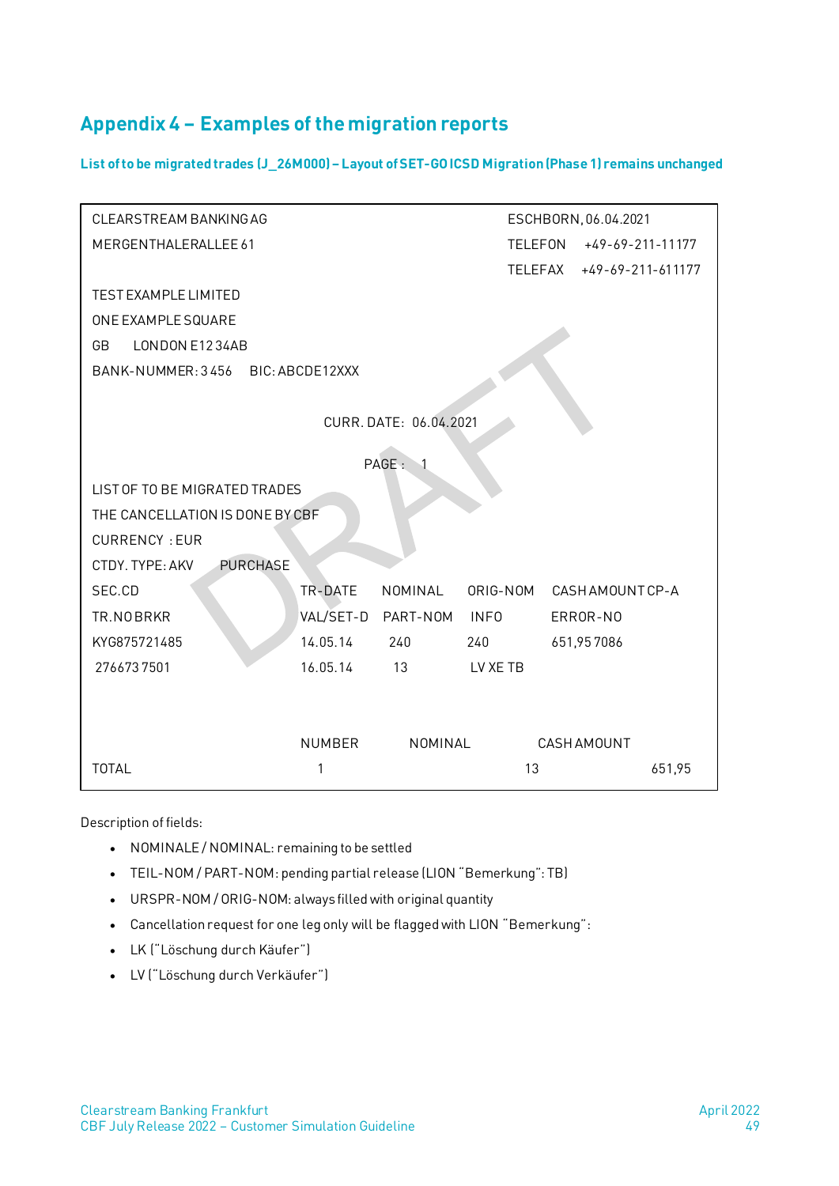# Appendix 4 – Examples of the migration reports

### List of to be migrated trades (J_26M000) – Layout of SET-GO ICSD Migration (Phase 1) remains unchanged

```
CLEARSTREAM BANKING AG                                      ESCHBORN, 06.04.2021
MERGENTHALERALLEE 61                                        TELEFON    +49-69-211-11177
                                                            TELEFAX    +49-69-211-611177
TEST EXAMPLE LIMITED
ONE EXAMPLE SQUARE
GB     LONDON E12 34AB
BANK-NUMMER: 3 456    BIC: ABCDE12XXX

                                 CURR. DATE:  06.04.2021

                                     PAGE :   1
LIST OF TO BE MIGRATED TRADES
THE CANCELLATION IS DONE BY CBF
CURRENCY  : EUR
CTDY. TYPE: AKV      PURCHASE
SEC.CD                    TR-DATE     NOMINAL     ORIG-NOM     CASH AMOUNT CP-A
TR.NO BRKR                VAL/SET-D   PART-NOM    INFO         ERROR-NO
KYG875721485              14.05.14     240        240          651,95 7086
 276673 7501              16.05.14      13        LV XE TB



                          NUMBER          NOMINAL          CASH AMOUNT
TOTAL                        1                         13                   651,95
```

Description of fields:

- NOMINALE / NOMINAL: remaining to be settled
- TEIL-NOM / PART-NOM: pending partial release (LION "Bemerkung": TB)
- URSPR-NOM / ORIG-NOM: always filled with original quantity
- Cancellation request for one leg only will be flagged with LION "Bemerkung":
- LK ("Löschung durch Käufer")
- LV ("Löschung durch Verkäufer")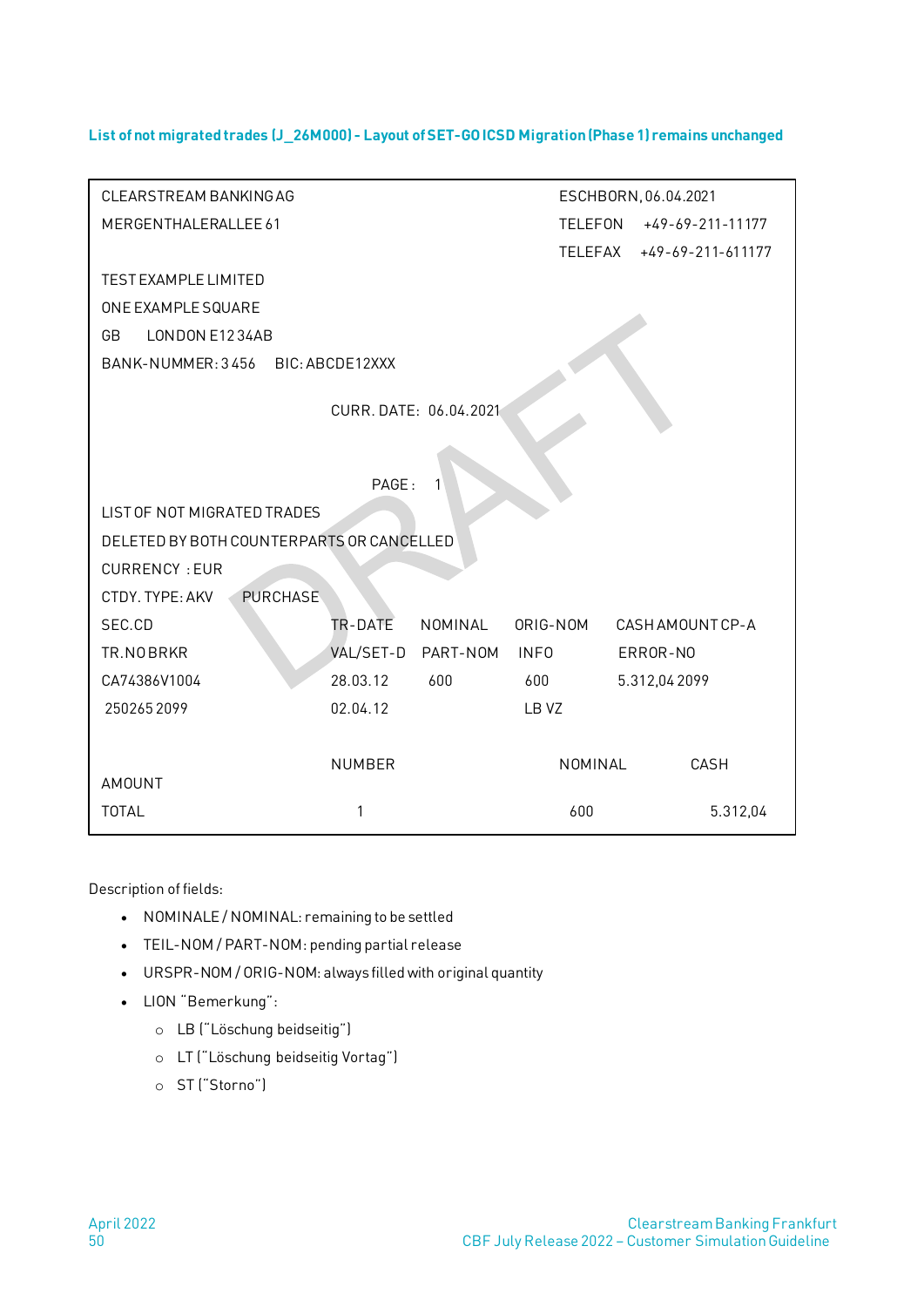**List of not migrated trades (J_26M000) - Layout of SET-GO ICSD Migration (Phase 1) remains unchanged**

```
CLEARSTREAM BANKING AG                                    ESCHBORN, 06.04.2021
MERGENTHALERALLEE 61                                      TELEFON   +49-69-211-11177
                                                          TELEFAX   +49-69-211-611177
TEST EXAMPLE LIMITED
ONE EXAMPLE SQUARE
GB     LONDON E12 34AB
BANK-NUMMER: 3 456    BIC: ABCDE12XXX

                                CURR. DATE:  06.04.2021


                                      PAGE :    1
LIST OF NOT MIGRATED TRADES
DELETED BY BOTH COUNTERPARTS OR CANCELLED
CURRENCY  : EUR
CTDY. TYPE: AKV        PURCHASE
SEC.CD                          TR-DATE     NOMINAL     ORIG-NOM      CASH AMOUNT CP-A
TR.NO BRKR                      VAL/SET-D   PART-NOM    INFO          ERROR-NO
CA74386V1004                    28.03.12     600         600          5.312,04 2099
 250265 2099                    02.04.12                 LB VZ

                                NUMBER                    NOMINAL          CASH
AMOUNT
TOTAL                              1                        600              5.312,04
```

Description of fields:

- NOMINALE / NOMINAL: remaining to be settled
- TEIL-NOM / PART-NOM: pending partial release
- URSPR-NOM / ORIG-NOM: always filled with original quantity
- LION "Bemerkung":
  - LB ("Löschung beidseitig")
  - LT ("Löschung beidseitig Vortag")
  - ST ("Storno")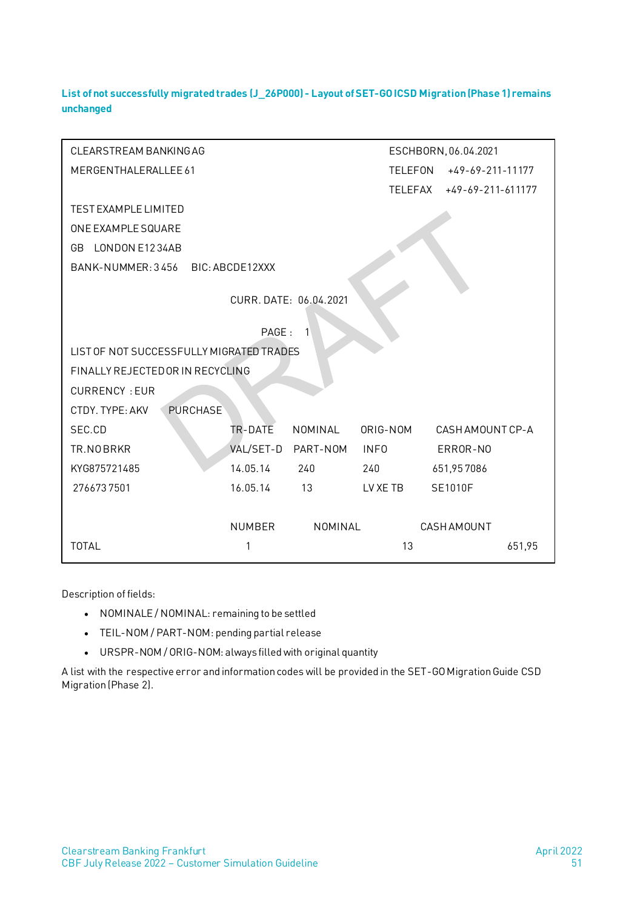### List of not successfully migrated trades (J_26P000) - Layout of SET-GO ICSD Migration (Phase 1) remains unchanged

```
CLEARSTREAM BANKING AG                                    ESCHBORN, 06.04.2021
MERGENTHALERALLEE 61                                      TELEFON   +49-69-211-11177
                                                          TELEFAX   +49-69-211-611177
TEST EXAMPLE LIMITED
ONE EXAMPLE SQUARE
GB   LONDON E12 34AB
BANK-NUMMER: 3 456    BIC: ABCDE12XXX

                              CURR. DATE:  06.04.2021

                                  PAGE :   1
LIST OF NOT SUCCESSFULLY MIGRATED TRADES
FINALLY REJECTED OR IN RECYCLING
CURRENCY  : EUR
CTDY. TYPE: AKV     PURCHASE
SEC.CD                        TR-DATE    NOMINAL    ORIG-NOM     CASH AMOUNT CP-A
TR.NO BRKR                    VAL/SET-D  PART-NOM   INFO         ERROR-NO
KYG875721485                  14.05.14   240        240          651,95 7086
276673 7501                   16.05.14   13         LV XE TB     SE1010F

                              NUMBER       NOMINAL          CASH AMOUNT
TOTAL                           1                    13                  651,95
```

Description of fields:

- NOMINALE / NOMINAL: remaining to be settled
- TEIL-NOM / PART-NOM: pending partial release
- URSPR-NOM / ORIG-NOM: always filled with original quantity

A list with the respective error and information codes will be provided in the SET-GO Migration Guide CSD Migration (Phase 2).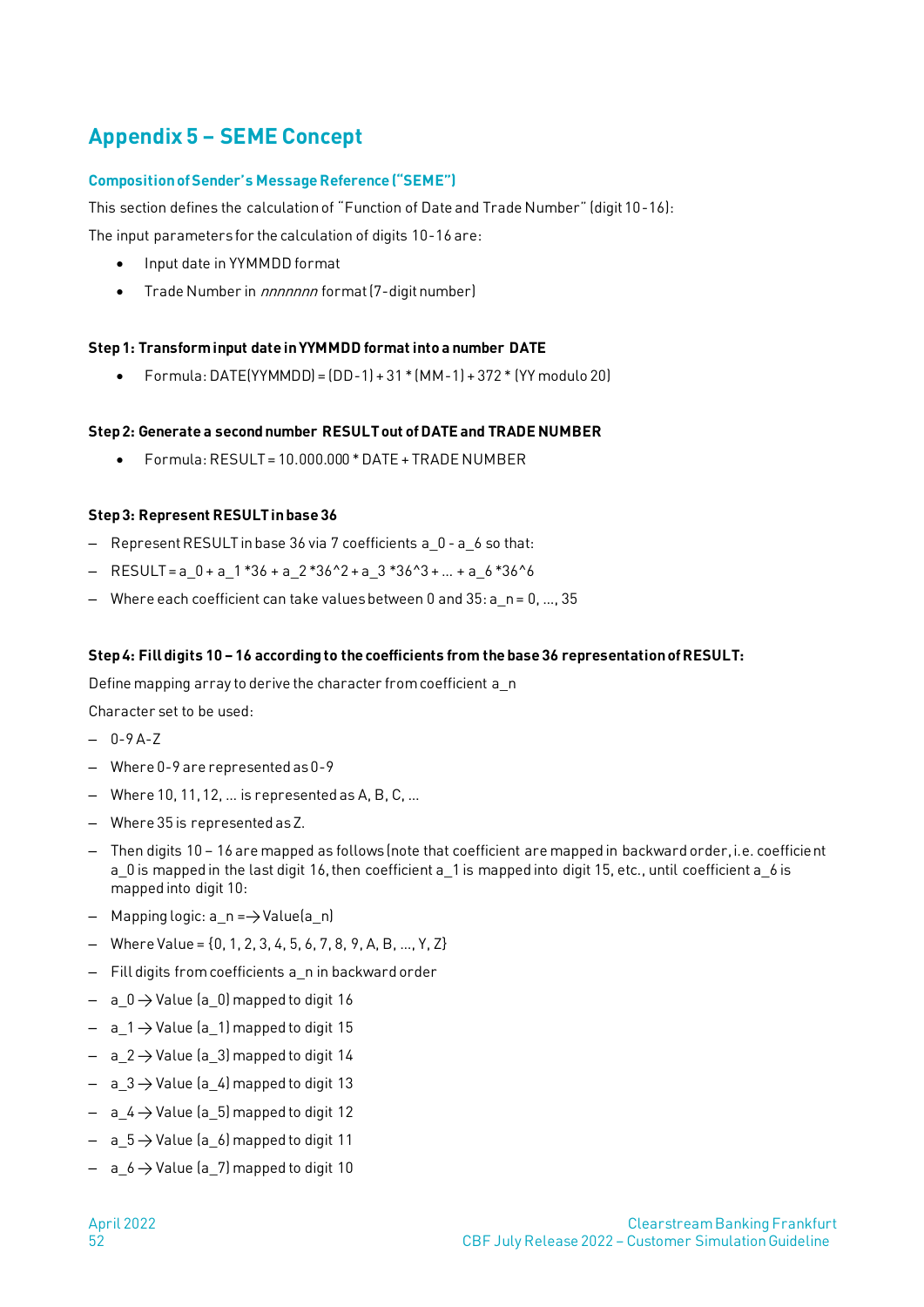## Appendix 5 – SEME Concept

### Composition of Sender's Message Reference ("SEME")

This section defines the calculation of "Function of Date and Trade Number" (digit 10-16):

The input parameters for the calculation of digits 10-16 are:

- Input date in YYMMDD format
- Trade Number in *nnnnnnn* format (7-digit number)

**Step 1: Transform input date in YYMMDD format into a number DATE**

- Formula: DATE(YYMMDD) = (DD-1) + 31 * (MM-1) + 372 * (YY modulo 20)

**Step 2: Generate a second number RESULT out of DATE and TRADE NUMBER**

- Formula: RESULT = 10.000.000 * DATE + TRADE NUMBER

**Step 3: Represent RESULT in base 36**

- Represent RESULT in base 36 via 7 coefficients a_0 - a_6 so that:
- RESULT = a_0 + a_1 *36 + a_2 *36^2 + a_3 *36^3 + ... + a_6 *36^6
- Where each coefficient can take values between 0 and 35: a_n = 0, ..., 35

**Step 4: Fill digits 10 – 16 according to the coefficients from the base 36 representation of RESULT:**

Define mapping array to derive the character from coefficient a_n

Character set to be used:

- 0-9 A-Z
- Where 0-9 are represented as 0-9
- Where 10, 11, 12, ... is represented as A, B, C, ...
- Where 35 is represented as Z.
- Then digits 10 – 16 are mapped as follows (note that coefficient are mapped in backward order, i.e. coefficient a_0 is mapped in the last digit 16, then coefficient a_1 is mapped into digit 15, etc., until coefficient a_6 is mapped into digit 10:
- Mapping logic: a_n =→ Value(a_n)
- Where Value = {0, 1, 2, 3, 4, 5, 6, 7, 8, 9, A, B, ..., Y, Z}
- Fill digits from coefficients a_n in backward order
- a_0 → Value (a_0) mapped to digit 16
- a_1 → Value (a_1) mapped to digit 15
- a_2 → Value (a_3) mapped to digit 14
- a_3 → Value (a_4) mapped to digit 13
- a_4 → Value (a_5) mapped to digit 12
- a_5 → Value (a_6) mapped to digit 11
- a_6 → Value (a_7) mapped to digit 10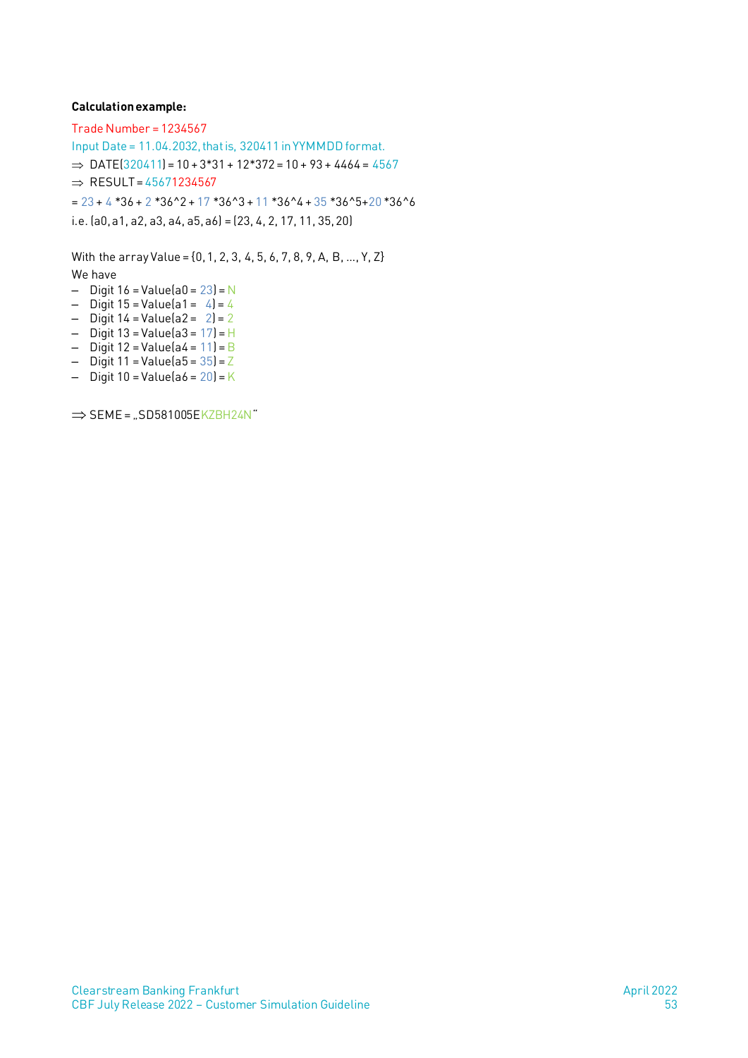**Calculation example:**

Trade Number = 1234567

Input Date = 11.04.2032, that is, 320411 in YYMMDD format.

⇒ DATE(320411) = 10 + 3*31 + 12*372 = 10 + 93 + 4464 = 4567

⇒ RESULT = 45671234567

= 23 + 4 *36 + 2 *36^2 + 17 *36^3 + 11 *36^4 + 35 *36^5+20 *36^6

i.e. (a0, a1, a2, a3, a4, a5, a6) = (23, 4, 2, 17, 11, 35, 20)

With the array Value = {0, 1, 2, 3, 4, 5, 6, 7, 8, 9, A, B, ..., Y, Z}

We have

- Digit 16 = Value(a0 = 23) = N
- Digit 15 = Value(a1 = 4) = 4
- Digit 14 = Value(a2 = 2) = 2
- Digit 13 = Value(a3 = 17) = H
- Digit 12 = Value(a4 = 11) = B
- Digit 11 = Value(a5 = 35) = Z
- Digit 10 = Value(a6 = 20) = K

⇒ SEME = „SD581005EKZBH24N"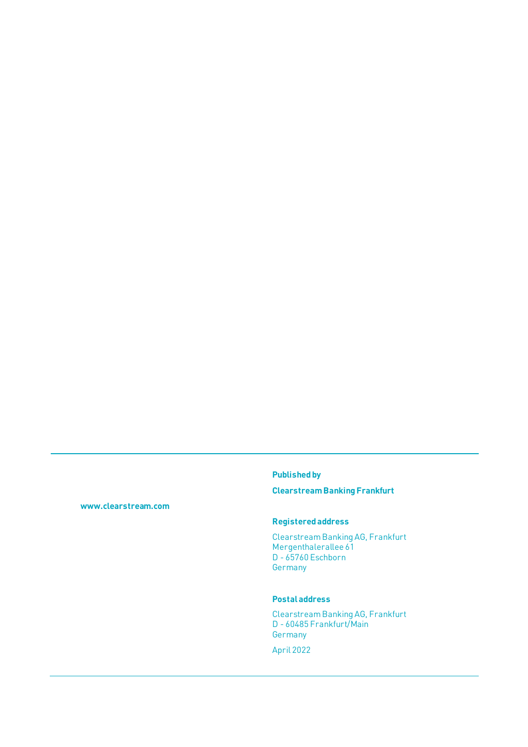**www.clearstream.com**

**Published by**

**Clearstream Banking Frankfurt**

**Registered address**

Clearstream Banking AG, Frankfurt
Mergenthalerallee 61
D - 65760 Eschborn
Germany

**Postal address**

Clearstream Banking AG, Frankfurt
D - 60485 Frankfurt/Main
Germany

April 2022